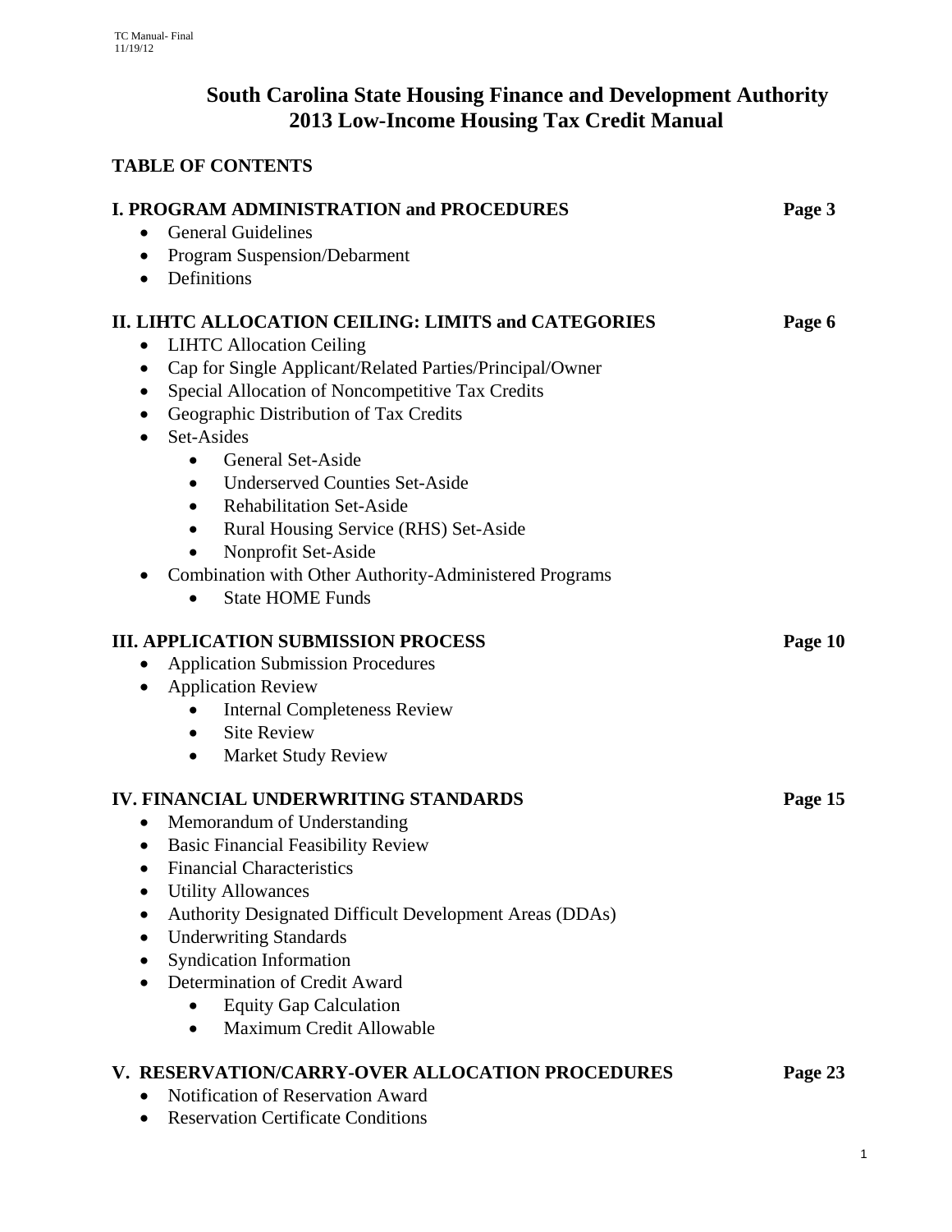# South Carolina State Housing Finance and Development Authority
# 2013 Low-Income Housing Tax Credit Manual

## TABLE OF CONTENTS

**I. PROGRAM ADMINISTRATION and PROCEDURES** **Page 3**

- General Guidelines
- Program Suspension/Debarment
- Definitions

**II. LIHTC ALLOCATION CEILING: LIMITS and CATEGORIES** **Page 6**

- LIHTC Allocation Ceiling
- Cap for Single Applicant/Related Parties/Principal/Owner
- Special Allocation of Noncompetitive Tax Credits
- Geographic Distribution of Tax Credits
- Set-Asides
    - General Set-Aside
    - Underserved Counties Set-Aside
    - Rehabilitation Set-Aside
    - Rural Housing Service (RHS) Set-Aside
    - Nonprofit Set-Aside
- Combination with Other Authority-Administered Programs
    - State HOME Funds

**III. APPLICATION SUBMISSION PROCESS** **Page 10**

- Application Submission Procedures
- Application Review
    - Internal Completeness Review
    - Site Review
    - Market Study Review

**IV. FINANCIAL UNDERWRITING STANDARDS** **Page 15**

- Memorandum of Understanding
- Basic Financial Feasibility Review
- Financial Characteristics
- Utility Allowances
- Authority Designated Difficult Development Areas (DDAs)
- Underwriting Standards
- Syndication Information
- Determination of Credit Award
    - Equity Gap Calculation
    - Maximum Credit Allowable

**V. RESERVATION/CARRY-OVER ALLOCATION PROCEDURES** **Page 23**

- Notification of Reservation Award
- Reservation Certificate Conditions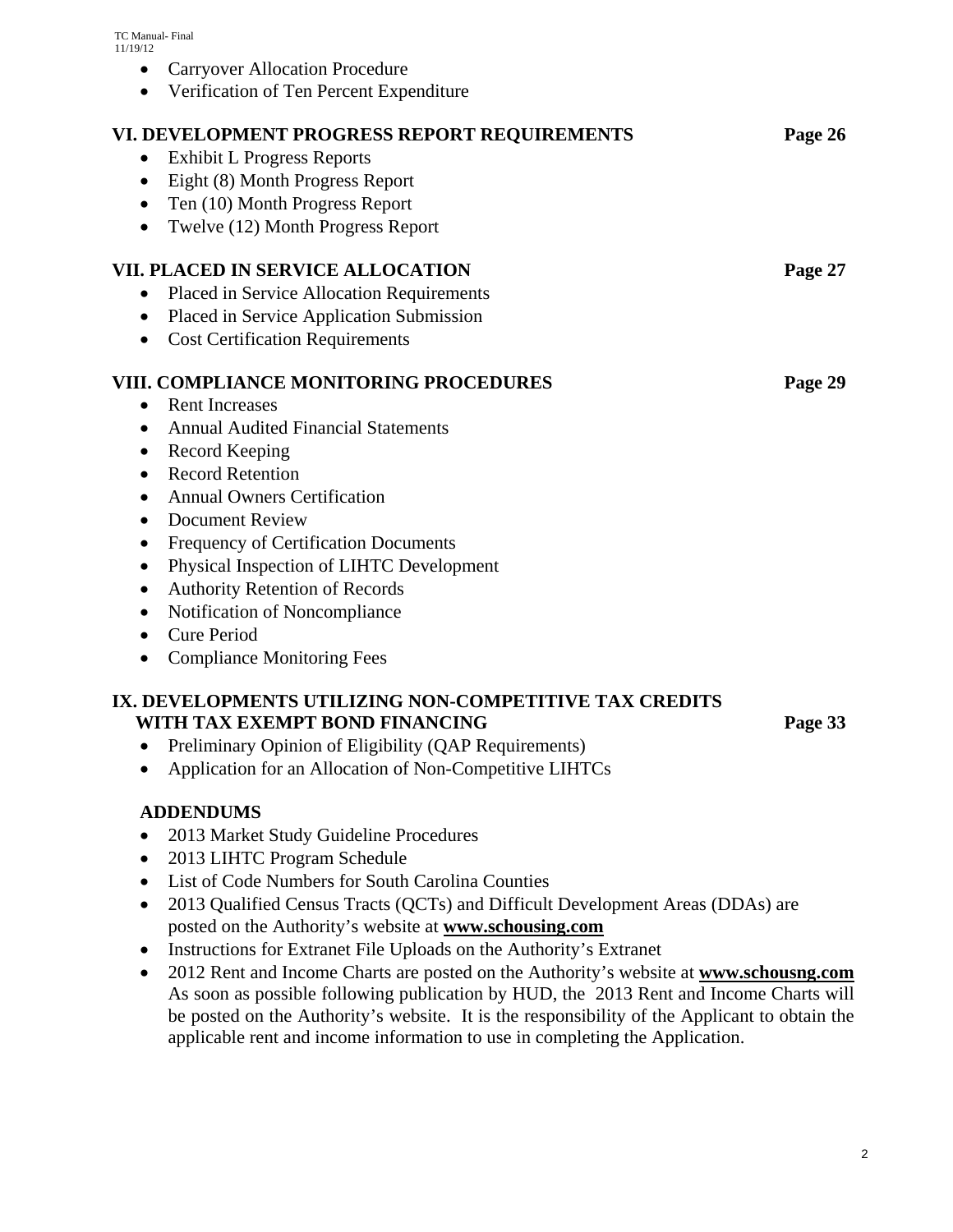- Carryover Allocation Procedure
- Verification of Ten Percent Expenditure

**VI. DEVELOPMENT PROGRESS REPORT REQUIREMENTS** **Page 26**

- Exhibit L Progress Reports
- Eight (8) Month Progress Report
- Ten (10) Month Progress Report
- Twelve (12) Month Progress Report

**VII. PLACED IN SERVICE ALLOCATION** **Page 27**

- Placed in Service Allocation Requirements
- Placed in Service Application Submission
- Cost Certification Requirements

**VIII. COMPLIANCE MONITORING PROCEDURES** **Page 29**

- Rent Increases
- Annual Audited Financial Statements
- Record Keeping
- Record Retention
- Annual Owners Certification
- Document Review
- Frequency of Certification Documents
- Physical Inspection of LIHTC Development
- Authority Retention of Records
- Notification of Noncompliance
- Cure Period
- Compliance Monitoring Fees

**IX. DEVELOPMENTS UTILIZING NON-COMPETITIVE TAX CREDITS WITH TAX EXEMPT BOND FINANCING** **Page 33**

- Preliminary Opinion of Eligibility (QAP Requirements)
- Application for an Allocation of Non-Competitive LIHTCs

**ADDENDUMS**

- 2013 Market Study Guideline Procedures
- 2013 LIHTC Program Schedule
- List of Code Numbers for South Carolina Counties
- 2013 Qualified Census Tracts (QCTs) and Difficult Development Areas (DDAs) are posted on the Authority's website at **www.schousing.com**
- Instructions for Extranet File Uploads on the Authority's Extranet
- 2012 Rent and Income Charts are posted on the Authority's website at **www.schousng.com** As soon as possible following publication by HUD, the 2013 Rent and Income Charts will be posted on the Authority's website. It is the responsibility of the Applicant to obtain the applicable rent and income information to use in completing the Application.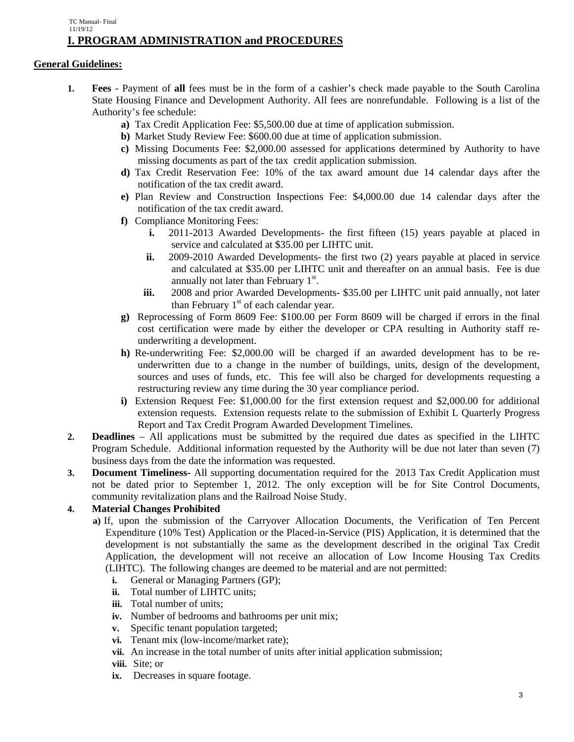# I. PROGRAM ADMINISTRATION and PROCEDURES

**General Guidelines:**

1. **Fees** - Payment of **all** fees must be in the form of a cashier's check made payable to the South Carolina State Housing Finance and Development Authority. All fees are nonrefundable. Following is a list of the Authority's fee schedule:
   - **a)** Tax Credit Application Fee: $5,500.00 due at time of application submission.
   - **b)** Market Study Review Fee: $600.00 due at time of application submission.
   - **c)** Missing Documents Fee: $2,000.00 assessed for applications determined by Authority to have missing documents as part of the tax credit application submission.
   - **d)** Tax Credit Reservation Fee: 10% of the tax award amount due 14 calendar days after the notification of the tax credit award.
   - **e)** Plan Review and Construction Inspections Fee: $4,000.00 due 14 calendar days after the notification of the tax credit award.
   - **f)** Compliance Monitoring Fees:
     - **i.** 2011-2013 Awarded Developments- the first fifteen (15) years payable at placed in service and calculated at $35.00 per LIHTC unit.
     - **ii.** 2009-2010 Awarded Developments- the first two (2) years payable at placed in service and calculated at $35.00 per LIHTC unit and thereafter on an annual basis. Fee is due annually not later than February 1st.
     - **iii.** 2008 and prior Awarded Developments- $35.00 per LIHTC unit paid annually, not later than February 1st of each calendar year.
   - **g)** Reprocessing of Form 8609 Fee: $100.00 per Form 8609 will be charged if errors in the final cost certification were made by either the developer or CPA resulting in Authority staff re-underwriting a development.
   - **h)** Re-underwriting Fee: $2,000.00 will be charged if an awarded development has to be re-underwritten due to a change in the number of buildings, units, design of the development, sources and uses of funds, etc. This fee will also be charged for developments requesting a restructuring review any time during the 30 year compliance period.
   - **i)** Extension Request Fee: $1,000.00 for the first extension request and $2,000.00 for additional extension requests. Extension requests relate to the submission of Exhibit L Quarterly Progress Report and Tax Credit Program Awarded Development Timelines.
2. **Deadlines** – All applications must be submitted by the required due dates as specified in the LIHTC Program Schedule. Additional information requested by the Authority will be due not later than seven (7) business days from the date the information was requested.
3. **Document Timeliness-** All supporting documentation required for the 2013 Tax Credit Application must not be dated prior to September 1, 2012. The only exception will be for Site Control Documents, community revitalization plans and the Railroad Noise Study.
4. **Material Changes Prohibited**
   - **a)** If, upon the submission of the Carryover Allocation Documents, the Verification of Ten Percent Expenditure (10% Test) Application or the Placed-in-Service (PIS) Application, it is determined that the development is not substantially the same as the development described in the original Tax Credit Application, the development will not receive an allocation of Low Income Housing Tax Credits (LIHTC). The following changes are deemed to be material and are not permitted:
     - **i.** General or Managing Partners (GP);
     - **ii.** Total number of LIHTC units;
     - **iii.** Total number of units;
     - **iv.** Number of bedrooms and bathrooms per unit mix;
     - **v.** Specific tenant population targeted;
     - **vi.** Tenant mix (low-income/market rate);
     - **vii.** An increase in the total number of units after initial application submission;
     - **viii.** Site; or
     - **ix.** Decreases in square footage.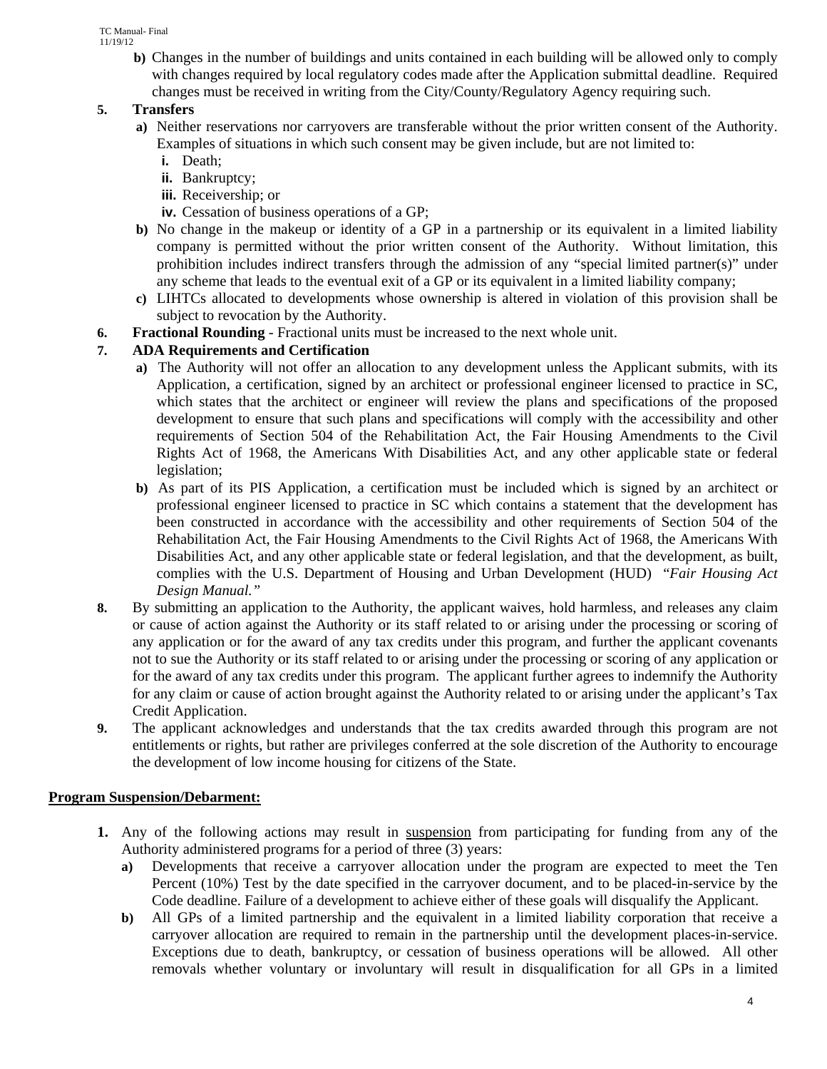b) Changes in the number of buildings and units contained in each building will be allowed only to comply with changes required by local regulatory codes made after the Application submittal deadline. Required changes must be received in writing from the City/County/Regulatory Agency requiring such.

**5. Transfers**

a) Neither reservations nor carryovers are transferable without the prior written consent of the Authority. Examples of situations in which such consent may be given include, but are not limited to:
   - **i.** Death;
   - **ii.** Bankruptcy;
   - **iii.** Receivership; or
   - **iv.** Cessation of business operations of a GP;

b) No change in the makeup or identity of a GP in a partnership or its equivalent in a limited liability company is permitted without the prior written consent of the Authority. Without limitation, this prohibition includes indirect transfers through the admission of any "special limited partner(s)" under any scheme that leads to the eventual exit of a GP or its equivalent in a limited liability company;

c) LIHTCs allocated to developments whose ownership is altered in violation of this provision shall be subject to revocation by the Authority.

**6. Fractional Rounding** - Fractional units must be increased to the next whole unit.

**7. ADA Requirements and Certification**

a) The Authority will not offer an allocation to any development unless the Applicant submits, with its Application, a certification, signed by an architect or professional engineer licensed to practice in SC, which states that the architect or engineer will review the plans and specifications of the proposed development to ensure that such plans and specifications will comply with the accessibility and other requirements of Section 504 of the Rehabilitation Act, the Fair Housing Amendments to the Civil Rights Act of 1968, the Americans With Disabilities Act, and any other applicable state or federal legislation;

b) As part of its PIS Application, a certification must be included which is signed by an architect or professional engineer licensed to practice in SC which contains a statement that the development has been constructed in accordance with the accessibility and other requirements of Section 504 of the Rehabilitation Act, the Fair Housing Amendments to the Civil Rights Act of 1968, the Americans With Disabilities Act, and any other applicable state or federal legislation, and that the development, as built, complies with the U.S. Department of Housing and Urban Development (HUD) *"Fair Housing Act Design Manual."*

**8.** By submitting an application to the Authority, the applicant waives, hold harmless, and releases any claim or cause of action against the Authority or its staff related to or arising under the processing or scoring of any application or for the award of any tax credits under this program, and further the applicant covenants not to sue the Authority or its staff related to or arising under the processing or scoring of any application or for the award of any tax credits under this program. The applicant further agrees to indemnify the Authority for any claim or cause of action brought against the Authority related to or arising under the applicant's Tax Credit Application.

**9.** The applicant acknowledges and understands that the tax credits awarded through this program are not entitlements or rights, but rather are privileges conferred at the sole discretion of the Authority to encourage the development of low income housing for citizens of the State.

**Program Suspension/Debarment:**

**1.** Any of the following actions may result in suspension from participating for funding from any of the Authority administered programs for a period of three (3) years:

   **a)** Developments that receive a carryover allocation under the program are expected to meet the Ten Percent (10%) Test by the date specified in the carryover document, and to be placed-in-service by the Code deadline. Failure of a development to achieve either of these goals will disqualify the Applicant.

   **b)** All GPs of a limited partnership and the equivalent in a limited liability corporation that receive a carryover allocation are required to remain in the partnership until the development places-in-service. Exceptions due to death, bankruptcy, or cessation of business operations will be allowed. All other removals whether voluntary or involuntary will result in disqualification for all GPs in a limited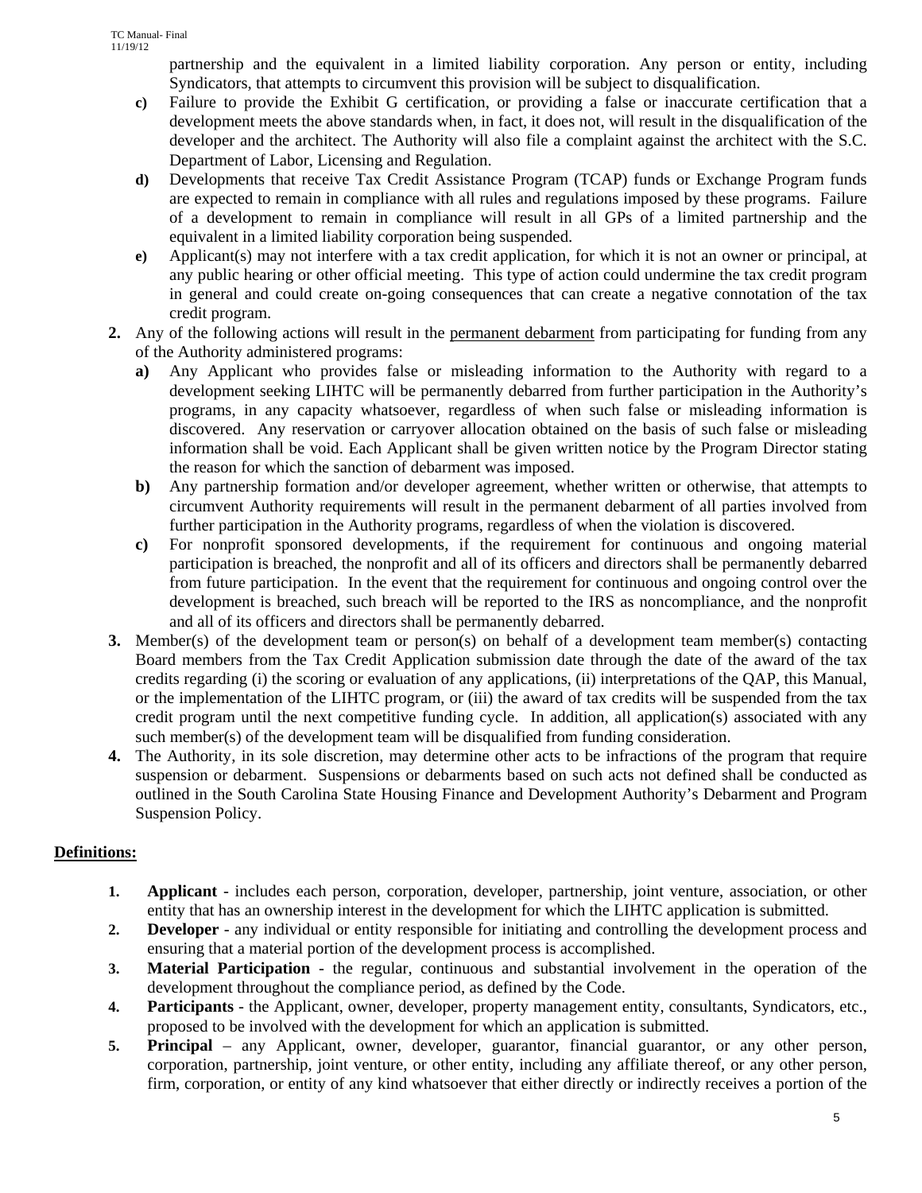partnership and the equivalent in a limited liability corporation. Any person or entity, including Syndicators, that attempts to circumvent this provision will be subject to disqualification.

  - **c)** Failure to provide the Exhibit G certification, or providing a false or inaccurate certification that a development meets the above standards when, in fact, it does not, will result in the disqualification of the developer and the architect. The Authority will also file a complaint against the architect with the S.C. Department of Labor, Licensing and Regulation.
  - **d)** Developments that receive Tax Credit Assistance Program (TCAP) funds or Exchange Program funds are expected to remain in compliance with all rules and regulations imposed by these programs. Failure of a development to remain in compliance will result in all GPs of a limited partnership and the equivalent in a limited liability corporation being suspended.
  - **e)** Applicant(s) may not interfere with a tax credit application, for which it is not an owner or principal, at any public hearing or other official meeting. This type of action could undermine the tax credit program in general and could create on-going consequences that can create a negative connotation of the tax credit program.

**2.** Any of the following actions will result in the permanent debarment from participating for funding from any of the Authority administered programs:

  - **a)** Any Applicant who provides false or misleading information to the Authority with regard to a development seeking LIHTC will be permanently debarred from further participation in the Authority's programs, in any capacity whatsoever, regardless of when such false or misleading information is discovered. Any reservation or carryover allocation obtained on the basis of such false or misleading information shall be void. Each Applicant shall be given written notice by the Program Director stating the reason for which the sanction of debarment was imposed.
  - **b)** Any partnership formation and/or developer agreement, whether written or otherwise, that attempts to circumvent Authority requirements will result in the permanent debarment of all parties involved from further participation in the Authority programs, regardless of when the violation is discovered.
  - **c)** For nonprofit sponsored developments, if the requirement for continuous and ongoing material participation is breached, the nonprofit and all of its officers and directors shall be permanently debarred from future participation. In the event that the requirement for continuous and ongoing control over the development is breached, such breach will be reported to the IRS as noncompliance, and the nonprofit and all of its officers and directors shall be permanently debarred.

**3.** Member(s) of the development team or person(s) on behalf of a development team member(s) contacting Board members from the Tax Credit Application submission date through the date of the award of the tax credits regarding (i) the scoring or evaluation of any applications, (ii) interpretations of the QAP, this Manual, or the implementation of the LIHTC program, or (iii) the award of tax credits will be suspended from the tax credit program until the next competitive funding cycle. In addition, all application(s) associated with any such member(s) of the development team will be disqualified from funding consideration.

**4.** The Authority, in its sole discretion, may determine other acts to be infractions of the program that require suspension or debarment. Suspensions or debarments based on such acts not defined shall be conducted as outlined in the South Carolina State Housing Finance and Development Authority's Debarment and Program Suspension Policy.

## Definitions:

1. **Applicant** - includes each person, corporation, developer, partnership, joint venture, association, or other entity that has an ownership interest in the development for which the LIHTC application is submitted.
2. **Developer** - any individual or entity responsible for initiating and controlling the development process and ensuring that a material portion of the development process is accomplished.
3. **Material Participation** - the regular, continuous and substantial involvement in the operation of the development throughout the compliance period, as defined by the Code.
4. **Participants** - the Applicant, owner, developer, property management entity, consultants, Syndicators, etc., proposed to be involved with the development for which an application is submitted.
5. **Principal** – any Applicant, owner, developer, guarantor, financial guarantor, or any other person, corporation, partnership, joint venture, or other entity, including any affiliate thereof, or any other person, firm, corporation, or entity of any kind whatsoever that either directly or indirectly receives a portion of the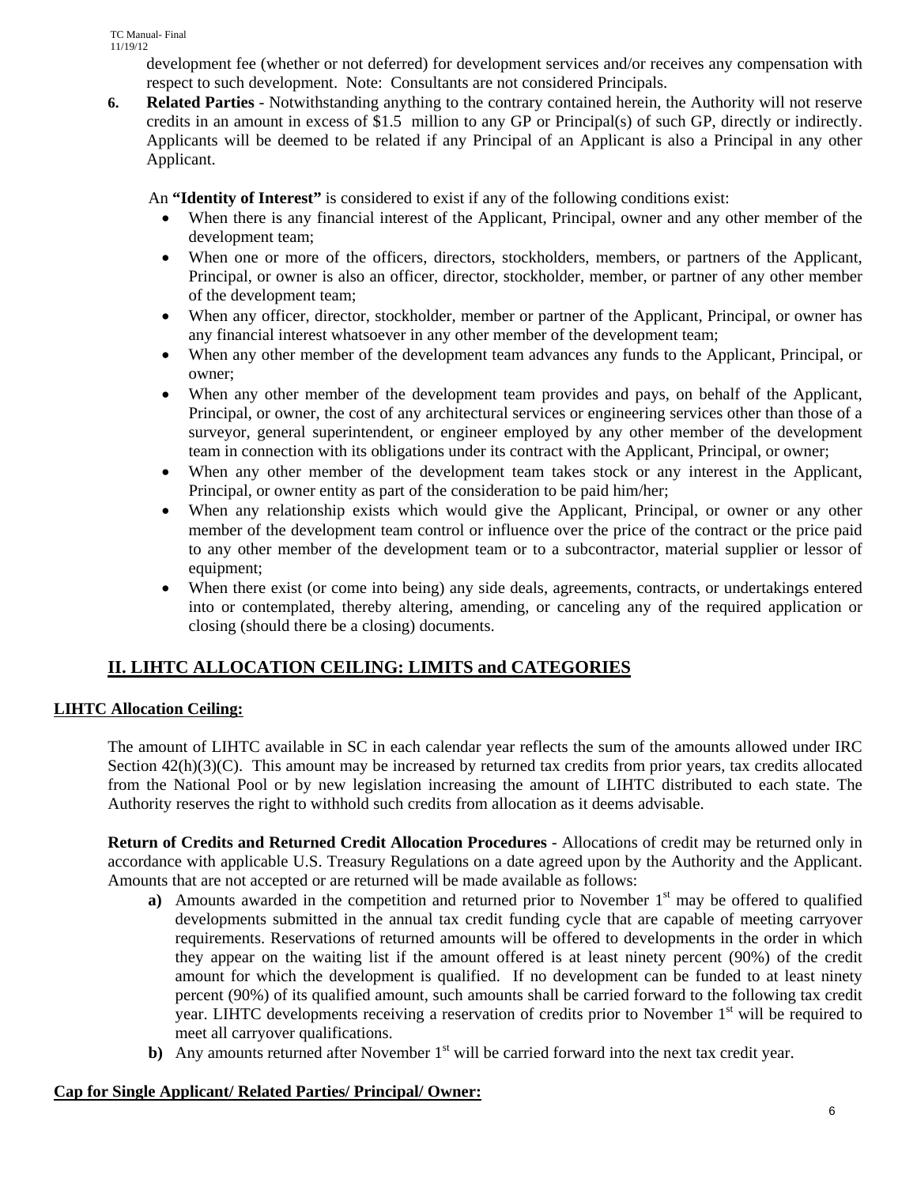development fee (whether or not deferred) for development services and/or receives any compensation with respect to such development. Note: Consultants are not considered Principals.

**6. Related Parties** - Notwithstanding anything to the contrary contained herein, the Authority will not reserve credits in an amount in excess of $1.5 million to any GP or Principal(s) of such GP, directly or indirectly. Applicants will be deemed to be related if any Principal of an Applicant is also a Principal in any other Applicant.

An **"Identity of Interest"** is considered to exist if any of the following conditions exist:

- When there is any financial interest of the Applicant, Principal, owner and any other member of the development team;
- When one or more of the officers, directors, stockholders, members, or partners of the Applicant, Principal, or owner is also an officer, director, stockholder, member, or partner of any other member of the development team;
- When any officer, director, stockholder, member or partner of the Applicant, Principal, or owner has any financial interest whatsoever in any other member of the development team;
- When any other member of the development team advances any funds to the Applicant, Principal, or owner;
- When any other member of the development team provides and pays, on behalf of the Applicant, Principal, or owner, the cost of any architectural services or engineering services other than those of a surveyor, general superintendent, or engineer employed by any other member of the development team in connection with its obligations under its contract with the Applicant, Principal, or owner;
- When any other member of the development team takes stock or any interest in the Applicant, Principal, or owner entity as part of the consideration to be paid him/her;
- When any relationship exists which would give the Applicant, Principal, or owner or any other member of the development team control or influence over the price of the contract or the price paid to any other member of the development team or to a subcontractor, material supplier or lessor of equipment;
- When there exist (or come into being) any side deals, agreements, contracts, or undertakings entered into or contemplated, thereby altering, amending, or canceling any of the required application or closing (should there be a closing) documents.

## II. LIHTC ALLOCATION CEILING: LIMITS and CATEGORIES

### LIHTC Allocation Ceiling:

The amount of LIHTC available in SC in each calendar year reflects the sum of the amounts allowed under IRC Section 42(h)(3)(C). This amount may be increased by returned tax credits from prior years, tax credits allocated from the National Pool or by new legislation increasing the amount of LIHTC distributed to each state. The Authority reserves the right to withhold such credits from allocation as it deems advisable.

**Return of Credits and Returned Credit Allocation Procedures** - Allocations of credit may be returned only in accordance with applicable U.S. Treasury Regulations on a date agreed upon by the Authority and the Applicant. Amounts that are not accepted or are returned will be made available as follows:

**a)** Amounts awarded in the competition and returned prior to November 1st may be offered to qualified developments submitted in the annual tax credit funding cycle that are capable of meeting carryover requirements. Reservations of returned amounts will be offered to developments in the order in which they appear on the waiting list if the amount offered is at least ninety percent (90%) of the credit amount for which the development is qualified. If no development can be funded to at least ninety percent (90%) of its qualified amount, such amounts shall be carried forward to the following tax credit year. LIHTC developments receiving a reservation of credits prior to November 1st will be required to meet all carryover qualifications.

**b)** Any amounts returned after November 1st will be carried forward into the next tax credit year.

### Cap for Single Applicant/ Related Parties/ Principal/ Owner: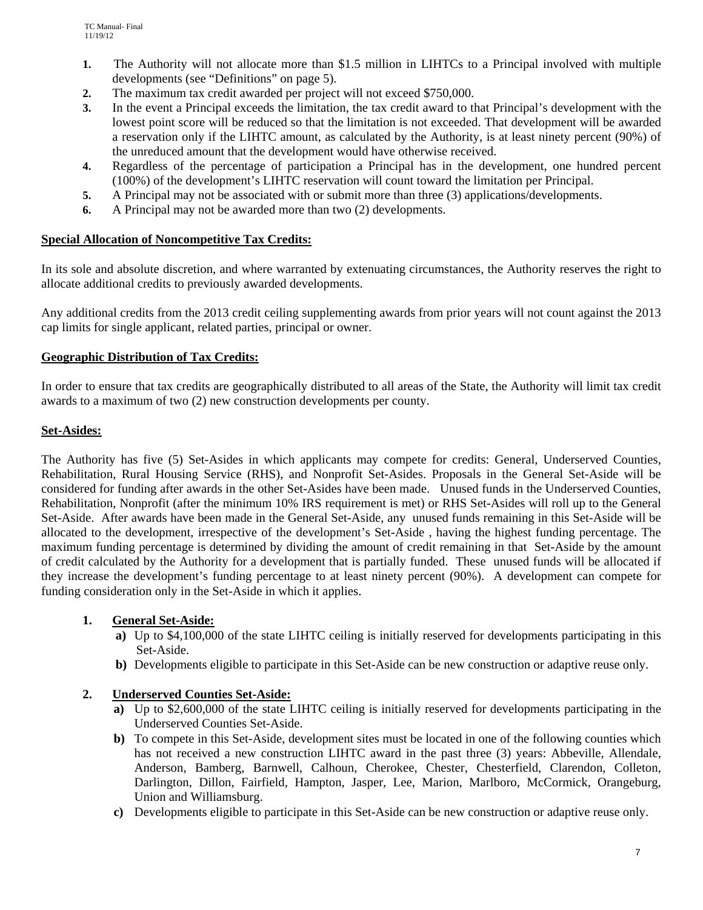1. The Authority will not allocate more than $1.5 million in LIHTCs to a Principal involved with multiple developments (see "Definitions" on page 5).
2. The maximum tax credit awarded per project will not exceed $750,000.
3. In the event a Principal exceeds the limitation, the tax credit award to that Principal's development with the lowest point score will be reduced so that the limitation is not exceeded. That development will be awarded a reservation only if the LIHTC amount, as calculated by the Authority, is at least ninety percent (90%) of the unreduced amount that the development would have otherwise received.
4. Regardless of the percentage of participation a Principal has in the development, one hundred percent (100%) of the development's LIHTC reservation will count toward the limitation per Principal.
5. A Principal may not be associated with or submit more than three (3) applications/developments.
6. A Principal may not be awarded more than two (2) developments.

**Special Allocation of Noncompetitive Tax Credits:**

In its sole and absolute discretion, and where warranted by extenuating circumstances, the Authority reserves the right to allocate additional credits to previously awarded developments.

Any additional credits from the 2013 credit ceiling supplementing awards from prior years will not count against the 2013 cap limits for single applicant, related parties, principal or owner.

**Geographic Distribution of Tax Credits:**

In order to ensure that tax credits are geographically distributed to all areas of the State, the Authority will limit tax credit awards to a maximum of two (2) new construction developments per county.

**Set-Asides:**

The Authority has five (5) Set-Asides in which applicants may compete for credits: General, Underserved Counties, Rehabilitation, Rural Housing Service (RHS), and Nonprofit Set-Asides. Proposals in the General Set-Aside will be considered for funding after awards in the other Set-Asides have been made. Unused funds in the Underserved Counties, Rehabilitation, Nonprofit (after the minimum 10% IRS requirement is met) or RHS Set-Asides will roll up to the General Set-Aside. After awards have been made in the General Set-Aside, any unused funds remaining in this Set-Aside will be allocated to the development, irrespective of the development's Set-Aside , having the highest funding percentage. The maximum funding percentage is determined by dividing the amount of credit remaining in that Set-Aside by the amount of credit calculated by the Authority for a development that is partially funded. These unused funds will be allocated if they increase the development's funding percentage to at least ninety percent (90%). A development can compete for funding consideration only in the Set-Aside in which it applies.

1. **General Set-Aside:**
   - **a)** Up to $4,100,000 of the state LIHTC ceiling is initially reserved for developments participating in this Set-Aside.
   - **b)** Developments eligible to participate in this Set-Aside can be new construction or adaptive reuse only.

2. **Underserved Counties Set-Aside:**
   - **a)** Up to $2,600,000 of the state LIHTC ceiling is initially reserved for developments participating in the Underserved Counties Set-Aside.
   - **b)** To compete in this Set-Aside, development sites must be located in one of the following counties which has not received a new construction LIHTC award in the past three (3) years: Abbeville, Allendale, Anderson, Bamberg, Barnwell, Calhoun, Cherokee, Chester, Chesterfield, Clarendon, Colleton, Darlington, Dillon, Fairfield, Hampton, Jasper, Lee, Marion, Marlboro, McCormick, Orangeburg, Union and Williamsburg.
   - **c)** Developments eligible to participate in this Set-Aside can be new construction or adaptive reuse only.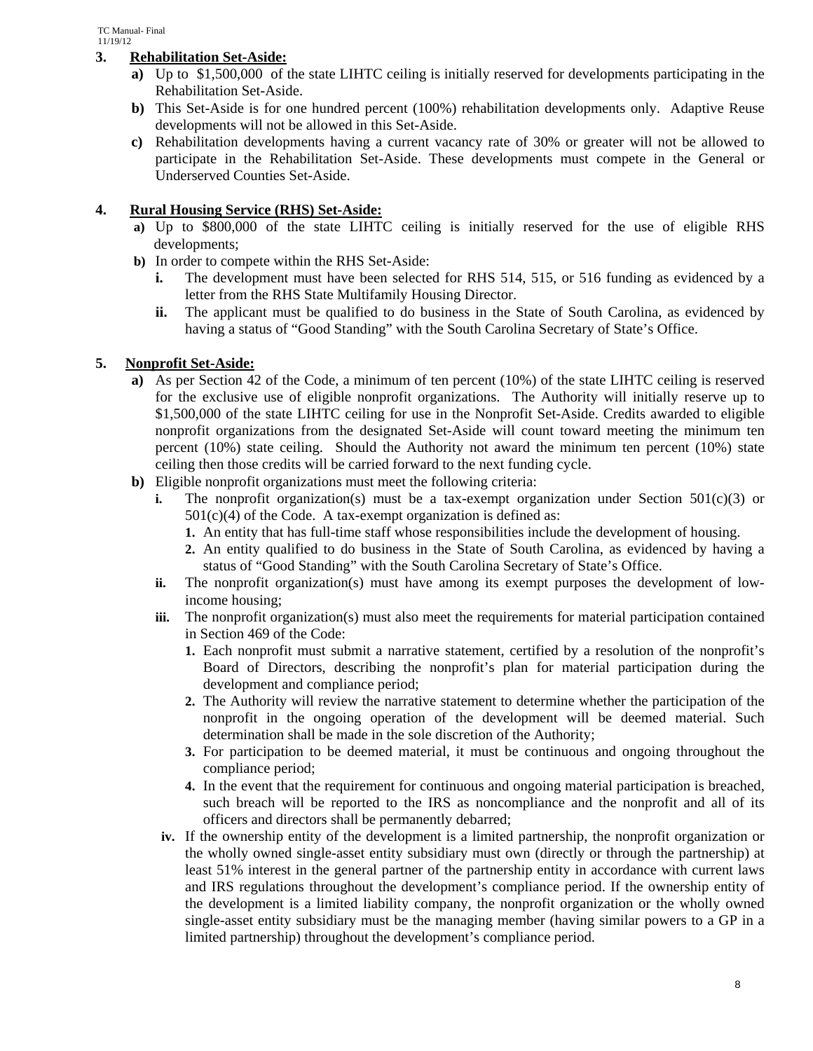3. **Rehabilitation Set-Aside:**
   - **a)** Up to $1,500,000 of the state LIHTC ceiling is initially reserved for developments participating in the Rehabilitation Set-Aside.
   - **b)** This Set-Aside is for one hundred percent (100%) rehabilitation developments only. Adaptive Reuse developments will not be allowed in this Set-Aside.
   - **c)** Rehabilitation developments having a current vacancy rate of 30% or greater will not be allowed to participate in the Rehabilitation Set-Aside. These developments must compete in the General or Underserved Counties Set-Aside.

4. **Rural Housing Service (RHS) Set-Aside:**
   - **a)** Up to $800,000 of the state LIHTC ceiling is initially reserved for the use of eligible RHS developments;
   - **b)** In order to compete within the RHS Set-Aside:
     - **i.** The development must have been selected for RHS 514, 515, or 516 funding as evidenced by a letter from the RHS State Multifamily Housing Director.
     - **ii.** The applicant must be qualified to do business in the State of South Carolina, as evidenced by having a status of "Good Standing" with the South Carolina Secretary of State's Office.

5. **Nonprofit Set-Aside:**
   - **a)** As per Section 42 of the Code, a minimum of ten percent (10%) of the state LIHTC ceiling is reserved for the exclusive use of eligible nonprofit organizations. The Authority will initially reserve up to $1,500,000 of the state LIHTC ceiling for use in the Nonprofit Set-Aside. Credits awarded to eligible nonprofit organizations from the designated Set-Aside will count toward meeting the minimum ten percent (10%) state ceiling. Should the Authority not award the minimum ten percent (10%) state ceiling then those credits will be carried forward to the next funding cycle.
   - **b)** Eligible nonprofit organizations must meet the following criteria:
     - **i.** The nonprofit organization(s) must be a tax-exempt organization under Section 501(c)(3) or 501(c)(4) of the Code. A tax-exempt organization is defined as:
       1. An entity that has full-time staff whose responsibilities include the development of housing.
       2. An entity qualified to do business in the State of South Carolina, as evidenced by having a status of "Good Standing" with the South Carolina Secretary of State's Office.
     - **ii.** The nonprofit organization(s) must have among its exempt purposes the development of low-income housing;
     - **iii.** The nonprofit organization(s) must also meet the requirements for material participation contained in Section 469 of the Code:
       1. Each nonprofit must submit a narrative statement, certified by a resolution of the nonprofit's Board of Directors, describing the nonprofit's plan for material participation during the development and compliance period;
       2. The Authority will review the narrative statement to determine whether the participation of the nonprofit in the ongoing operation of the development will be deemed material. Such determination shall be made in the sole discretion of the Authority;
       3. For participation to be deemed material, it must be continuous and ongoing throughout the compliance period;
       4. In the event that the requirement for continuous and ongoing material participation is breached, such breach will be reported to the IRS as noncompliance and the nonprofit and all of its officers and directors shall be permanently debarred;
     - **iv.** If the ownership entity of the development is a limited partnership, the nonprofit organization or the wholly owned single-asset entity subsidiary must own (directly or through the partnership) at least 51% interest in the general partner of the partnership entity in accordance with current laws and IRS regulations throughout the development's compliance period. If the ownership entity of the development is a limited liability company, the nonprofit organization or the wholly owned single-asset entity subsidiary must be the managing member (having similar powers to a GP in a limited partnership) throughout the development's compliance period.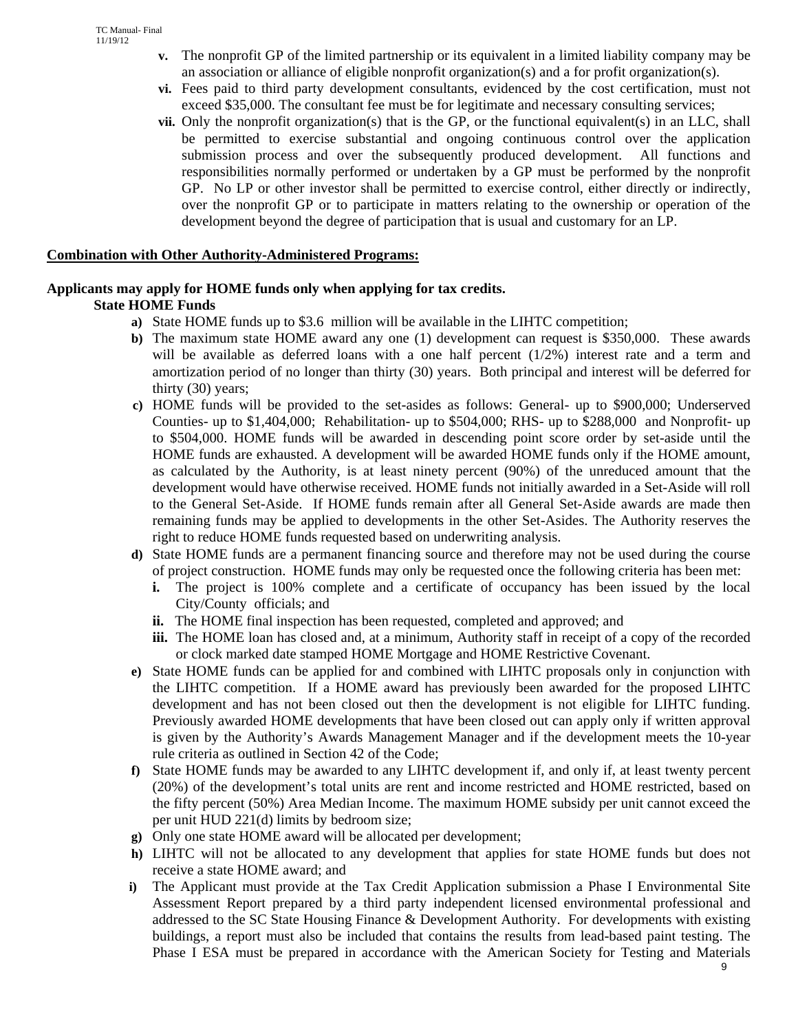v. The nonprofit GP of the limited partnership or its equivalent in a limited liability company may be an association or alliance of eligible nonprofit organization(s) and a for profit organization(s).

vi. Fees paid to third party development consultants, evidenced by the cost certification, must not exceed $35,000. The consultant fee must be for legitimate and necessary consulting services;

vii. Only the nonprofit organization(s) that is the GP, or the functional equivalent(s) in an LLC, shall be permitted to exercise substantial and ongoing continuous control over the application submission process and over the subsequently produced development. All functions and responsibilities normally performed or undertaken by a GP must be performed by the nonprofit GP. No LP or other investor shall be permitted to exercise control, either directly or indirectly, over the nonprofit GP or to participate in matters relating to the ownership or operation of the development beyond the degree of participation that is usual and customary for an LP.

**Combination with Other Authority-Administered Programs:**

**Applicants may apply for HOME funds only when applying for tax credits.**

**State HOME Funds**

a) State HOME funds up to $3.6 million will be available in the LIHTC competition;

b) The maximum state HOME award any one (1) development can request is $350,000. These awards will be available as deferred loans with a one half percent (1/2%) interest rate and a term and amortization period of no longer than thirty (30) years. Both principal and interest will be deferred for thirty (30) years;

c) HOME funds will be provided to the set-asides as follows: General- up to $900,000; Underserved Counties- up to $1,404,000; Rehabilitation- up to $504,000; RHS- up to $288,000 and Nonprofit- up to $504,000. HOME funds will be awarded in descending point score order by set-aside until the HOME funds are exhausted. A development will be awarded HOME funds only if the HOME amount, as calculated by the Authority, is at least ninety percent (90%) of the unreduced amount that the development would have otherwise received. HOME funds not initially awarded in a Set-Aside will roll to the General Set-Aside. If HOME funds remain after all General Set-Aside awards are made then remaining funds may be applied to developments in the other Set-Asides. The Authority reserves the right to reduce HOME funds requested based on underwriting analysis.

d) State HOME funds are a permanent financing source and therefore may not be used during the course of project construction. HOME funds may only be requested once the following criteria has been met:
   i. The project is 100% complete and a certificate of occupancy has been issued by the local City/County officials; and
   ii. The HOME final inspection has been requested, completed and approved; and
   iii. The HOME loan has closed and, at a minimum, Authority staff in receipt of a copy of the recorded or clock marked date stamped HOME Mortgage and HOME Restrictive Covenant.

e) State HOME funds can be applied for and combined with LIHTC proposals only in conjunction with the LIHTC competition. If a HOME award has previously been awarded for the proposed LIHTC development and has not been closed out then the development is not eligible for LIHTC funding. Previously awarded HOME developments that have been closed out can apply only if written approval is given by the Authority's Awards Management Manager and if the development meets the 10-year rule criteria as outlined in Section 42 of the Code;

f) State HOME funds may be awarded to any LIHTC development if, and only if, at least twenty percent (20%) of the development's total units are rent and income restricted and HOME restricted, based on the fifty percent (50%) Area Median Income. The maximum HOME subsidy per unit cannot exceed the per unit HUD 221(d) limits by bedroom size;

g) Only one state HOME award will be allocated per development;

h) LIHTC will not be allocated to any development that applies for state HOME funds but does not receive a state HOME award; and

i) The Applicant must provide at the Tax Credit Application submission a Phase I Environmental Site Assessment Report prepared by a third party independent licensed environmental professional and addressed to the SC State Housing Finance & Development Authority. For developments with existing buildings, a report must also be included that contains the results from lead-based paint testing. The Phase I ESA must be prepared in accordance with the American Society for Testing and Materials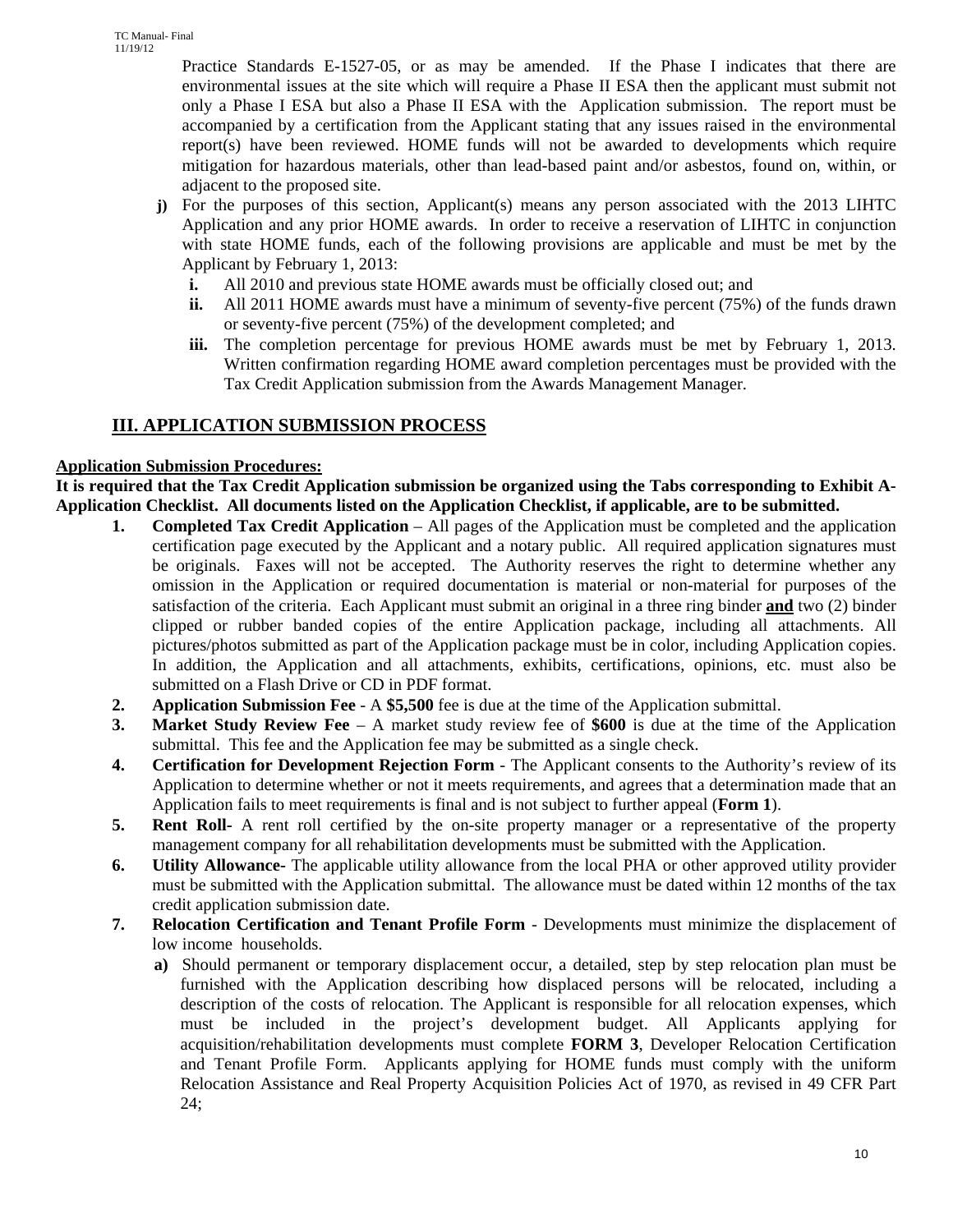Practice Standards E-1527-05, or as may be amended. If the Phase I indicates that there are environmental issues at the site which will require a Phase II ESA then the applicant must submit not only a Phase I ESA but also a Phase II ESA with the Application submission. The report must be accompanied by a certification from the Applicant stating that any issues raised in the environmental report(s) have been reviewed. HOME funds will not be awarded to developments which require mitigation for hazardous materials, other than lead-based paint and/or asbestos, found on, within, or adjacent to the proposed site.

**j)** For the purposes of this section, Applicant(s) means any person associated with the 2013 LIHTC Application and any prior HOME awards. In order to receive a reservation of LIHTC in conjunction with state HOME funds, each of the following provisions are applicable and must be met by the Applicant by February 1, 2013:

**i.** All 2010 and previous state HOME awards must be officially closed out; and

**ii.** All 2011 HOME awards must have a minimum of seventy-five percent (75%) of the funds drawn or seventy-five percent (75%) of the development completed; and

**iii.** The completion percentage for previous HOME awards must be met by February 1, 2013. Written confirmation regarding HOME award completion percentages must be provided with the Tax Credit Application submission from the Awards Management Manager.

## III. APPLICATION SUBMISSION PROCESS

**Application Submission Procedures:**

**It is required that the Tax Credit Application submission be organized using the Tabs corresponding to Exhibit A-Application Checklist. All documents listed on the Application Checklist, if applicable, are to be submitted.**

1. **Completed Tax Credit Application** – All pages of the Application must be completed and the application certification page executed by the Applicant and a notary public. All required application signatures must be originals. Faxes will not be accepted. The Authority reserves the right to determine whether any omission in the Application or required documentation is material or non-material for purposes of the satisfaction of the criteria. Each Applicant must submit an original in a three ring binder **and** two (2) binder clipped or rubber banded copies of the entire Application package, including all attachments. All pictures/photos submitted as part of the Application package must be in color, including Application copies. In addition, the Application and all attachments, exhibits, certifications, opinions, etc. must also be submitted on a Flash Drive or CD in PDF format.
2. **Application Submission Fee** - A **$5,500** fee is due at the time of the Application submittal.
3. **Market Study Review Fee** – A market study review fee of **$600** is due at the time of the Application submittal. This fee and the Application fee may be submitted as a single check.
4. **Certification for Development Rejection Form** - The Applicant consents to the Authority's review of its Application to determine whether or not it meets requirements, and agrees that a determination made that an Application fails to meet requirements is final and is not subject to further appeal (**Form 1**).
5. **Rent Roll-** A rent roll certified by the on-site property manager or a representative of the property management company for all rehabilitation developments must be submitted with the Application.
6. **Utility Allowance-** The applicable utility allowance from the local PHA or other approved utility provider must be submitted with the Application submittal. The allowance must be dated within 12 months of the tax credit application submission date.
7. **Relocation Certification and Tenant Profile Form** - Developments must minimize the displacement of low income households.

   **a)** Should permanent or temporary displacement occur, a detailed, step by step relocation plan must be furnished with the Application describing how displaced persons will be relocated, including a description of the costs of relocation. The Applicant is responsible for all relocation expenses, which must be included in the project's development budget. All Applicants applying for acquisition/rehabilitation developments must complete **FORM 3**, Developer Relocation Certification and Tenant Profile Form. Applicants applying for HOME funds must comply with the uniform Relocation Assistance and Real Property Acquisition Policies Act of 1970, as revised in 49 CFR Part 24;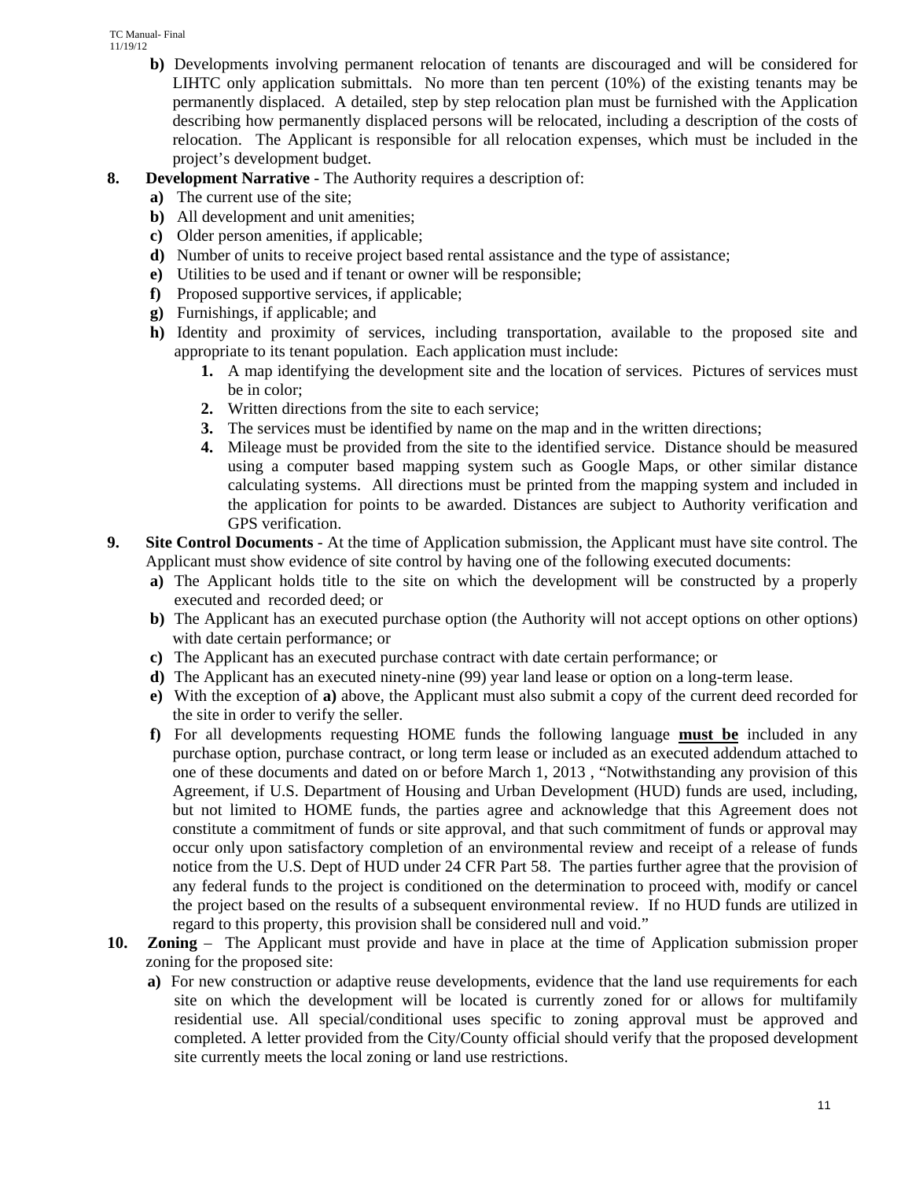**b)** Developments involving permanent relocation of tenants are discouraged and will be considered for LIHTC only application submittals. No more than ten percent (10%) of the existing tenants may be permanently displaced. A detailed, step by step relocation plan must be furnished with the Application describing how permanently displaced persons will be relocated, including a description of the costs of relocation. The Applicant is responsible for all relocation expenses, which must be included in the project's development budget.

**8. Development Narrative** - The Authority requires a description of:

- **a)** The current use of the site;
- **b)** All development and unit amenities;
- **c)** Older person amenities, if applicable;
- **d)** Number of units to receive project based rental assistance and the type of assistance;
- **e)** Utilities to be used and if tenant or owner will be responsible;
- **f)** Proposed supportive services, if applicable;
- **g)** Furnishings, if applicable; and
- **h)** Identity and proximity of services, including transportation, available to the proposed site and appropriate to its tenant population. Each application must include:
  1. A map identifying the development site and the location of services. Pictures of services must be in color;
  2. Written directions from the site to each service;
  3. The services must be identified by name on the map and in the written directions;
  4. Mileage must be provided from the site to the identified service. Distance should be measured using a computer based mapping system such as Google Maps, or other similar distance calculating systems. All directions must be printed from the mapping system and included in the application for points to be awarded. Distances are subject to Authority verification and GPS verification.

**9. Site Control Documents** - At the time of Application submission, the Applicant must have site control. The Applicant must show evidence of site control by having one of the following executed documents:

- **a)** The Applicant holds title to the site on which the development will be constructed by a properly executed and recorded deed; or
- **b)** The Applicant has an executed purchase option (the Authority will not accept options on other options) with date certain performance; or
- **c)** The Applicant has an executed purchase contract with date certain performance; or
- **d)** The Applicant has an executed ninety-nine (99) year land lease or option on a long-term lease.
- **e)** With the exception of **a)** above, the Applicant must also submit a copy of the current deed recorded for the site in order to verify the seller.
- **f)** For all developments requesting HOME funds the following language **must be** included in any purchase option, purchase contract, or long term lease or included as an executed addendum attached to one of these documents and dated on or before March 1, 2013 , "Notwithstanding any provision of this Agreement, if U.S. Department of Housing and Urban Development (HUD) funds are used, including, but not limited to HOME funds, the parties agree and acknowledge that this Agreement does not constitute a commitment of funds or site approval, and that such commitment of funds or approval may occur only upon satisfactory completion of an environmental review and receipt of a release of funds notice from the U.S. Dept of HUD under 24 CFR Part 58. The parties further agree that the provision of any federal funds to the project is conditioned on the determination to proceed with, modify or cancel the project based on the results of a subsequent environmental review. If no HUD funds are utilized in regard to this property, this provision shall be considered null and void."

**10. Zoning** – The Applicant must provide and have in place at the time of Application submission proper zoning for the proposed site:

- **a)** For new construction or adaptive reuse developments, evidence that the land use requirements for each site on which the development will be located is currently zoned for or allows for multifamily residential use. All special/conditional uses specific to zoning approval must be approved and completed. A letter provided from the City/County official should verify that the proposed development site currently meets the local zoning or land use restrictions.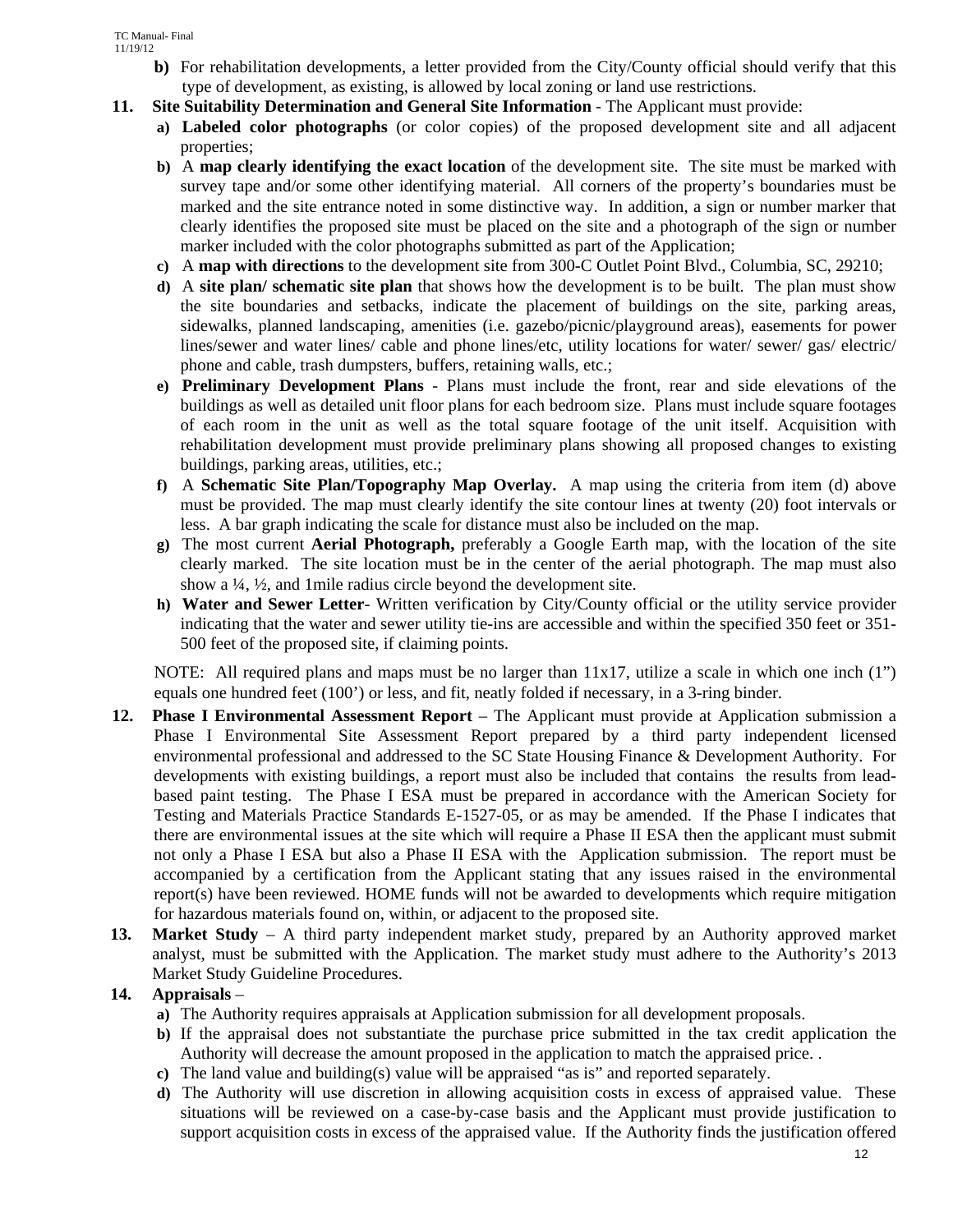**b)** For rehabilitation developments, a letter provided from the City/County official should verify that this type of development, as existing, is allowed by local zoning or land use restrictions.

**11. Site Suitability Determination and General Site Information** - The Applicant must provide:

**a) Labeled color photographs** (or color copies) of the proposed development site and all adjacent properties;

**b)** A **map clearly identifying the exact location** of the development site. The site must be marked with survey tape and/or some other identifying material. All corners of the property's boundaries must be marked and the site entrance noted in some distinctive way. In addition, a sign or number marker that clearly identifies the proposed site must be placed on the site and a photograph of the sign or number marker included with the color photographs submitted as part of the Application;

**c)** A **map with directions** to the development site from 300-C Outlet Point Blvd., Columbia, SC, 29210;

**d)** A **site plan/ schematic site plan** that shows how the development is to be built. The plan must show the site boundaries and setbacks, indicate the placement of buildings on the site, parking areas, sidewalks, planned landscaping, amenities (i.e. gazebo/picnic/playground areas), easements for power lines/sewer and water lines/ cable and phone lines/etc, utility locations for water/ sewer/ gas/ electric/ phone and cable, trash dumpsters, buffers, retaining walls, etc.;

**e) Preliminary Development Plans** - Plans must include the front, rear and side elevations of the buildings as well as detailed unit floor plans for each bedroom size. Plans must include square footages of each room in the unit as well as the total square footage of the unit itself. Acquisition with rehabilitation development must provide preliminary plans showing all proposed changes to existing buildings, parking areas, utilities, etc.;

**f)** A **Schematic Site Plan/Topography Map Overlay.** A map using the criteria from item (d) above must be provided. The map must clearly identify the site contour lines at twenty (20) foot intervals or less. A bar graph indicating the scale for distance must also be included on the map.

**g)** The most current **Aerial Photograph,** preferably a Google Earth map, with the location of the site clearly marked. The site location must be in the center of the aerial photograph. The map must also show a ¼, ½, and 1mile radius circle beyond the development site.

**h) Water and Sewer Letter**- Written verification by City/County official or the utility service provider indicating that the water and sewer utility tie-ins are accessible and within the specified 350 feet or 351-500 feet of the proposed site, if claiming points.

NOTE: All required plans and maps must be no larger than 11x17, utilize a scale in which one inch (1") equals one hundred feet (100') or less, and fit, neatly folded if necessary, in a 3-ring binder.

**12. Phase I Environmental Assessment Report** – The Applicant must provide at Application submission a Phase I Environmental Site Assessment Report prepared by a third party independent licensed environmental professional and addressed to the SC State Housing Finance & Development Authority. For developments with existing buildings, a report must also be included that contains the results from lead-based paint testing. The Phase I ESA must be prepared in accordance with the American Society for Testing and Materials Practice Standards E-1527-05, or as may be amended. If the Phase I indicates that there are environmental issues at the site which will require a Phase II ESA then the applicant must submit not only a Phase I ESA but also a Phase II ESA with the Application submission. The report must be accompanied by a certification from the Applicant stating that any issues raised in the environmental report(s) have been reviewed. HOME funds will not be awarded to developments which require mitigation for hazardous materials found on, within, or adjacent to the proposed site.

**13. Market Study** – A third party independent market study, prepared by an Authority approved market analyst, must be submitted with the Application. The market study must adhere to the Authority's 2013 Market Study Guideline Procedures.

**14. Appraisals** –

**a)** The Authority requires appraisals at Application submission for all development proposals.

**b)** If the appraisal does not substantiate the purchase price submitted in the tax credit application the Authority will decrease the amount proposed in the application to match the appraised price. .

**c)** The land value and building(s) value will be appraised "as is" and reported separately.

**d)** The Authority will use discretion in allowing acquisition costs in excess of appraised value. These situations will be reviewed on a case-by-case basis and the Applicant must provide justification to support acquisition costs in excess of the appraised value. If the Authority finds the justification offered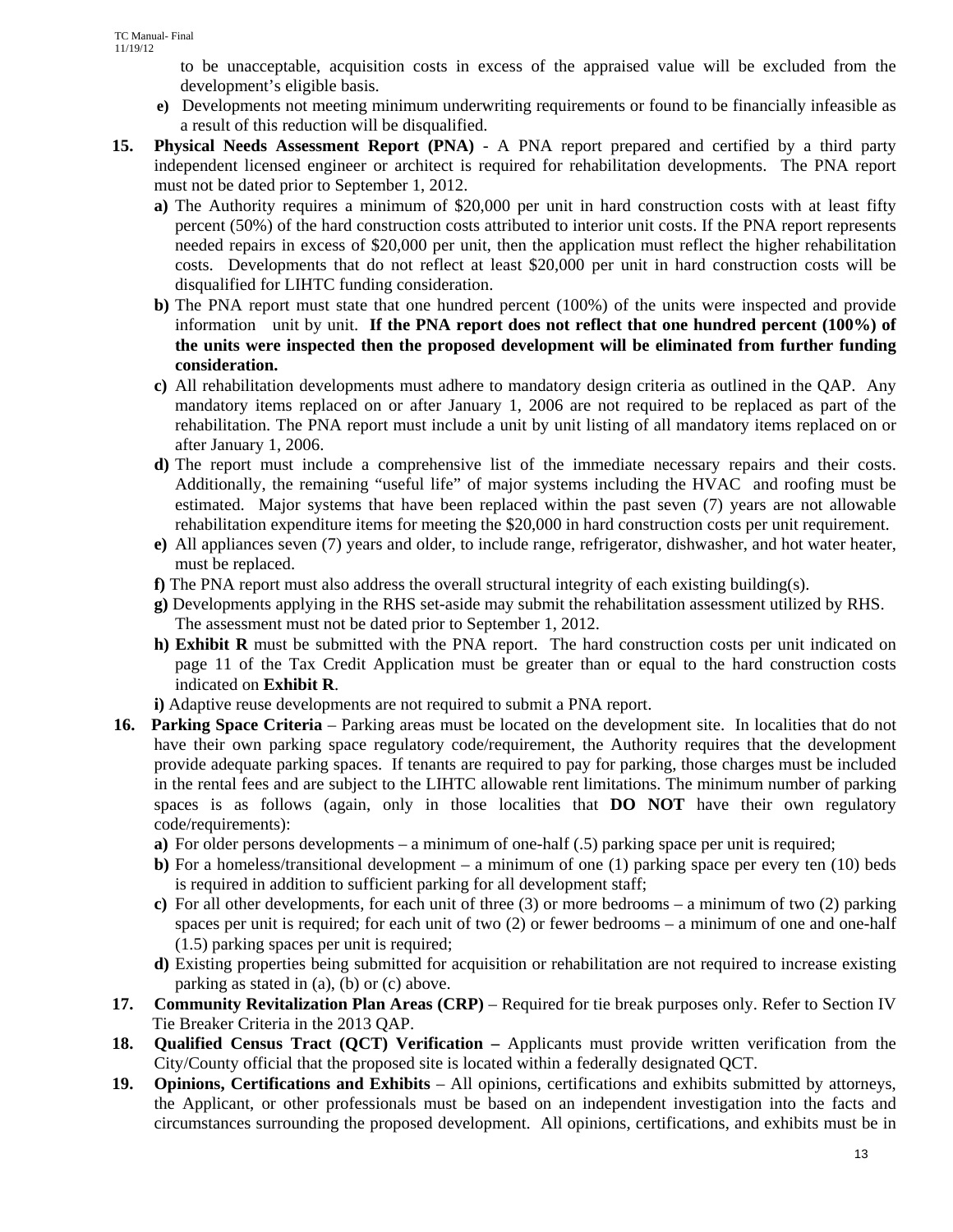to be unacceptable, acquisition costs in excess of the appraised value will be excluded from the development's eligible basis.

e) Developments not meeting minimum underwriting requirements or found to be financially infeasible as a result of this reduction will be disqualified.

15. **Physical Needs Assessment Report (PNA)** - A PNA report prepared and certified by a third party independent licensed engineer or architect is required for rehabilitation developments. The PNA report must not be dated prior to September 1, 2012.
    - **a)** The Authority requires a minimum of $20,000 per unit in hard construction costs with at least fifty percent (50%) of the hard construction costs attributed to interior unit costs. If the PNA report represents needed repairs in excess of $20,000 per unit, then the application must reflect the higher rehabilitation costs. Developments that do not reflect at least $20,000 per unit in hard construction costs will be disqualified for LIHTC funding consideration.
    - **b)** The PNA report must state that one hundred percent (100%) of the units were inspected and provide information unit by unit. **If the PNA report does not reflect that one hundred percent (100%) of the units were inspected then the proposed development will be eliminated from further funding consideration.**
    - **c)** All rehabilitation developments must adhere to mandatory design criteria as outlined in the QAP. Any mandatory items replaced on or after January 1, 2006 are not required to be replaced as part of the rehabilitation. The PNA report must include a unit by unit listing of all mandatory items replaced on or after January 1, 2006.
    - **d)** The report must include a comprehensive list of the immediate necessary repairs and their costs. Additionally, the remaining "useful life" of major systems including the HVAC and roofing must be estimated. Major systems that have been replaced within the past seven (7) years are not allowable rehabilitation expenditure items for meeting the $20,000 in hard construction costs per unit requirement.
    - **e)** All appliances seven (7) years and older, to include range, refrigerator, dishwasher, and hot water heater, must be replaced.
    - **f)** The PNA report must also address the overall structural integrity of each existing building(s).
    - **g)** Developments applying in the RHS set-aside may submit the rehabilitation assessment utilized by RHS. The assessment must not be dated prior to September 1, 2012.
    - **h)** **Exhibit R** must be submitted with the PNA report. The hard construction costs per unit indicated on page 11 of the Tax Credit Application must be greater than or equal to the hard construction costs indicated on **Exhibit R**.
    - **i)** Adaptive reuse developments are not required to submit a PNA report.

16. **Parking Space Criteria** – Parking areas must be located on the development site. In localities that do not have their own parking space regulatory code/requirement, the Authority requires that the development provide adequate parking spaces. If tenants are required to pay for parking, those charges must be included in the rental fees and are subject to the LIHTC allowable rent limitations. The minimum number of parking spaces is as follows (again, only in those localities that **DO NOT** have their own regulatory code/requirements):
    - **a)** For older persons developments – a minimum of one-half (.5) parking space per unit is required;
    - **b)** For a homeless/transitional development – a minimum of one (1) parking space per every ten (10) beds is required in addition to sufficient parking for all development staff;
    - **c)** For all other developments, for each unit of three (3) or more bedrooms – a minimum of two (2) parking spaces per unit is required; for each unit of two (2) or fewer bedrooms – a minimum of one and one-half (1.5) parking spaces per unit is required;
    - **d)** Existing properties being submitted for acquisition or rehabilitation are not required to increase existing parking as stated in (a), (b) or (c) above.

17. **Community Revitalization Plan Areas (CRP)** – Required for tie break purposes only. Refer to Section IV Tie Breaker Criteria in the 2013 QAP.

18. **Qualified Census Tract (QCT) Verification –** Applicants must provide written verification from the City/County official that the proposed site is located within a federally designated QCT.

19. **Opinions, Certifications and Exhibits** – All opinions, certifications and exhibits submitted by attorneys, the Applicant, or other professionals must be based on an independent investigation into the facts and circumstances surrounding the proposed development. All opinions, certifications, and exhibits must be in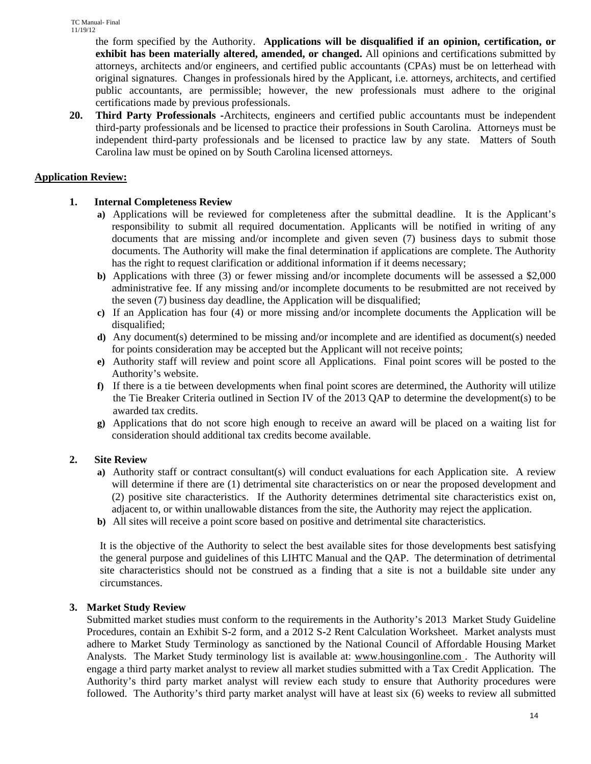the form specified by the Authority. **Applications will be disqualified if an opinion, certification, or exhibit has been materially altered, amended, or changed.** All opinions and certifications submitted by attorneys, architects and/or engineers, and certified public accountants (CPAs) must be on letterhead with original signatures. Changes in professionals hired by the Applicant, i.e. attorneys, architects, and certified public accountants, are permissible; however, the new professionals must adhere to the original certifications made by previous professionals.

**20. Third Party Professionals -**Architects, engineers and certified public accountants must be independent third-party professionals and be licensed to practice their professions in South Carolina. Attorneys must be independent third-party professionals and be licensed to practice law by any state. Matters of South Carolina law must be opined on by South Carolina licensed attorneys.

## Application Review:

**1. Internal Completeness Review**

- **a)** Applications will be reviewed for completeness after the submittal deadline. It is the Applicant's responsibility to submit all required documentation. Applicants will be notified in writing of any documents that are missing and/or incomplete and given seven (7) business days to submit those documents. The Authority will make the final determination if applications are complete. The Authority has the right to request clarification or additional information if it deems necessary;
- **b)** Applications with three (3) or fewer missing and/or incomplete documents will be assessed a $2,000 administrative fee. If any missing and/or incomplete documents to be resubmitted are not received by the seven (7) business day deadline, the Application will be disqualified;
- **c)** If an Application has four (4) or more missing and/or incomplete documents the Application will be disqualified;
- **d)** Any document(s) determined to be missing and/or incomplete and are identified as document(s) needed for points consideration may be accepted but the Applicant will not receive points;
- **e)** Authority staff will review and point score all Applications. Final point scores will be posted to the Authority's website.
- **f)** If there is a tie between developments when final point scores are determined, the Authority will utilize the Tie Breaker Criteria outlined in Section IV of the 2013 QAP to determine the development(s) to be awarded tax credits.
- **g)** Applications that do not score high enough to receive an award will be placed on a waiting list for consideration should additional tax credits become available.

**2. Site Review**

- **a)** Authority staff or contract consultant(s) will conduct evaluations for each Application site. A review will determine if there are (1) detrimental site characteristics on or near the proposed development and (2) positive site characteristics. If the Authority determines detrimental site characteristics exist on, adjacent to, or within unallowable distances from the site, the Authority may reject the application.
- **b)** All sites will receive a point score based on positive and detrimental site characteristics.

It is the objective of the Authority to select the best available sites for those developments best satisfying the general purpose and guidelines of this LIHTC Manual and the QAP. The determination of detrimental site characteristics should not be construed as a finding that a site is not a buildable site under any circumstances.

**3. Market Study Review**

Submitted market studies must conform to the requirements in the Authority's 2013 Market Study Guideline Procedures, contain an Exhibit S-2 form, and a 2012 S-2 Rent Calculation Worksheet. Market analysts must adhere to Market Study Terminology as sanctioned by the National Council of Affordable Housing Market Analysts. The Market Study terminology list is available at: www.housingonline.com . The Authority will engage a third party market analyst to review all market studies submitted with a Tax Credit Application. The Authority's third party market analyst will review each study to ensure that Authority procedures were followed. The Authority's third party market analyst will have at least six (6) weeks to review all submitted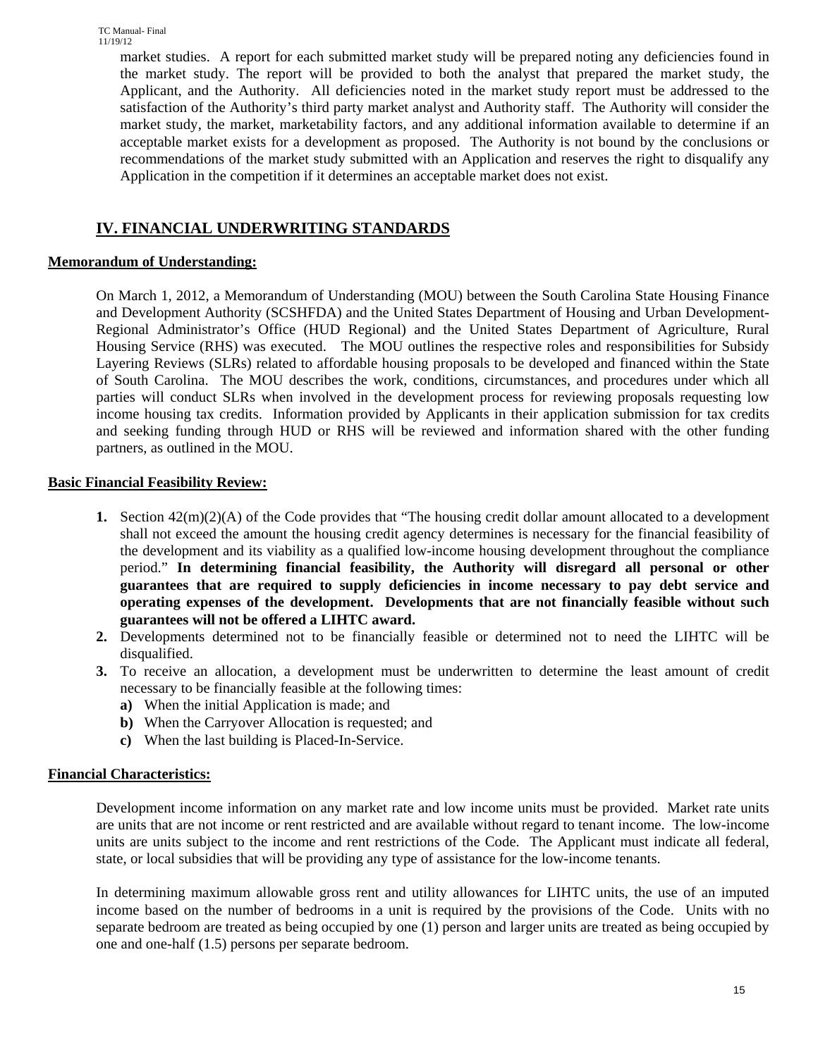market studies. A report for each submitted market study will be prepared noting any deficiencies found in the market study. The report will be provided to both the analyst that prepared the market study, the Applicant, and the Authority. All deficiencies noted in the market study report must be addressed to the satisfaction of the Authority's third party market analyst and Authority staff. The Authority will consider the market study, the market, marketability factors, and any additional information available to determine if an acceptable market exists for a development as proposed. The Authority is not bound by the conclusions or recommendations of the market study submitted with an Application and reserves the right to disqualify any Application in the competition if it determines an acceptable market does not exist.

## IV. FINANCIAL UNDERWRITING STANDARDS

### Memorandum of Understanding:

On March 1, 2012, a Memorandum of Understanding (MOU) between the South Carolina State Housing Finance and Development Authority (SCSHFDA) and the United States Department of Housing and Urban Development-Regional Administrator's Office (HUD Regional) and the United States Department of Agriculture, Rural Housing Service (RHS) was executed. The MOU outlines the respective roles and responsibilities for Subsidy Layering Reviews (SLRs) related to affordable housing proposals to be developed and financed within the State of South Carolina. The MOU describes the work, conditions, circumstances, and procedures under which all parties will conduct SLRs when involved in the development process for reviewing proposals requesting low income housing tax credits. Information provided by Applicants in their application submission for tax credits and seeking funding through HUD or RHS will be reviewed and information shared with the other funding partners, as outlined in the MOU.

### Basic Financial Feasibility Review:

1. Section 42(m)(2)(A) of the Code provides that "The housing credit dollar amount allocated to a development shall not exceed the amount the housing credit agency determines is necessary for the financial feasibility of the development and its viability as a qualified low-income housing development throughout the compliance period." **In determining financial feasibility, the Authority will disregard all personal or other guarantees that are required to supply deficiencies in income necessary to pay debt service and operating expenses of the development. Developments that are not financially feasible without such guarantees will not be offered a LIHTC award.**
2. Developments determined not to be financially feasible or determined not to need the LIHTC will be disqualified.
3. To receive an allocation, a development must be underwritten to determine the least amount of credit necessary to be financially feasible at the following times:
   - **a)** When the initial Application is made; and
   - **b)** When the Carryover Allocation is requested; and
   - **c)** When the last building is Placed-In-Service.

### Financial Characteristics:

Development income information on any market rate and low income units must be provided. Market rate units are units that are not income or rent restricted and are available without regard to tenant income. The low-income units are units subject to the income and rent restrictions of the Code. The Applicant must indicate all federal, state, or local subsidies that will be providing any type of assistance for the low-income tenants.

In determining maximum allowable gross rent and utility allowances for LIHTC units, the use of an imputed income based on the number of bedrooms in a unit is required by the provisions of the Code. Units with no separate bedroom are treated as being occupied by one (1) person and larger units are treated as being occupied by one and one-half (1.5) persons per separate bedroom.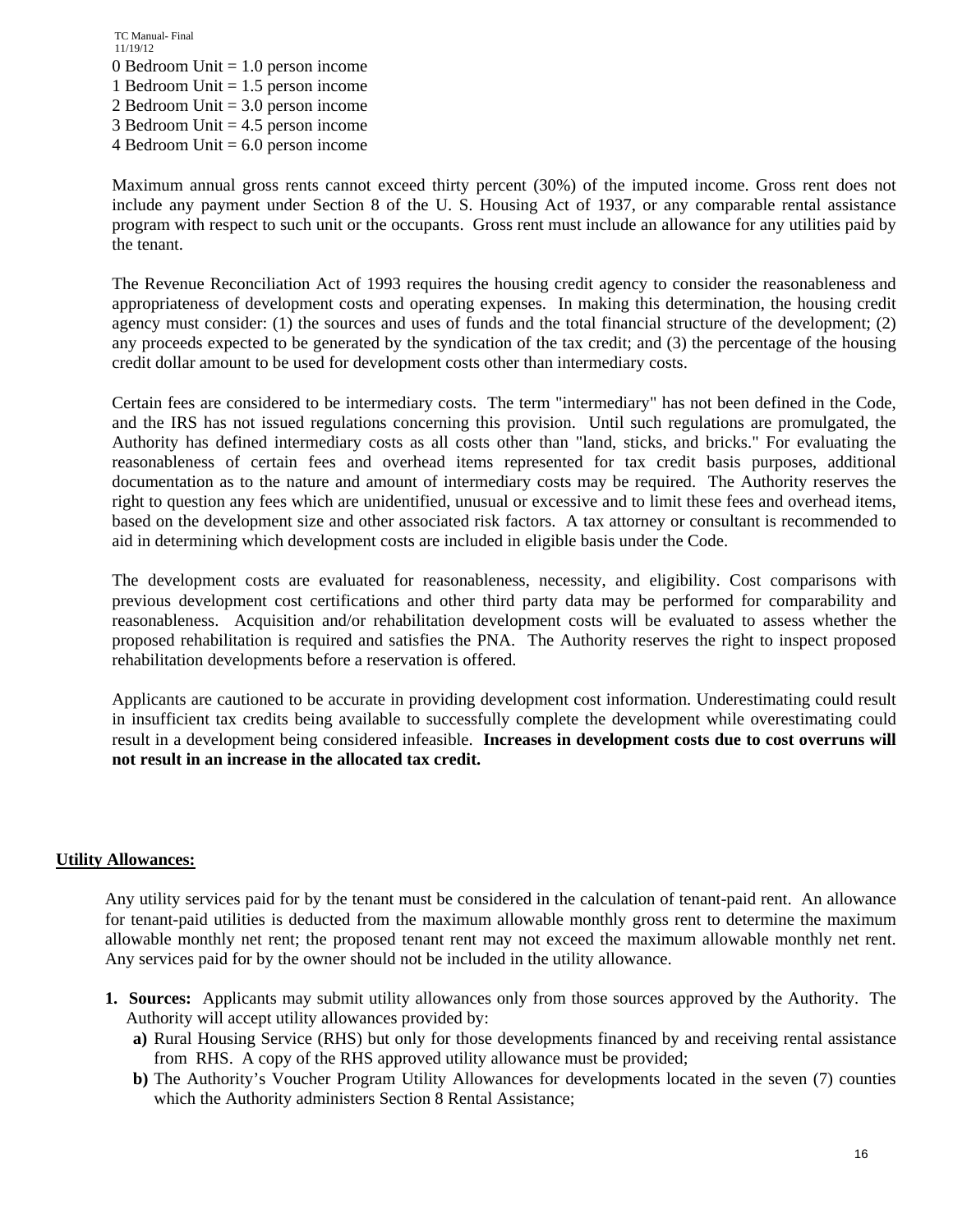0 Bedroom Unit = 1.0 person income
1 Bedroom Unit = 1.5 person income
2 Bedroom Unit = 3.0 person income
3 Bedroom Unit = 4.5 person income
4 Bedroom Unit = 6.0 person income

Maximum annual gross rents cannot exceed thirty percent (30%) of the imputed income. Gross rent does not include any payment under Section 8 of the U. S. Housing Act of 1937, or any comparable rental assistance program with respect to such unit or the occupants. Gross rent must include an allowance for any utilities paid by the tenant.

The Revenue Reconciliation Act of 1993 requires the housing credit agency to consider the reasonableness and appropriateness of development costs and operating expenses. In making this determination, the housing credit agency must consider: (1) the sources and uses of funds and the total financial structure of the development; (2) any proceeds expected to be generated by the syndication of the tax credit; and (3) the percentage of the housing credit dollar amount to be used for development costs other than intermediary costs.

Certain fees are considered to be intermediary costs. The term "intermediary" has not been defined in the Code, and the IRS has not issued regulations concerning this provision. Until such regulations are promulgated, the Authority has defined intermediary costs as all costs other than "land, sticks, and bricks." For evaluating the reasonableness of certain fees and overhead items represented for tax credit basis purposes, additional documentation as to the nature and amount of intermediary costs may be required. The Authority reserves the right to question any fees which are unidentified, unusual or excessive and to limit these fees and overhead items, based on the development size and other associated risk factors. A tax attorney or consultant is recommended to aid in determining which development costs are included in eligible basis under the Code.

The development costs are evaluated for reasonableness, necessity, and eligibility. Cost comparisons with previous development cost certifications and other third party data may be performed for comparability and reasonableness. Acquisition and/or rehabilitation development costs will be evaluated to assess whether the proposed rehabilitation is required and satisfies the PNA. The Authority reserves the right to inspect proposed rehabilitation developments before a reservation is offered.

Applicants are cautioned to be accurate in providing development cost information. Underestimating could result in insufficient tax credits being available to successfully complete the development while overestimating could result in a development being considered infeasible. **Increases in development costs due to cost overruns will not result in an increase in the allocated tax credit.**

## Utility Allowances:

Any utility services paid for by the tenant must be considered in the calculation of tenant-paid rent. An allowance for tenant-paid utilities is deducted from the maximum allowable monthly gross rent to determine the maximum allowable monthly net rent; the proposed tenant rent may not exceed the maximum allowable monthly net rent. Any services paid for by the owner should not be included in the utility allowance.

1. **Sources:** Applicants may submit utility allowances only from those sources approved by the Authority. The Authority will accept utility allowances provided by:
   - **a)** Rural Housing Service (RHS) but only for those developments financed by and receiving rental assistance from RHS. A copy of the RHS approved utility allowance must be provided;
   - **b)** The Authority's Voucher Program Utility Allowances for developments located in the seven (7) counties which the Authority administers Section 8 Rental Assistance;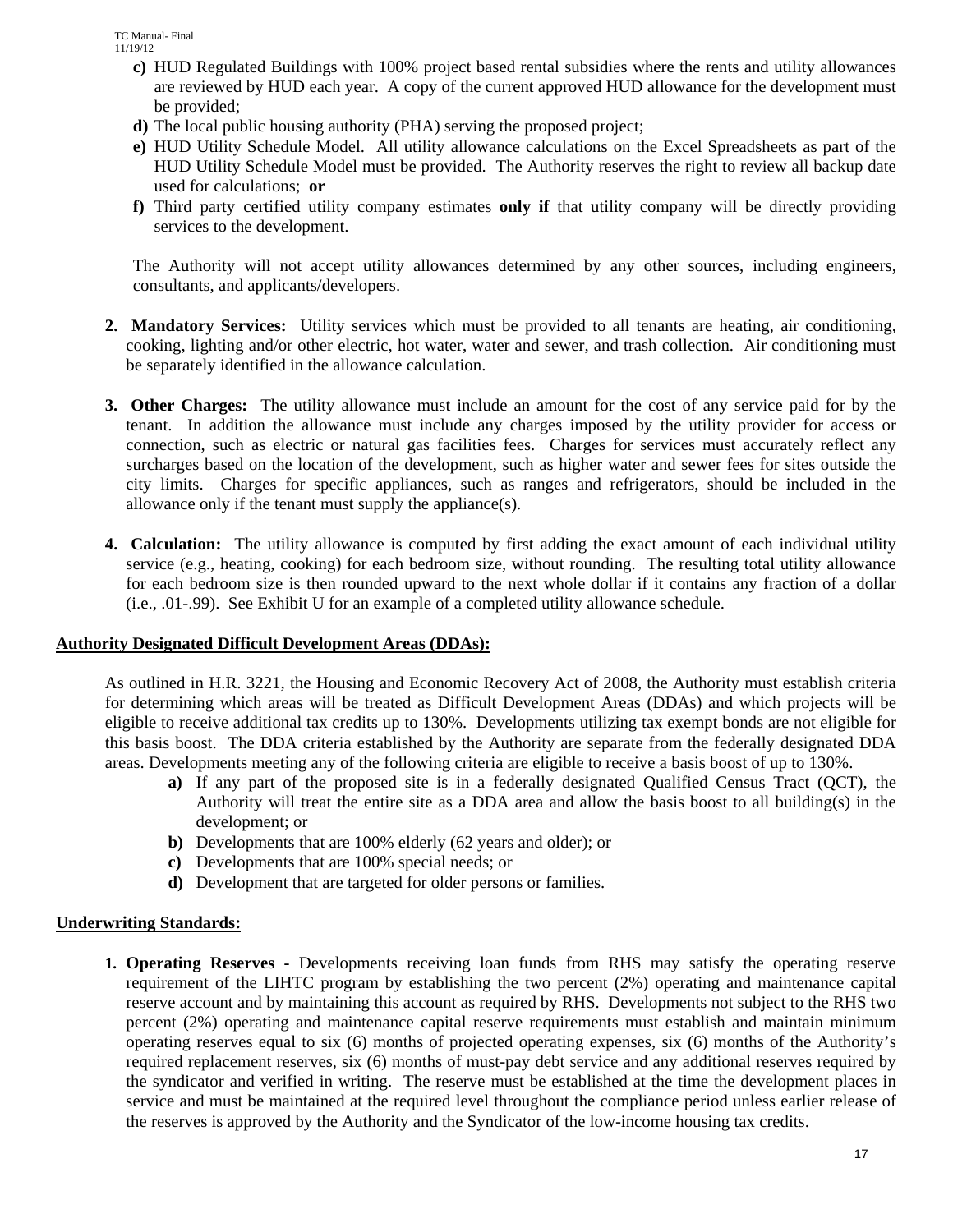c) HUD Regulated Buildings with 100% project based rental subsidies where the rents and utility allowances are reviewed by HUD each year. A copy of the current approved HUD allowance for the development must be provided;

d) The local public housing authority (PHA) serving the proposed project;

e) HUD Utility Schedule Model. All utility allowance calculations on the Excel Spreadsheets as part of the HUD Utility Schedule Model must be provided. The Authority reserves the right to review all backup date used for calculations; **or**

f) Third party certified utility company estimates **only if** that utility company will be directly providing services to the development.

The Authority will not accept utility allowances determined by any other sources, including engineers, consultants, and applicants/developers.

2. **Mandatory Services:** Utility services which must be provided to all tenants are heating, air conditioning, cooking, lighting and/or other electric, hot water, water and sewer, and trash collection. Air conditioning must be separately identified in the allowance calculation.

3. **Other Charges:** The utility allowance must include an amount for the cost of any service paid for by the tenant. In addition the allowance must include any charges imposed by the utility provider for access or connection, such as electric or natural gas facilities fees. Charges for services must accurately reflect any surcharges based on the location of the development, such as higher water and sewer fees for sites outside the city limits. Charges for specific appliances, such as ranges and refrigerators, should be included in the allowance only if the tenant must supply the appliance(s).

4. **Calculation:** The utility allowance is computed by first adding the exact amount of each individual utility service (e.g., heating, cooking) for each bedroom size, without rounding. The resulting total utility allowance for each bedroom size is then rounded upward to the next whole dollar if it contains any fraction of a dollar (i.e., .01-.99). See Exhibit U for an example of a completed utility allowance schedule.

## Authority Designated Difficult Development Areas (DDAs):

As outlined in H.R. 3221, the Housing and Economic Recovery Act of 2008, the Authority must establish criteria for determining which areas will be treated as Difficult Development Areas (DDAs) and which projects will be eligible to receive additional tax credits up to 130%. Developments utilizing tax exempt bonds are not eligible for this basis boost. The DDA criteria established by the Authority are separate from the federally designated DDA areas. Developments meeting any of the following criteria are eligible to receive a basis boost of up to 130%.

a) If any part of the proposed site is in a federally designated Qualified Census Tract (QCT), the Authority will treat the entire site as a DDA area and allow the basis boost to all building(s) in the development; or

b) Developments that are 100% elderly (62 years and older); or

c) Developments that are 100% special needs; or

d) Development that are targeted for older persons or families.

## Underwriting Standards:

1. **Operating Reserves -** Developments receiving loan funds from RHS may satisfy the operating reserve requirement of the LIHTC program by establishing the two percent (2%) operating and maintenance capital reserve account and by maintaining this account as required by RHS. Developments not subject to the RHS two percent (2%) operating and maintenance capital reserve requirements must establish and maintain minimum operating reserves equal to six (6) months of projected operating expenses, six (6) months of the Authority's required replacement reserves, six (6) months of must-pay debt service and any additional reserves required by the syndicator and verified in writing. The reserve must be established at the time the development places in service and must be maintained at the required level throughout the compliance period unless earlier release of the reserves is approved by the Authority and the Syndicator of the low-income housing tax credits.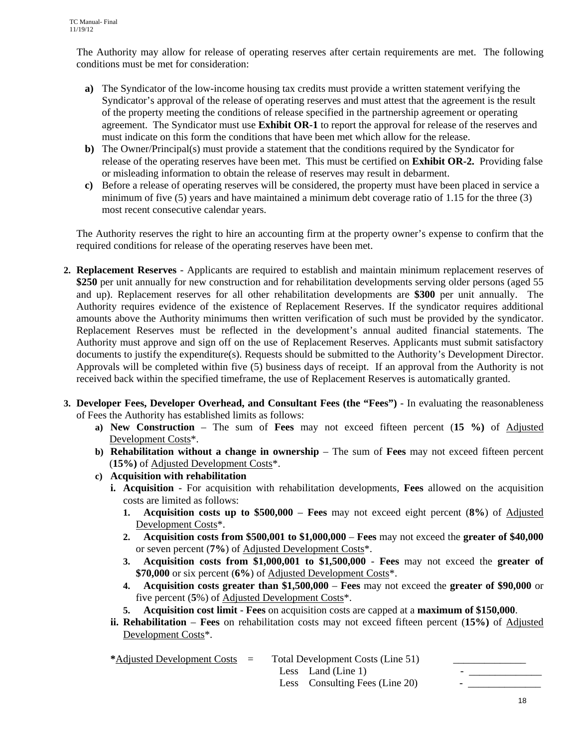The Authority may allow for release of operating reserves after certain requirements are met. The following conditions must be met for consideration:

- **a)** The Syndicator of the low-income housing tax credits must provide a written statement verifying the Syndicator's approval of the release of operating reserves and must attest that the agreement is the result of the property meeting the conditions of release specified in the partnership agreement or operating agreement. The Syndicator must use **Exhibit OR-1** to report the approval for release of the reserves and must indicate on this form the conditions that have been met which allow for the release.
- **b)** The Owner/Principal(s) must provide a statement that the conditions required by the Syndicator for release of the operating reserves have been met. This must be certified on **Exhibit OR-2.** Providing false or misleading information to obtain the release of reserves may result in debarment.
- **c)** Before a release of operating reserves will be considered, the property must have been placed in service a minimum of five (5) years and have maintained a minimum debt coverage ratio of 1.15 for the three (3) most recent consecutive calendar years.

The Authority reserves the right to hire an accounting firm at the property owner's expense to confirm that the required conditions for release of the operating reserves have been met.

2. **Replacement Reserves** - Applicants are required to establish and maintain minimum replacement reserves of **$250** per unit annually for new construction and for rehabilitation developments serving older persons (aged 55 and up). Replacement reserves for all other rehabilitation developments are **$300** per unit annually. The Authority requires evidence of the existence of Replacement Reserves. If the syndicator requires additional amounts above the Authority minimums then written verification of such must be provided by the syndicator. Replacement Reserves must be reflected in the development's annual audited financial statements. The Authority must approve and sign off on the use of Replacement Reserves. Applicants must submit satisfactory documents to justify the expenditure(s). Requests should be submitted to the Authority's Development Director. Approvals will be completed within five (5) business days of receipt. If an approval from the Authority is not received back within the specified timeframe, the use of Replacement Reserves is automatically granted.

3. **Developer Fees, Developer Overhead, and Consultant Fees (the "Fees")** - In evaluating the reasonableness of Fees the Authority has established limits as follows:
   - **a) New Construction** – The sum of **Fees** may not exceed fifteen percent (**15 %)** of Adjusted Development Costs*.
   - **b) Rehabilitation without a change in ownership** – The sum of **Fees** may not exceed fifteen percent (**15%)** of Adjusted Development Costs*.
   - **c) Acquisition with rehabilitation**
     - **i. Acquisition** - For acquisition with rehabilitation developments, **Fees** allowed on the acquisition costs are limited as follows:
       1. **Acquisition costs up to $500,000** – **Fees** may not exceed eight percent (**8%**) of Adjusted Development Costs*.
       2. **Acquisition costs from $500,001 to $1,000,000** – **Fees** may not exceed the **greater of $40,000** or seven percent (**7%**) of Adjusted Development Costs*.
       3. **Acquisition costs from $1,000,001 to $1,500,000** - **Fees** may not exceed the **greater of $70,000** or six percent (**6%**) of Adjusted Development Costs*.
       4. **Acquisition costs greater than $1,500,000** – **Fees** may not exceed the **greater of $90,000** or five percent (5%) of Adjusted Development Costs*.
       5. **Acquisition cost limit** - **Fees** on acquisition costs are capped at a **maximum of $150,000**.
     - **ii. Rehabilitation** – **Fees** on rehabilitation costs may not exceed fifteen percent (**15%)** of Adjusted Development Costs*.

| | | | |
|---|---|---|---|
| ***Adjusted Development Costs** | = | Total Development Costs (Line 51) | ______________ |
| | | Less Land (Line 1) | - ______________ |
| | | Less Consulting Fees (Line 20) | - ______________ |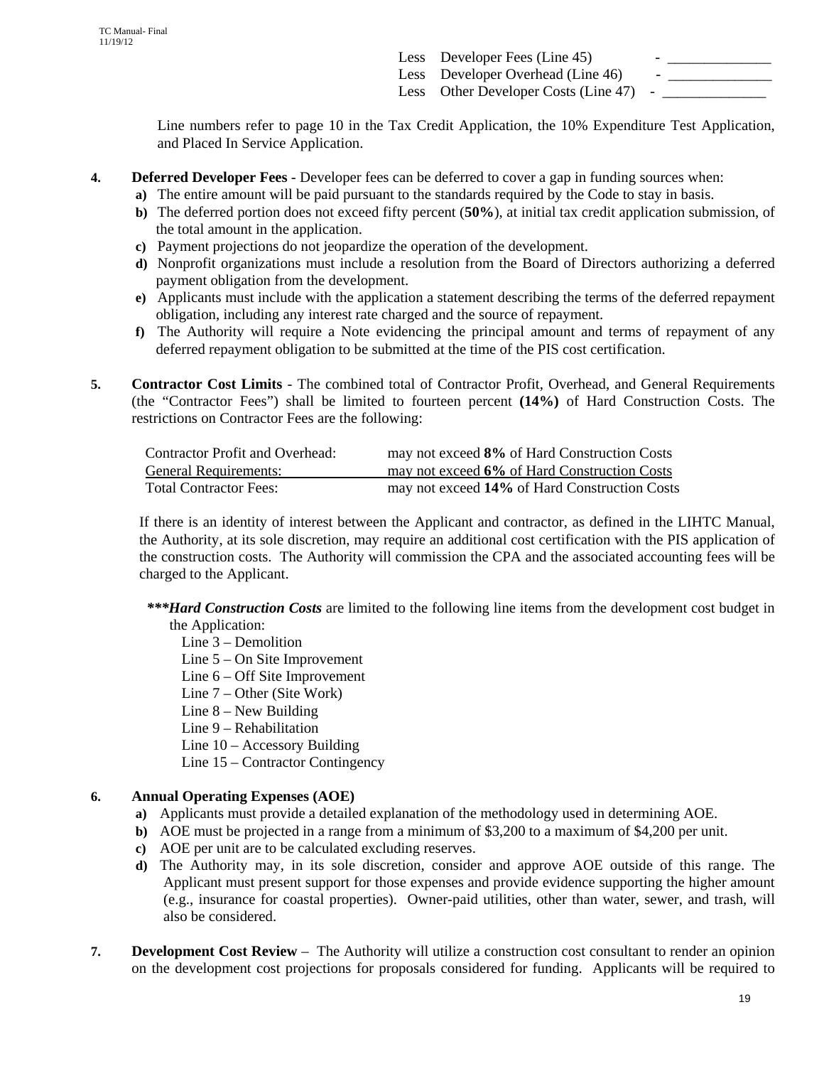| | | |
|---|---|---|
| Less | Developer Fees (Line 45) | - ______________ |
| Less | Developer Overhead (Line 46) | - ______________ |
| Less | Other Developer Costs (Line 47) | - ______________ |

Line numbers refer to page 10 in the Tax Credit Application, the 10% Expenditure Test Application, and Placed In Service Application.

**4. Deferred Developer Fees** - Developer fees can be deferred to cover a gap in funding sources when:

- **a)** The entire amount will be paid pursuant to the standards required by the Code to stay in basis.
- **b)** The deferred portion does not exceed fifty percent (**50%**), at initial tax credit application submission, of the total amount in the application.
- **c)** Payment projections do not jeopardize the operation of the development.
- **d)** Nonprofit organizations must include a resolution from the Board of Directors authorizing a deferred payment obligation from the development.
- **e)** Applicants must include with the application a statement describing the terms of the deferred repayment obligation, including any interest rate charged and the source of repayment.
- **f)** The Authority will require a Note evidencing the principal amount and terms of repayment of any deferred repayment obligation to be submitted at the time of the PIS cost certification.

**5. Contractor Cost Limits** - The combined total of Contractor Profit, Overhead, and General Requirements (the "Contractor Fees") shall be limited to fourteen percent **(14%)** of Hard Construction Costs. The restrictions on Contractor Fees are the following:

| | |
|---|---|
| Contractor Profit and Overhead: | may not exceed **8%** of Hard Construction Costs |
| General Requirements: | may not exceed **6%** of Hard Construction Costs |
| Total Contractor Fees: | may not exceed **14%** of Hard Construction Costs |

If there is an identity of interest between the Applicant and contractor, as defined in the LIHTC Manual, the Authority, at its sole discretion, may require an additional cost certification with the PIS application of the construction costs. The Authority will commission the CPA and the associated accounting fees will be charged to the Applicant.

***\*\*\*Hard Construction Costs*** are limited to the following line items from the development cost budget in the Application:

- Line 3 – Demolition
- Line 5 – On Site Improvement
- Line 6 – Off Site Improvement
- Line 7 – Other (Site Work)
- Line 8 – New Building
- Line 9 – Rehabilitation
- Line 10 – Accessory Building
- Line 15 – Contractor Contingency

**6. Annual Operating Expenses (AOE)**

- **a)** Applicants must provide a detailed explanation of the methodology used in determining AOE.
- **b)** AOE must be projected in a range from a minimum of $3,200 to a maximum of $4,200 per unit.
- **c)** AOE per unit are to be calculated excluding reserves.
- **d)** The Authority may, in its sole discretion, consider and approve AOE outside of this range. The Applicant must present support for those expenses and provide evidence supporting the higher amount (e.g., insurance for coastal properties). Owner-paid utilities, other than water, sewer, and trash, will also be considered.

**7. Development Cost Review** – The Authority will utilize a construction cost consultant to render an opinion on the development cost projections for proposals considered for funding. Applicants will be required to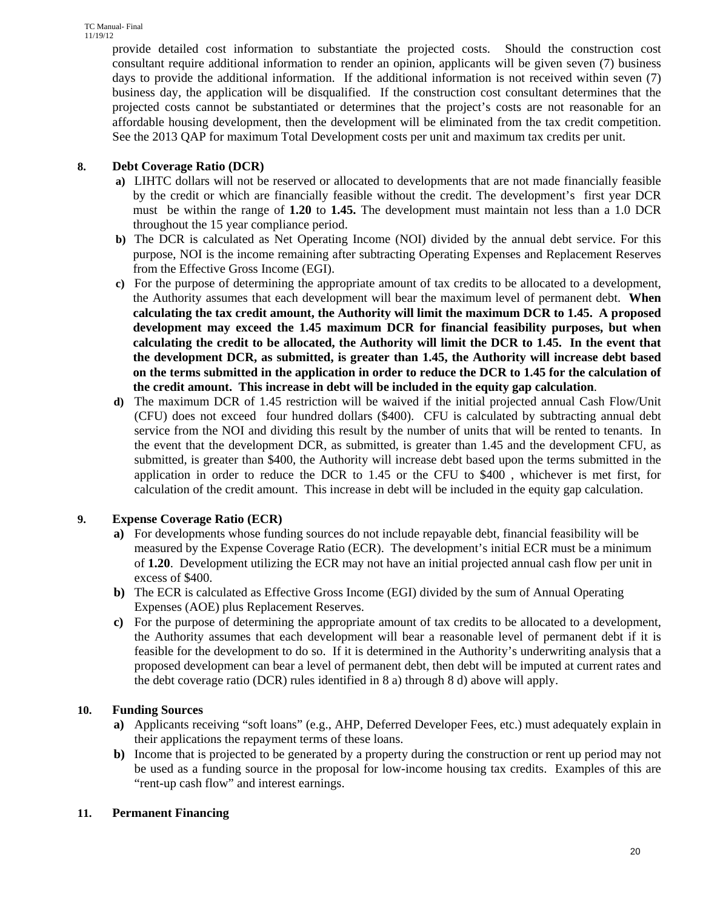provide detailed cost information to substantiate the projected costs. Should the construction cost consultant require additional information to render an opinion, applicants will be given seven (7) business days to provide the additional information. If the additional information is not received within seven (7) business day, the application will be disqualified. If the construction cost consultant determines that the projected costs cannot be substantiated or determines that the project's costs are not reasonable for an affordable housing development, then the development will be eliminated from the tax credit competition. See the 2013 QAP for maximum Total Development costs per unit and maximum tax credits per unit.

**8. Debt Coverage Ratio (DCR)**

**a)** LIHTC dollars will not be reserved or allocated to developments that are not made financially feasible by the credit or which are financially feasible without the credit. The development's first year DCR must be within the range of **1.20** to **1.45.** The development must maintain not less than a 1.0 DCR throughout the 15 year compliance period.

**b)** The DCR is calculated as Net Operating Income (NOI) divided by the annual debt service. For this purpose, NOI is the income remaining after subtracting Operating Expenses and Replacement Reserves from the Effective Gross Income (EGI).

**c)** For the purpose of determining the appropriate amount of tax credits to be allocated to a development, the Authority assumes that each development will bear the maximum level of permanent debt. **When calculating the tax credit amount, the Authority will limit the maximum DCR to 1.45. A proposed development may exceed the 1.45 maximum DCR for financial feasibility purposes, but when calculating the credit to be allocated, the Authority will limit the DCR to 1.45. In the event that the development DCR, as submitted, is greater than 1.45, the Authority will increase debt based on the terms submitted in the application in order to reduce the DCR to 1.45 for the calculation of the credit amount. This increase in debt will be included in the equity gap calculation**.

**d)** The maximum DCR of 1.45 restriction will be waived if the initial projected annual Cash Flow/Unit (CFU) does not exceed four hundred dollars ($400). CFU is calculated by subtracting annual debt service from the NOI and dividing this result by the number of units that will be rented to tenants. In the event that the development DCR, as submitted, is greater than 1.45 and the development CFU, as submitted, is greater than $400, the Authority will increase debt based upon the terms submitted in the application in order to reduce the DCR to 1.45 or the CFU to $400 , whichever is met first, for calculation of the credit amount. This increase in debt will be included in the equity gap calculation.

**9. Expense Coverage Ratio (ECR)**

**a)** For developments whose funding sources do not include repayable debt, financial feasibility will be measured by the Expense Coverage Ratio (ECR). The development's initial ECR must be a minimum of **1.20**. Development utilizing the ECR may not have an initial projected annual cash flow per unit in excess of $400.

**b)** The ECR is calculated as Effective Gross Income (EGI) divided by the sum of Annual Operating Expenses (AOE) plus Replacement Reserves.

**c)** For the purpose of determining the appropriate amount of tax credits to be allocated to a development, the Authority assumes that each development will bear a reasonable level of permanent debt if it is feasible for the development to do so. If it is determined in the Authority's underwriting analysis that a proposed development can bear a level of permanent debt, then debt will be imputed at current rates and the debt coverage ratio (DCR) rules identified in 8 a) through 8 d) above will apply.

**10. Funding Sources**

**a)** Applicants receiving "soft loans" (e.g., AHP, Deferred Developer Fees, etc.) must adequately explain in their applications the repayment terms of these loans.

**b)** Income that is projected to be generated by a property during the construction or rent up period may not be used as a funding source in the proposal for low-income housing tax credits. Examples of this are "rent-up cash flow" and interest earnings.

**11. Permanent Financing**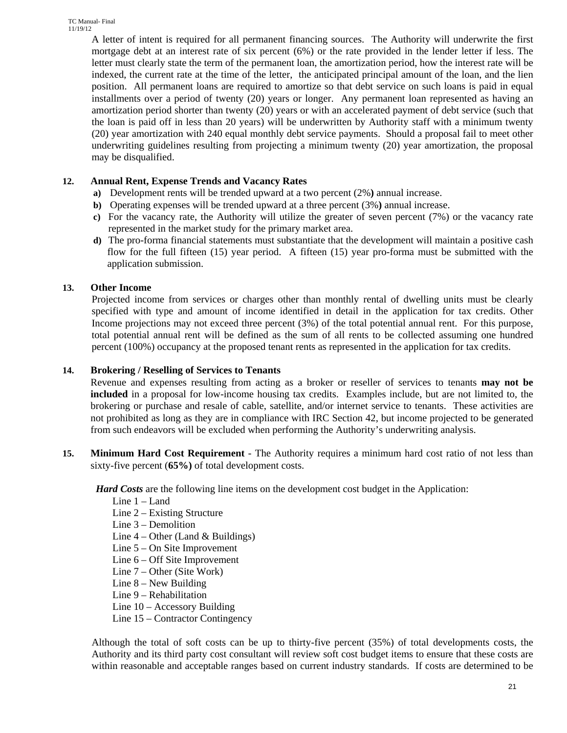A letter of intent is required for all permanent financing sources. The Authority will underwrite the first mortgage debt at an interest rate of six percent (6%) or the rate provided in the lender letter if less. The letter must clearly state the term of the permanent loan, the amortization period, how the interest rate will be indexed, the current rate at the time of the letter, the anticipated principal amount of the loan, and the lien position. All permanent loans are required to amortize so that debt service on such loans is paid in equal installments over a period of twenty (20) years or longer. Any permanent loan represented as having an amortization period shorter than twenty (20) years or with an accelerated payment of debt service (such that the loan is paid off in less than 20 years) will be underwritten by Authority staff with a minimum twenty (20) year amortization with 240 equal monthly debt service payments. Should a proposal fail to meet other underwriting guidelines resulting from projecting a minimum twenty (20) year amortization, the proposal may be disqualified.

**12. Annual Rent, Expense Trends and Vacancy Rates**

**a)** Development rents will be trended upward at a two percent (2%**)** annual increase.

**b)** Operating expenses will be trended upward at a three percent (3%**)** annual increase.

**c)** For the vacancy rate, the Authority will utilize the greater of seven percent (7%) or the vacancy rate represented in the market study for the primary market area.

**d)** The pro-forma financial statements must substantiate that the development will maintain a positive cash flow for the full fifteen (15) year period. A fifteen (15) year pro-forma must be submitted with the application submission.

**13. Other Income**

Projected income from services or charges other than monthly rental of dwelling units must be clearly specified with type and amount of income identified in detail in the application for tax credits. Other Income projections may not exceed three percent (3%) of the total potential annual rent. For this purpose, total potential annual rent will be defined as the sum of all rents to be collected assuming one hundred percent (100%) occupancy at the proposed tenant rents as represented in the application for tax credits.

**14. Brokering / Reselling of Services to Tenants**

Revenue and expenses resulting from acting as a broker or reseller of services to tenants **may not be included** in a proposal for low-income housing tax credits. Examples include, but are not limited to, the brokering or purchase and resale of cable, satellite, and/or internet service to tenants. These activities are not prohibited as long as they are in compliance with IRC Section 42, but income projected to be generated from such endeavors will be excluded when performing the Authority's underwriting analysis.

**15. Minimum Hard Cost Requirement** - The Authority requires a minimum hard cost ratio of not less than sixty-five percent (**65%)** of total development costs.

***Hard Costs*** are the following line items on the development cost budget in the Application:

Line 1 – Land
Line 2 – Existing Structure
Line 3 – Demolition
Line 4 – Other (Land & Buildings)
Line 5 – On Site Improvement
Line 6 – Off Site Improvement
Line 7 – Other (Site Work)
Line 8 – New Building
Line 9 – Rehabilitation
Line 10 – Accessory Building
Line 15 – Contractor Contingency

Although the total of soft costs can be up to thirty-five percent (35%) of total developments costs, the Authority and its third party cost consultant will review soft cost budget items to ensure that these costs are within reasonable and acceptable ranges based on current industry standards. If costs are determined to be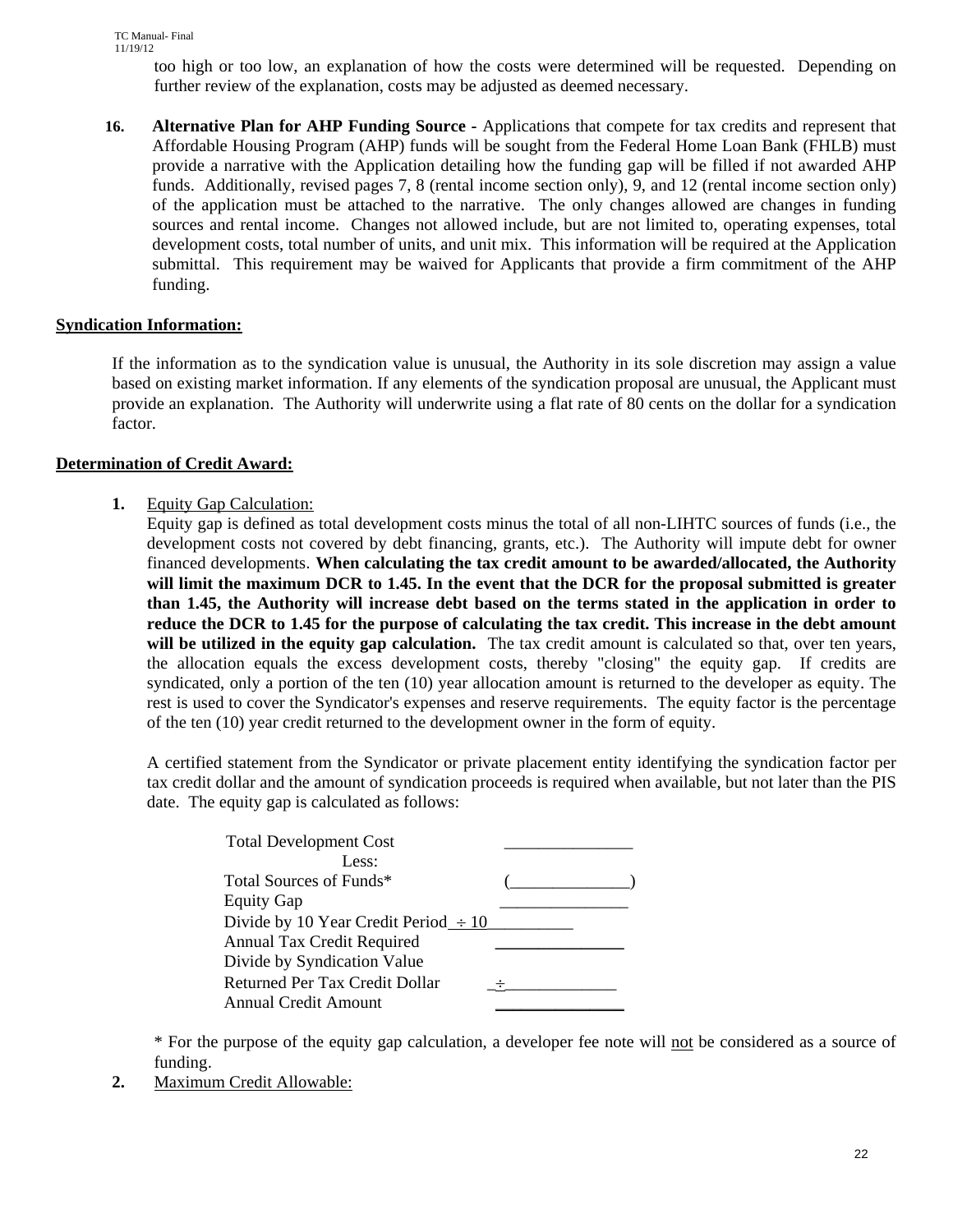too high or too low, an explanation of how the costs were determined will be requested. Depending on further review of the explanation, costs may be adjusted as deemed necessary.

16. **Alternative Plan for AHP Funding Source -** Applications that compete for tax credits and represent that Affordable Housing Program (AHP) funds will be sought from the Federal Home Loan Bank (FHLB) must provide a narrative with the Application detailing how the funding gap will be filled if not awarded AHP funds. Additionally, revised pages 7, 8 (rental income section only), 9, and 12 (rental income section only) of the application must be attached to the narrative. The only changes allowed are changes in funding sources and rental income. Changes not allowed include, but are not limited to, operating expenses, total development costs, total number of units, and unit mix. This information will be required at the Application submittal. This requirement may be waived for Applicants that provide a firm commitment of the AHP funding.

**Syndication Information:**

If the information as to the syndication value is unusual, the Authority in its sole discretion may assign a value based on existing market information. If any elements of the syndication proposal are unusual, the Applicant must provide an explanation. The Authority will underwrite using a flat rate of 80 cents on the dollar for a syndication factor.

**Determination of Credit Award:**

1. Equity Gap Calculation:
   Equity gap is defined as total development costs minus the total of all non-LIHTC sources of funds (i.e., the development costs not covered by debt financing, grants, etc.). The Authority will impute debt for owner financed developments. **When calculating the tax credit amount to be awarded/allocated, the Authority will limit the maximum DCR to 1.45. In the event that the DCR for the proposal submitted is greater than 1.45, the Authority will increase debt based on the terms stated in the application in order to reduce the DCR to 1.45 for the purpose of calculating the tax credit. This increase in the debt amount will be utilized in the equity gap calculation.** The tax credit amount is calculated so that, over ten years, the allocation equals the excess development costs, thereby "closing" the equity gap. If credits are syndicated, only a portion of the ten (10) year allocation amount is returned to the developer as equity. The rest is used to cover the Syndicator's expenses and reserve requirements. The equity factor is the percentage of the ten (10) year credit returned to the development owner in the form of equity.

   A certified statement from the Syndicator or private placement entity identifying the syndication factor per tax credit dollar and the amount of syndication proceeds is required when available, but not later than the PIS date. The equity gap is calculated as follows:

| | |
|---|---|
| Total Development Cost | _______________ |
| Less: | |
| Total Sources of Funds* | (______________) |
| Equity Gap | _______________ |
| Divide by 10 Year Credit Period | ÷ 10__________ |
| Annual Tax Credit Required | _______________ |
| Divide by Syndication Value Returned Per Tax Credit Dollar | ÷_____________ |
| Annual Credit Amount | _______________ |

   \* For the purpose of the equity gap calculation, a developer fee note will not be considered as a source of funding.

2. Maximum Credit Allowable: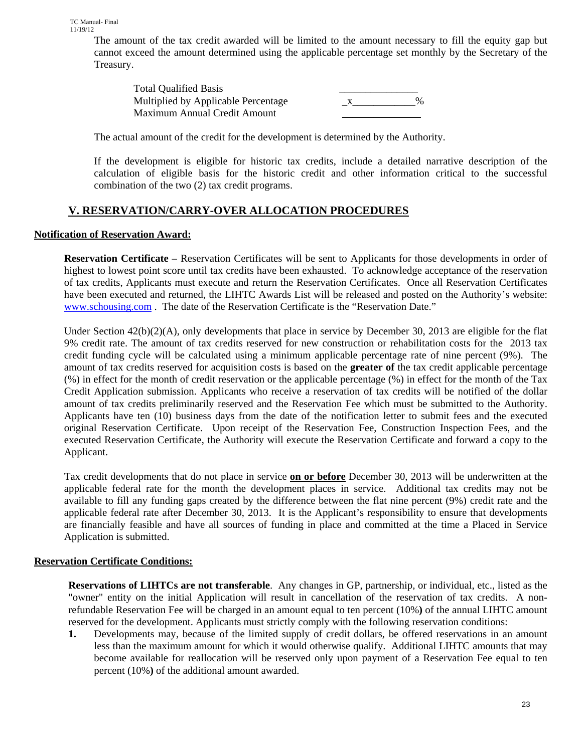The amount of the tax credit awarded will be limited to the amount necessary to fill the equity gap but cannot exceed the amount determined using the applicable percentage set monthly by the Secretary of the Treasury.

| | |
|---|---|
| Total Qualified Basis | _______________ |
| Multiplied by Applicable Percentage | _x____________% |
| Maximum Annual Credit Amount | _______________ |

The actual amount of the credit for the development is determined by the Authority.

If the development is eligible for historic tax credits, include a detailed narrative description of the calculation of eligible basis for the historic credit and other information critical to the successful combination of the two (2) tax credit programs.

## V. RESERVATION/CARRY-OVER ALLOCATION PROCEDURES

### Notification of Reservation Award:

**Reservation Certificate** – Reservation Certificates will be sent to Applicants for those developments in order of highest to lowest point score until tax credits have been exhausted. To acknowledge acceptance of the reservation of tax credits, Applicants must execute and return the Reservation Certificates. Once all Reservation Certificates have been executed and returned, the LIHTC Awards List will be released and posted on the Authority's website: www.schousing.com . The date of the Reservation Certificate is the "Reservation Date."

Under Section 42(b)(2)(A), only developments that place in service by December 30, 2013 are eligible for the flat 9% credit rate. The amount of tax credits reserved for new construction or rehabilitation costs for the 2013 tax credit funding cycle will be calculated using a minimum applicable percentage rate of nine percent (9%). The amount of tax credits reserved for acquisition costs is based on the **greater of** the tax credit applicable percentage (%) in effect for the month of credit reservation or the applicable percentage (%) in effect for the month of the Tax Credit Application submission. Applicants who receive a reservation of tax credits will be notified of the dollar amount of tax credits preliminarily reserved and the Reservation Fee which must be submitted to the Authority. Applicants have ten (10) business days from the date of the notification letter to submit fees and the executed original Reservation Certificate. Upon receipt of the Reservation Fee, Construction Inspection Fees, and the executed Reservation Certificate, the Authority will execute the Reservation Certificate and forward a copy to the Applicant.

Tax credit developments that do not place in service **on or before** December 30, 2013 will be underwritten at the applicable federal rate for the month the development places in service. Additional tax credits may not be available to fill any funding gaps created by the difference between the flat nine percent (9%) credit rate and the applicable federal rate after December 30, 2013. It is the Applicant's responsibility to ensure that developments are financially feasible and have all sources of funding in place and committed at the time a Placed in Service Application is submitted.

### Reservation Certificate Conditions:

**Reservations of LIHTCs are not transferable**. Any changes in GP, partnership, or individual, etc., listed as the "owner" entity on the initial Application will result in cancellation of the reservation of tax credits. A non-refundable Reservation Fee will be charged in an amount equal to ten percent (10%) of the annual LIHTC amount reserved for the development. Applicants must strictly comply with the following reservation conditions:

1. Developments may, because of the limited supply of credit dollars, be offered reservations in an amount less than the maximum amount for which it would otherwise qualify. Additional LIHTC amounts that may become available for reallocation will be reserved only upon payment of a Reservation Fee equal to ten percent (10%) of the additional amount awarded.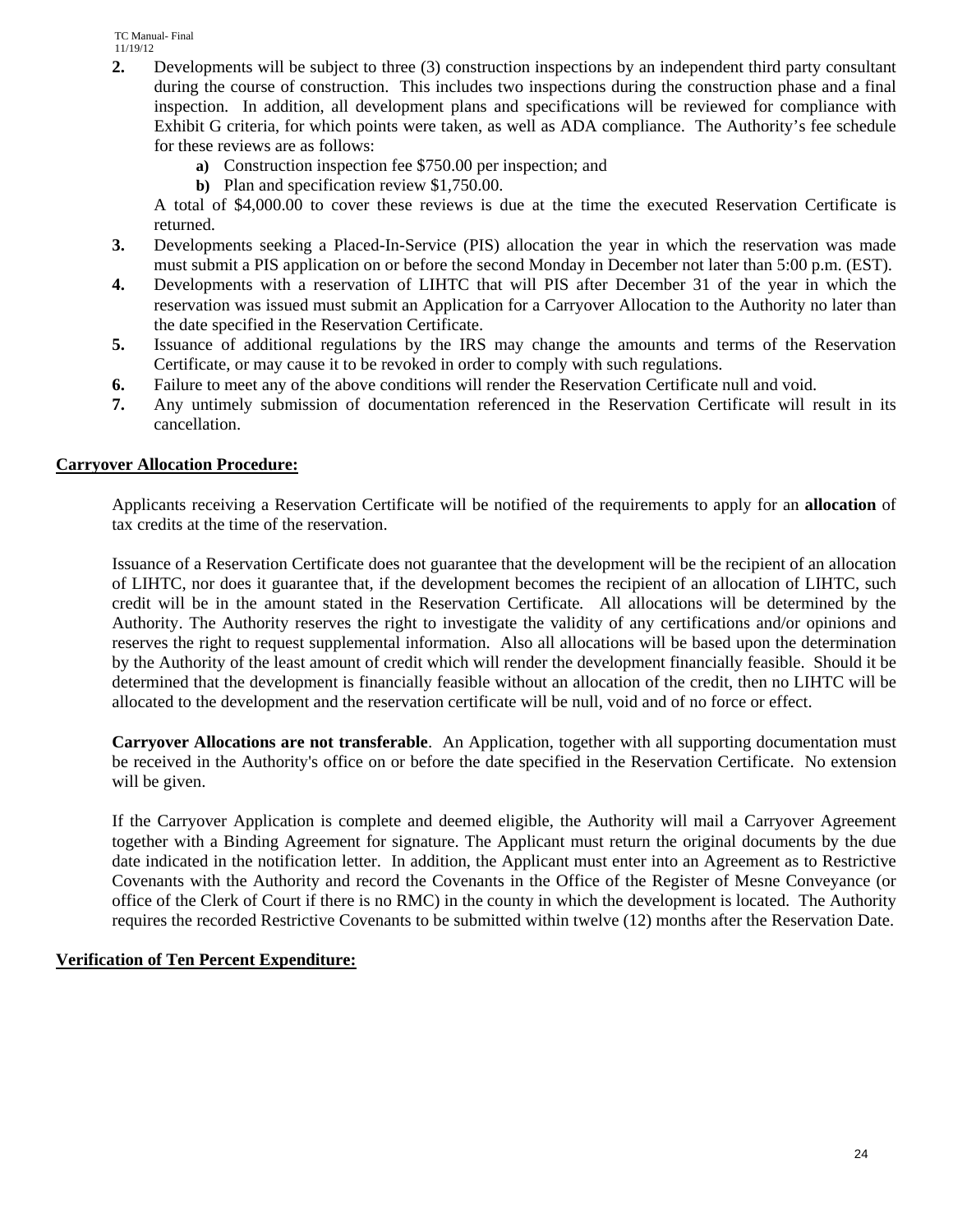**2.** Developments will be subject to three (3) construction inspections by an independent third party consultant during the course of construction. This includes two inspections during the construction phase and a final inspection. In addition, all development plans and specifications will be reviewed for compliance with Exhibit G criteria, for which points were taken, as well as ADA compliance. The Authority's fee schedule for these reviews are as follows:

   **a)** Construction inspection fee $750.00 per inspection; and

   **b)** Plan and specification review $1,750.00.

   A total of $4,000.00 to cover these reviews is due at the time the executed Reservation Certificate is returned.

**3.** Developments seeking a Placed-In-Service (PIS) allocation the year in which the reservation was made must submit a PIS application on or before the second Monday in December not later than 5:00 p.m. (EST).

**4.** Developments with a reservation of LIHTC that will PIS after December 31 of the year in which the reservation was issued must submit an Application for a Carryover Allocation to the Authority no later than the date specified in the Reservation Certificate.

**5.** Issuance of additional regulations by the IRS may change the amounts and terms of the Reservation Certificate, or may cause it to be revoked in order to comply with such regulations.

**6.** Failure to meet any of the above conditions will render the Reservation Certificate null and void.

**7.** Any untimely submission of documentation referenced in the Reservation Certificate will result in its cancellation.

**Carryover Allocation Procedure:**

Applicants receiving a Reservation Certificate will be notified of the requirements to apply for an **allocation** of tax credits at the time of the reservation.

Issuance of a Reservation Certificate does not guarantee that the development will be the recipient of an allocation of LIHTC, nor does it guarantee that, if the development becomes the recipient of an allocation of LIHTC, such credit will be in the amount stated in the Reservation Certificate. All allocations will be determined by the Authority. The Authority reserves the right to investigate the validity of any certifications and/or opinions and reserves the right to request supplemental information. Also all allocations will be based upon the determination by the Authority of the least amount of credit which will render the development financially feasible. Should it be determined that the development is financially feasible without an allocation of the credit, then no LIHTC will be allocated to the development and the reservation certificate will be null, void and of no force or effect.

**Carryover Allocations are not transferable**. An Application, together with all supporting documentation must be received in the Authority's office on or before the date specified in the Reservation Certificate. No extension will be given.

If the Carryover Application is complete and deemed eligible, the Authority will mail a Carryover Agreement together with a Binding Agreement for signature. The Applicant must return the original documents by the due date indicated in the notification letter. In addition, the Applicant must enter into an Agreement as to Restrictive Covenants with the Authority and record the Covenants in the Office of the Register of Mesne Conveyance (or office of the Clerk of Court if there is no RMC) in the county in which the development is located. The Authority requires the recorded Restrictive Covenants to be submitted within twelve (12) months after the Reservation Date.

**Verification of Ten Percent Expenditure:**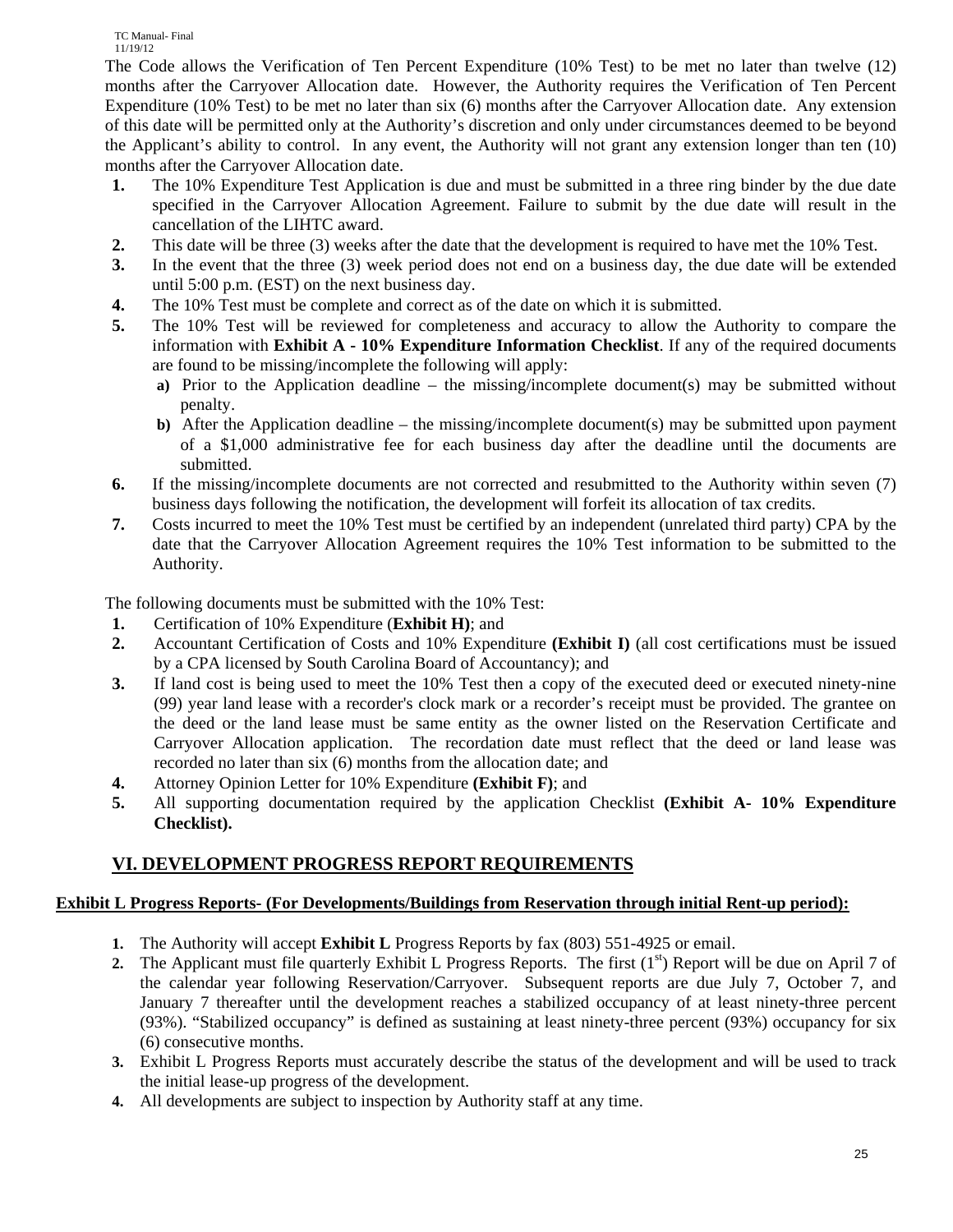The Code allows the Verification of Ten Percent Expenditure (10% Test) to be met no later than twelve (12) months after the Carryover Allocation date. However, the Authority requires the Verification of Ten Percent Expenditure (10% Test) to be met no later than six (6) months after the Carryover Allocation date. Any extension of this date will be permitted only at the Authority's discretion and only under circumstances deemed to be beyond the Applicant's ability to control. In any event, the Authority will not grant any extension longer than ten (10) months after the Carryover Allocation date.

1. The 10% Expenditure Test Application is due and must be submitted in a three ring binder by the due date specified in the Carryover Allocation Agreement. Failure to submit by the due date will result in the cancellation of the LIHTC award.
2. This date will be three (3) weeks after the date that the development is required to have met the 10% Test.
3. In the event that the three (3) week period does not end on a business day, the due date will be extended until 5:00 p.m. (EST) on the next business day.
4. The 10% Test must be complete and correct as of the date on which it is submitted.
5. The 10% Test will be reviewed for completeness and accuracy to allow the Authority to compare the information with **Exhibit A - 10% Expenditure Information Checklist**. If any of the required documents are found to be missing/incomplete the following will apply:
   a) Prior to the Application deadline – the missing/incomplete document(s) may be submitted without penalty.
   b) After the Application deadline – the missing/incomplete document(s) may be submitted upon payment of a $1,000 administrative fee for each business day after the deadline until the documents are submitted.
6. If the missing/incomplete documents are not corrected and resubmitted to the Authority within seven (7) business days following the notification, the development will forfeit its allocation of tax credits.
7. Costs incurred to meet the 10% Test must be certified by an independent (unrelated third party) CPA by the date that the Carryover Allocation Agreement requires the 10% Test information to be submitted to the Authority.

The following documents must be submitted with the 10% Test:

1. Certification of 10% Expenditure (**Exhibit H)**; and
2. Accountant Certification of Costs and 10% Expenditure **(Exhibit I)** (all cost certifications must be issued by a CPA licensed by South Carolina Board of Accountancy); and
3. If land cost is being used to meet the 10% Test then a copy of the executed deed or executed ninety-nine (99) year land lease with a recorder's clock mark or a recorder's receipt must be provided. The grantee on the deed or the land lease must be same entity as the owner listed on the Reservation Certificate and Carryover Allocation application. The recordation date must reflect that the deed or land lease was recorded no later than six (6) months from the allocation date; and
4. Attorney Opinion Letter for 10% Expenditure **(Exhibit F)**; and
5. All supporting documentation required by the application Checklist **(Exhibit A- 10% Expenditure Checklist).**

## VI. DEVELOPMENT PROGRESS REPORT REQUIREMENTS

**Exhibit L Progress Reports- (For Developments/Buildings from Reservation through initial Rent-up period):**

1. The Authority will accept **Exhibit L** Progress Reports by fax (803) 551-4925 or email.
2. The Applicant must file quarterly Exhibit L Progress Reports. The first (1st) Report will be due on April 7 of the calendar year following Reservation/Carryover. Subsequent reports are due July 7, October 7, and January 7 thereafter until the development reaches a stabilized occupancy of at least ninety-three percent (93%). "Stabilized occupancy" is defined as sustaining at least ninety-three percent (93%) occupancy for six (6) consecutive months.
3. Exhibit L Progress Reports must accurately describe the status of the development and will be used to track the initial lease-up progress of the development.
4. All developments are subject to inspection by Authority staff at any time.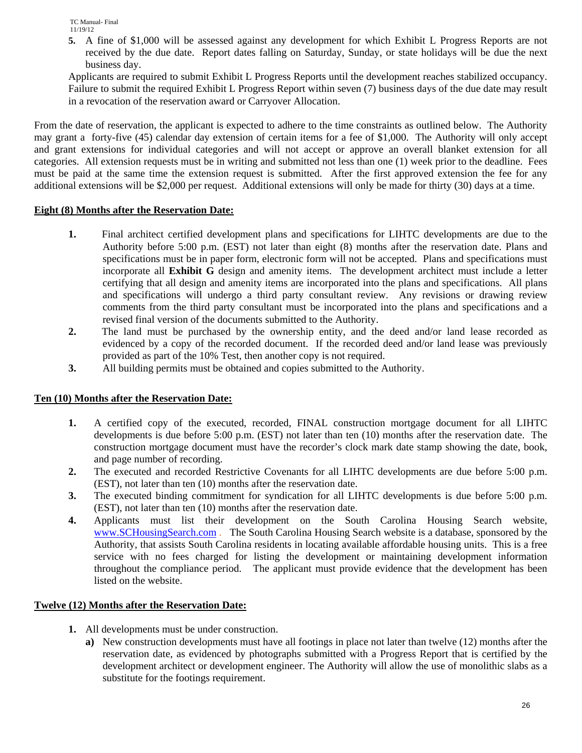5. A fine of $1,000 will be assessed against any development for which Exhibit L Progress Reports are not received by the due date. Report dates falling on Saturday, Sunday, or state holidays will be due the next business day.

Applicants are required to submit Exhibit L Progress Reports until the development reaches stabilized occupancy. Failure to submit the required Exhibit L Progress Report within seven (7) business days of the due date may result in a revocation of the reservation award or Carryover Allocation.

From the date of reservation, the applicant is expected to adhere to the time constraints as outlined below. The Authority may grant a forty-five (45) calendar day extension of certain items for a fee of $1,000. The Authority will only accept and grant extensions for individual categories and will not accept or approve an overall blanket extension for all categories. All extension requests must be in writing and submitted not less than one (1) week prior to the deadline. Fees must be paid at the same time the extension request is submitted. After the first approved extension the fee for any additional extensions will be $2,000 per request. Additional extensions will only be made for thirty (30) days at a time.

## Eight (8) Months after the Reservation Date:

1. Final architect certified development plans and specifications for LIHTC developments are due to the Authority before 5:00 p.m. (EST) not later than eight (8) months after the reservation date. Plans and specifications must be in paper form, electronic form will not be accepted. Plans and specifications must incorporate all **Exhibit G** design and amenity items. The development architect must include a letter certifying that all design and amenity items are incorporated into the plans and specifications. All plans and specifications will undergo a third party consultant review. Any revisions or drawing review comments from the third party consultant must be incorporated into the plans and specifications and a revised final version of the documents submitted to the Authority.
2. The land must be purchased by the ownership entity, and the deed and/or land lease recorded as evidenced by a copy of the recorded document. If the recorded deed and/or land lease was previously provided as part of the 10% Test, then another copy is not required.
3. All building permits must be obtained and copies submitted to the Authority.

## Ten (10) Months after the Reservation Date:

1. A certified copy of the executed, recorded, FINAL construction mortgage document for all LIHTC developments is due before 5:00 p.m. (EST) not later than ten (10) months after the reservation date. The construction mortgage document must have the recorder's clock mark date stamp showing the date, book, and page number of recording.
2. The executed and recorded Restrictive Covenants for all LIHTC developments are due before 5:00 p.m. (EST), not later than ten (10) months after the reservation date.
3. The executed binding commitment for syndication for all LIHTC developments is due before 5:00 p.m. (EST), not later than ten (10) months after the reservation date.
4. Applicants must list their development on the South Carolina Housing Search website, www.SCHousingSearch.com . The South Carolina Housing Search website is a database, sponsored by the Authority, that assists South Carolina residents in locating available affordable housing units. This is a free service with no fees charged for listing the development or maintaining development information throughout the compliance period. The applicant must provide evidence that the development has been listed on the website.

## Twelve (12) Months after the Reservation Date:

1. All developments must be under construction.
   a) New construction developments must have all footings in place not later than twelve (12) months after the reservation date, as evidenced by photographs submitted with a Progress Report that is certified by the development architect or development engineer. The Authority will allow the use of monolithic slabs as a substitute for the footings requirement.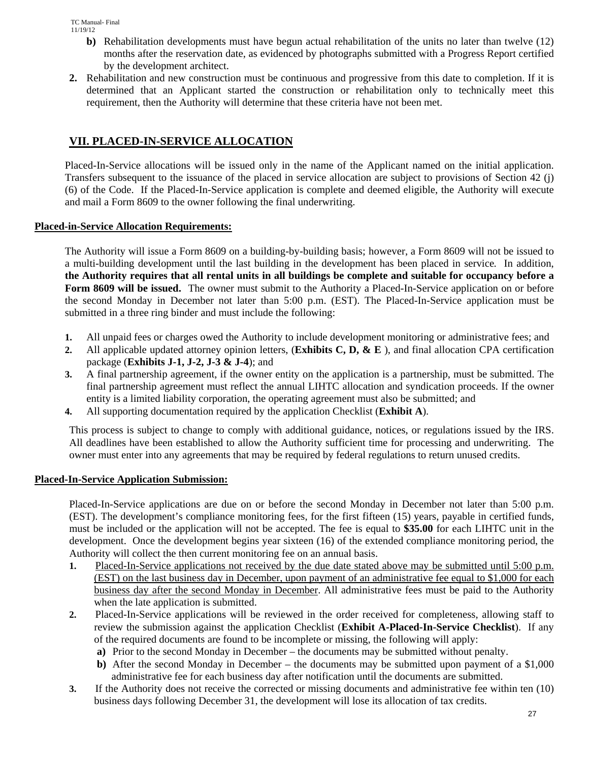**b)** Rehabilitation developments must have begun actual rehabilitation of the units no later than twelve (12) months after the reservation date, as evidenced by photographs submitted with a Progress Report certified by the development architect.

**2.** Rehabilitation and new construction must be continuous and progressive from this date to completion. If it is determined that an Applicant started the construction or rehabilitation only to technically meet this requirement, then the Authority will determine that these criteria have not been met.

## VII. PLACED-IN-SERVICE ALLOCATION

Placed-In-Service allocations will be issued only in the name of the Applicant named on the initial application. Transfers subsequent to the issuance of the placed in service allocation are subject to provisions of Section 42 (j) (6) of the Code. If the Placed-In-Service application is complete and deemed eligible, the Authority will execute and mail a Form 8609 to the owner following the final underwriting.

### Placed-in-Service Allocation Requirements:

The Authority will issue a Form 8609 on a building-by-building basis; however, a Form 8609 will not be issued to a multi-building development until the last building in the development has been placed in service. In addition, **the Authority requires that all rental units in all buildings be complete and suitable for occupancy before a Form 8609 will be issued.** The owner must submit to the Authority a Placed-In-Service application on or before the second Monday in December not later than 5:00 p.m. (EST). The Placed-In-Service application must be submitted in a three ring binder and must include the following:

1. All unpaid fees or charges owed the Authority to include development monitoring or administrative fees; and
2. All applicable updated attorney opinion letters, (**Exhibits C, D, & E** ), and final allocation CPA certification package (**Exhibits J-1, J-2, J-3 & J-4**); and
3. A final partnership agreement, if the owner entity on the application is a partnership, must be submitted. The final partnership agreement must reflect the annual LIHTC allocation and syndication proceeds. If the owner entity is a limited liability corporation, the operating agreement must also be submitted; and
4. All supporting documentation required by the application Checklist (**Exhibit A**).

This process is subject to change to comply with additional guidance, notices, or regulations issued by the IRS. All deadlines have been established to allow the Authority sufficient time for processing and underwriting. The owner must enter into any agreements that may be required by federal regulations to return unused credits.

### Placed-In-Service Application Submission:

Placed-In-Service applications are due on or before the second Monday in December not later than 5:00 p.m. (EST). The development's compliance monitoring fees, for the first fifteen (15) years, payable in certified funds, must be included or the application will not be accepted. The fee is equal to **$35.00** for each LIHTC unit in the development. Once the development begins year sixteen (16) of the extended compliance monitoring period, the Authority will collect the then current monitoring fee on an annual basis.

1. Placed-In-Service applications not received by the due date stated above may be submitted until 5:00 p.m. (EST) on the last business day in December, upon payment of an administrative fee equal to $1,000 for each business day after the second Monday in December. All administrative fees must be paid to the Authority when the late application is submitted.
2. Placed-In-Service applications will be reviewed in the order received for completeness, allowing staff to review the submission against the application Checklist (**Exhibit A-Placed-In-Service Checklist**). If any of the required documents are found to be incomplete or missing, the following will apply:
   - **a)** Prior to the second Monday in December – the documents may be submitted without penalty.
   - **b)** After the second Monday in December – the documents may be submitted upon payment of a $1,000 administrative fee for each business day after notification until the documents are submitted.
3. If the Authority does not receive the corrected or missing documents and administrative fee within ten (10) business days following December 31, the development will lose its allocation of tax credits.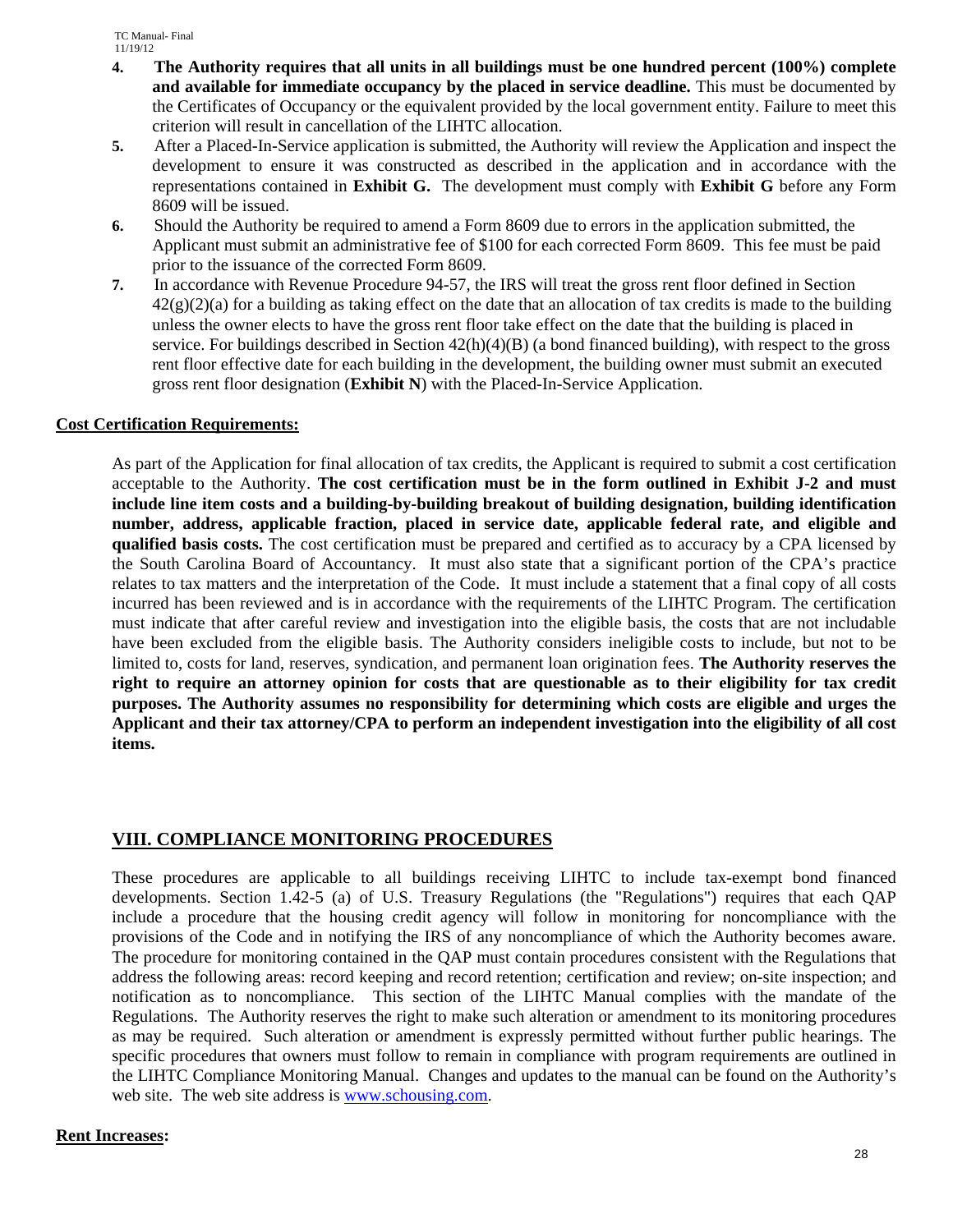4. **The Authority requires that all units in all buildings must be one hundred percent (100%) complete and available for immediate occupancy by the placed in service deadline.** This must be documented by the Certificates of Occupancy or the equivalent provided by the local government entity. Failure to meet this criterion will result in cancellation of the LIHTC allocation.
5. After a Placed-In-Service application is submitted, the Authority will review the Application and inspect the development to ensure it was constructed as described in the application and in accordance with the representations contained in **Exhibit G.** The development must comply with **Exhibit G** before any Form 8609 will be issued.
6. Should the Authority be required to amend a Form 8609 due to errors in the application submitted, the Applicant must submit an administrative fee of $100 for each corrected Form 8609. This fee must be paid prior to the issuance of the corrected Form 8609.
7. In accordance with Revenue Procedure 94-57, the IRS will treat the gross rent floor defined in Section 42(g)(2)(a) for a building as taking effect on the date that an allocation of tax credits is made to the building unless the owner elects to have the gross rent floor take effect on the date that the building is placed in service. For buildings described in Section 42(h)(4)(B) (a bond financed building), with respect to the gross rent floor effective date for each building in the development, the building owner must submit an executed gross rent floor designation (**Exhibit N**) with the Placed-In-Service Application.

**Cost Certification Requirements:**

As part of the Application for final allocation of tax credits, the Applicant is required to submit a cost certification acceptable to the Authority. **The cost certification must be in the form outlined in Exhibit J-2 and must include line item costs and a building-by-building breakout of building designation, building identification number, address, applicable fraction, placed in service date, applicable federal rate, and eligible and qualified basis costs.** The cost certification must be prepared and certified as to accuracy by a CPA licensed by the South Carolina Board of Accountancy. It must also state that a significant portion of the CPA's practice relates to tax matters and the interpretation of the Code. It must include a statement that a final copy of all costs incurred has been reviewed and is in accordance with the requirements of the LIHTC Program. The certification must indicate that after careful review and investigation into the eligible basis, the costs that are not includable have been excluded from the eligible basis. The Authority considers ineligible costs to include, but not to be limited to, costs for land, reserves, syndication, and permanent loan origination fees. **The Authority reserves the right to require an attorney opinion for costs that are questionable as to their eligibility for tax credit purposes. The Authority assumes no responsibility for determining which costs are eligible and urges the Applicant and their tax attorney/CPA to perform an independent investigation into the eligibility of all cost items.**

## VIII. COMPLIANCE MONITORING PROCEDURES

These procedures are applicable to all buildings receiving LIHTC to include tax-exempt bond financed developments. Section 1.42-5 (a) of U.S. Treasury Regulations (the "Regulations") requires that each QAP include a procedure that the housing credit agency will follow in monitoring for noncompliance with the provisions of the Code and in notifying the IRS of any noncompliance of which the Authority becomes aware. The procedure for monitoring contained in the QAP must contain procedures consistent with the Regulations that address the following areas: record keeping and record retention; certification and review; on-site inspection; and notification as to noncompliance. This section of the LIHTC Manual complies with the mandate of the Regulations. The Authority reserves the right to make such alteration or amendment to its monitoring procedures as may be required. Such alteration or amendment is expressly permitted without further public hearings. The specific procedures that owners must follow to remain in compliance with program requirements are outlined in the LIHTC Compliance Monitoring Manual. Changes and updates to the manual can be found on the Authority's web site. The web site address is www.schousing.com.

**Rent Increases:**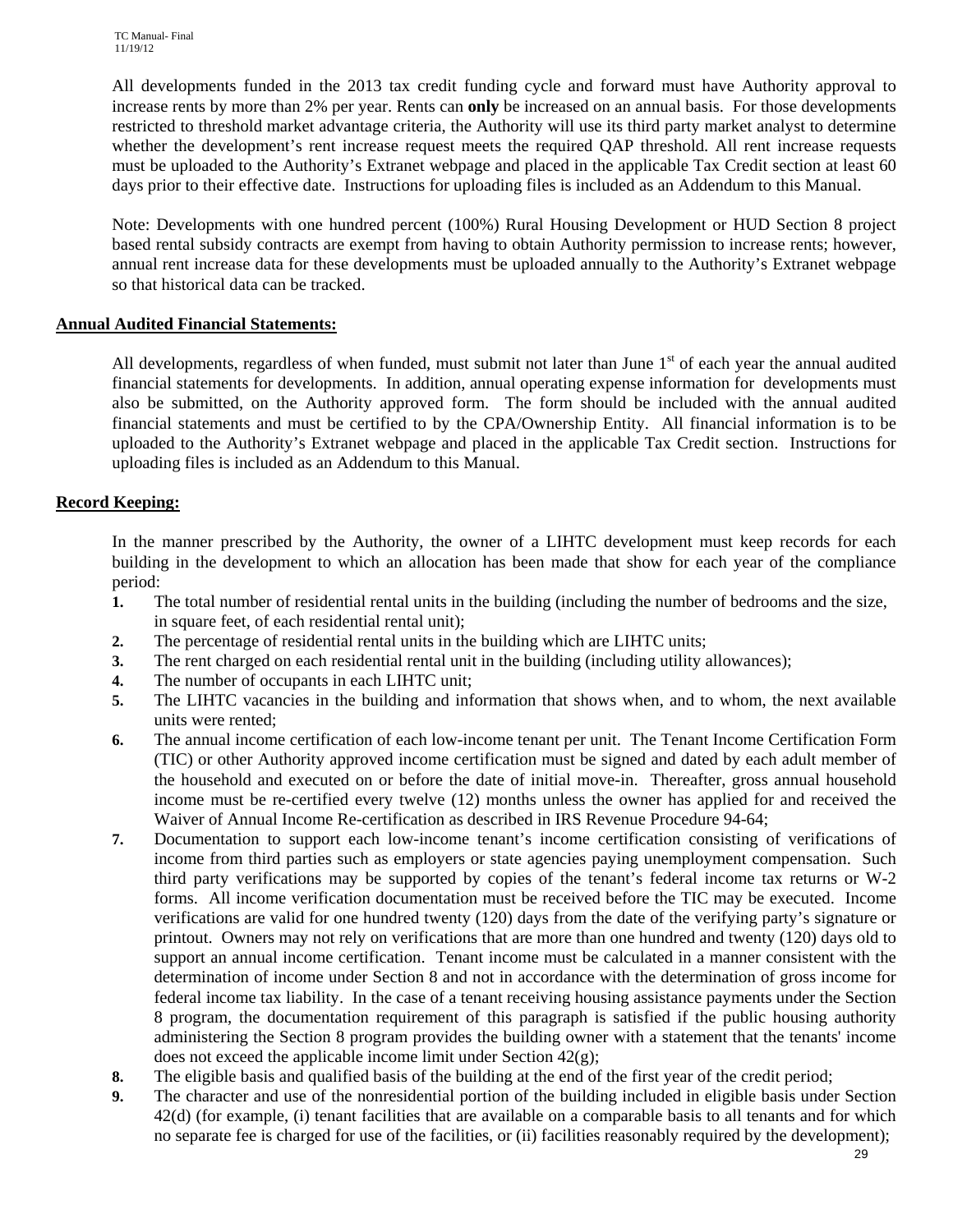All developments funded in the 2013 tax credit funding cycle and forward must have Authority approval to increase rents by more than 2% per year. Rents can **only** be increased on an annual basis. For those developments restricted to threshold market advantage criteria, the Authority will use its third party market analyst to determine whether the development's rent increase request meets the required QAP threshold. All rent increase requests must be uploaded to the Authority's Extranet webpage and placed in the applicable Tax Credit section at least 60 days prior to their effective date. Instructions for uploading files is included as an Addendum to this Manual.

Note: Developments with one hundred percent (100%) Rural Housing Development or HUD Section 8 project based rental subsidy contracts are exempt from having to obtain Authority permission to increase rents; however, annual rent increase data for these developments must be uploaded annually to the Authority's Extranet webpage so that historical data can be tracked.

**Annual Audited Financial Statements:**

All developments, regardless of when funded, must submit not later than June 1st of each year the annual audited financial statements for developments. In addition, annual operating expense information for developments must also be submitted, on the Authority approved form. The form should be included with the annual audited financial statements and must be certified to by the CPA/Ownership Entity. All financial information is to be uploaded to the Authority's Extranet webpage and placed in the applicable Tax Credit section. Instructions for uploading files is included as an Addendum to this Manual.

**Record Keeping:**

In the manner prescribed by the Authority, the owner of a LIHTC development must keep records for each building in the development to which an allocation has been made that show for each year of the compliance period:

1. The total number of residential rental units in the building (including the number of bedrooms and the size, in square feet, of each residential rental unit);
2. The percentage of residential rental units in the building which are LIHTC units;
3. The rent charged on each residential rental unit in the building (including utility allowances);
4. The number of occupants in each LIHTC unit;
5. The LIHTC vacancies in the building and information that shows when, and to whom, the next available units were rented;
6. The annual income certification of each low-income tenant per unit. The Tenant Income Certification Form (TIC) or other Authority approved income certification must be signed and dated by each adult member of the household and executed on or before the date of initial move-in. Thereafter, gross annual household income must be re-certified every twelve (12) months unless the owner has applied for and received the Waiver of Annual Income Re-certification as described in IRS Revenue Procedure 94-64;
7. Documentation to support each low-income tenant's income certification consisting of verifications of income from third parties such as employers or state agencies paying unemployment compensation. Such third party verifications may be supported by copies of the tenant's federal income tax returns or W-2 forms. All income verification documentation must be received before the TIC may be executed. Income verifications are valid for one hundred twenty (120) days from the date of the verifying party's signature or printout. Owners may not rely on verifications that are more than one hundred and twenty (120) days old to support an annual income certification. Tenant income must be calculated in a manner consistent with the determination of income under Section 8 and not in accordance with the determination of gross income for federal income tax liability. In the case of a tenant receiving housing assistance payments under the Section 8 program, the documentation requirement of this paragraph is satisfied if the public housing authority administering the Section 8 program provides the building owner with a statement that the tenants' income does not exceed the applicable income limit under Section 42(g);
8. The eligible basis and qualified basis of the building at the end of the first year of the credit period;
9. The character and use of the nonresidential portion of the building included in eligible basis under Section 42(d) (for example, (i) tenant facilities that are available on a comparable basis to all tenants and for which no separate fee is charged for use of the facilities, or (ii) facilities reasonably required by the development);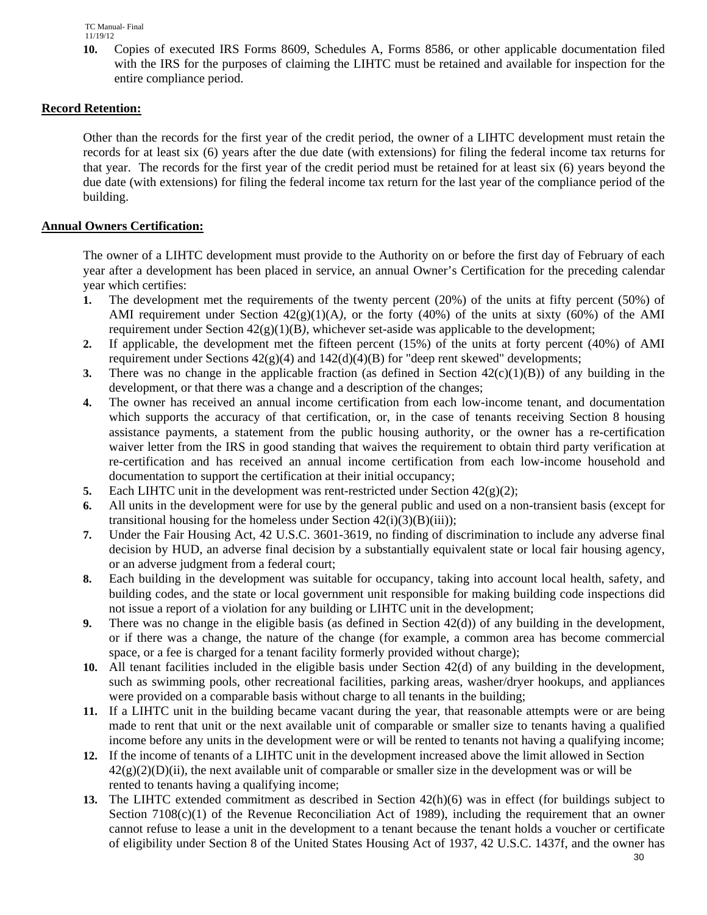10. Copies of executed IRS Forms 8609, Schedules A, Forms 8586, or other applicable documentation filed with the IRS for the purposes of claiming the LIHTC must be retained and available for inspection for the entire compliance period.

**Record Retention:**

Other than the records for the first year of the credit period, the owner of a LIHTC development must retain the records for at least six (6) years after the due date (with extensions) for filing the federal income tax returns for that year. The records for the first year of the credit period must be retained for at least six (6) years beyond the due date (with extensions) for filing the federal income tax return for the last year of the compliance period of the building.

**Annual Owners Certification:**

The owner of a LIHTC development must provide to the Authority on or before the first day of February of each year after a development has been placed in service, an annual Owner's Certification for the preceding calendar year which certifies:

1. The development met the requirements of the twenty percent (20%) of the units at fifty percent (50%) of AMI requirement under Section 42(g)(1)(A*)*, or the forty (40%) of the units at sixty (60%) of the AMI requirement under Section 42(g)(1)(B*)*, whichever set-aside was applicable to the development;
2. If applicable, the development met the fifteen percent (15%) of the units at forty percent (40%) of AMI requirement under Sections 42(g)(4) and 142(d)(4)(B) for "deep rent skewed" developments;
3. There was no change in the applicable fraction (as defined in Section 42(c)(1)(B)) of any building in the development, or that there was a change and a description of the changes;
4. The owner has received an annual income certification from each low-income tenant, and documentation which supports the accuracy of that certification, or, in the case of tenants receiving Section 8 housing assistance payments, a statement from the public housing authority, or the owner has a re-certification waiver letter from the IRS in good standing that waives the requirement to obtain third party verification at re-certification and has received an annual income certification from each low-income household and documentation to support the certification at their initial occupancy;
5. Each LIHTC unit in the development was rent-restricted under Section 42(g)(2);
6. All units in the development were for use by the general public and used on a non-transient basis (except for transitional housing for the homeless under Section 42(i)(3)(B)(iii));
7. Under the Fair Housing Act, 42 U.S.C. 3601-3619, no finding of discrimination to include any adverse final decision by HUD, an adverse final decision by a substantially equivalent state or local fair housing agency, or an adverse judgment from a federal court;
8. Each building in the development was suitable for occupancy, taking into account local health, safety, and building codes, and the state or local government unit responsible for making building code inspections did not issue a report of a violation for any building or LIHTC unit in the development;
9. There was no change in the eligible basis (as defined in Section 42(d)) of any building in the development, or if there was a change, the nature of the change (for example, a common area has become commercial space, or a fee is charged for a tenant facility formerly provided without charge);
10. All tenant facilities included in the eligible basis under Section 42(d) of any building in the development, such as swimming pools, other recreational facilities, parking areas, washer/dryer hookups, and appliances were provided on a comparable basis without charge to all tenants in the building;
11. If a LIHTC unit in the building became vacant during the year, that reasonable attempts were or are being made to rent that unit or the next available unit of comparable or smaller size to tenants having a qualified income before any units in the development were or will be rented to tenants not having a qualifying income;
12. If the income of tenants of a LIHTC unit in the development increased above the limit allowed in Section 42(g)(2)(D)(ii), the next available unit of comparable or smaller size in the development was or will be rented to tenants having a qualifying income;
13. The LIHTC extended commitment as described in Section 42(h)(6) was in effect (for buildings subject to Section 7108(c)(1) of the Revenue Reconciliation Act of 1989), including the requirement that an owner cannot refuse to lease a unit in the development to a tenant because the tenant holds a voucher or certificate of eligibility under Section 8 of the United States Housing Act of 1937, 42 U.S.C. 1437f, and the owner has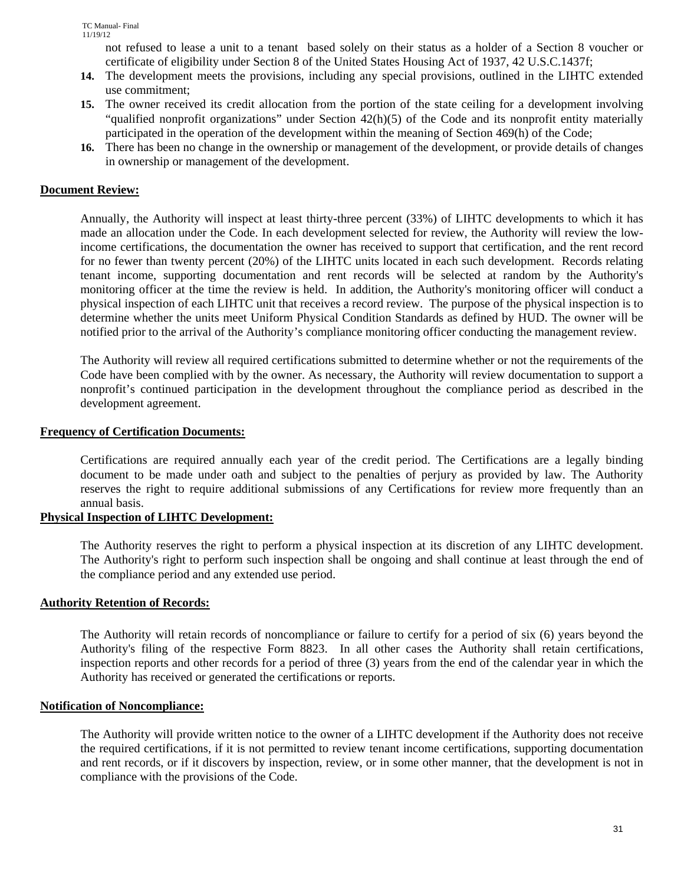not refused to lease a unit to a tenant based solely on their status as a holder of a Section 8 voucher or certificate of eligibility under Section 8 of the United States Housing Act of 1937, 42 U.S.C.1437f;

14. The development meets the provisions, including any special provisions, outlined in the LIHTC extended use commitment;
15. The owner received its credit allocation from the portion of the state ceiling for a development involving "qualified nonprofit organizations" under Section 42(h)(5) of the Code and its nonprofit entity materially participated in the operation of the development within the meaning of Section 469(h) of the Code;
16. There has been no change in the ownership or management of the development, or provide details of changes in ownership or management of the development.

**Document Review:**

Annually, the Authority will inspect at least thirty-three percent (33%) of LIHTC developments to which it has made an allocation under the Code. In each development selected for review, the Authority will review the low-income certifications, the documentation the owner has received to support that certification, and the rent record for no fewer than twenty percent (20%) of the LIHTC units located in each such development. Records relating tenant income, supporting documentation and rent records will be selected at random by the Authority's monitoring officer at the time the review is held. In addition, the Authority's monitoring officer will conduct a physical inspection of each LIHTC unit that receives a record review. The purpose of the physical inspection is to determine whether the units meet Uniform Physical Condition Standards as defined by HUD. The owner will be notified prior to the arrival of the Authority's compliance monitoring officer conducting the management review.

The Authority will review all required certifications submitted to determine whether or not the requirements of the Code have been complied with by the owner. As necessary, the Authority will review documentation to support a nonprofit's continued participation in the development throughout the compliance period as described in the development agreement.

**Frequency of Certification Documents:**

Certifications are required annually each year of the credit period. The Certifications are a legally binding document to be made under oath and subject to the penalties of perjury as provided by law. The Authority reserves the right to require additional submissions of any Certifications for review more frequently than an annual basis.

**Physical Inspection of LIHTC Development:**

The Authority reserves the right to perform a physical inspection at its discretion of any LIHTC development. The Authority's right to perform such inspection shall be ongoing and shall continue at least through the end of the compliance period and any extended use period.

**Authority Retention of Records:**

The Authority will retain records of noncompliance or failure to certify for a period of six (6) years beyond the Authority's filing of the respective Form 8823. In all other cases the Authority shall retain certifications, inspection reports and other records for a period of three (3) years from the end of the calendar year in which the Authority has received or generated the certifications or reports.

**Notification of Noncompliance:**

The Authority will provide written notice to the owner of a LIHTC development if the Authority does not receive the required certifications, if it is not permitted to review tenant income certifications, supporting documentation and rent records, or if it discovers by inspection, review, or in some other manner, that the development is not in compliance with the provisions of the Code.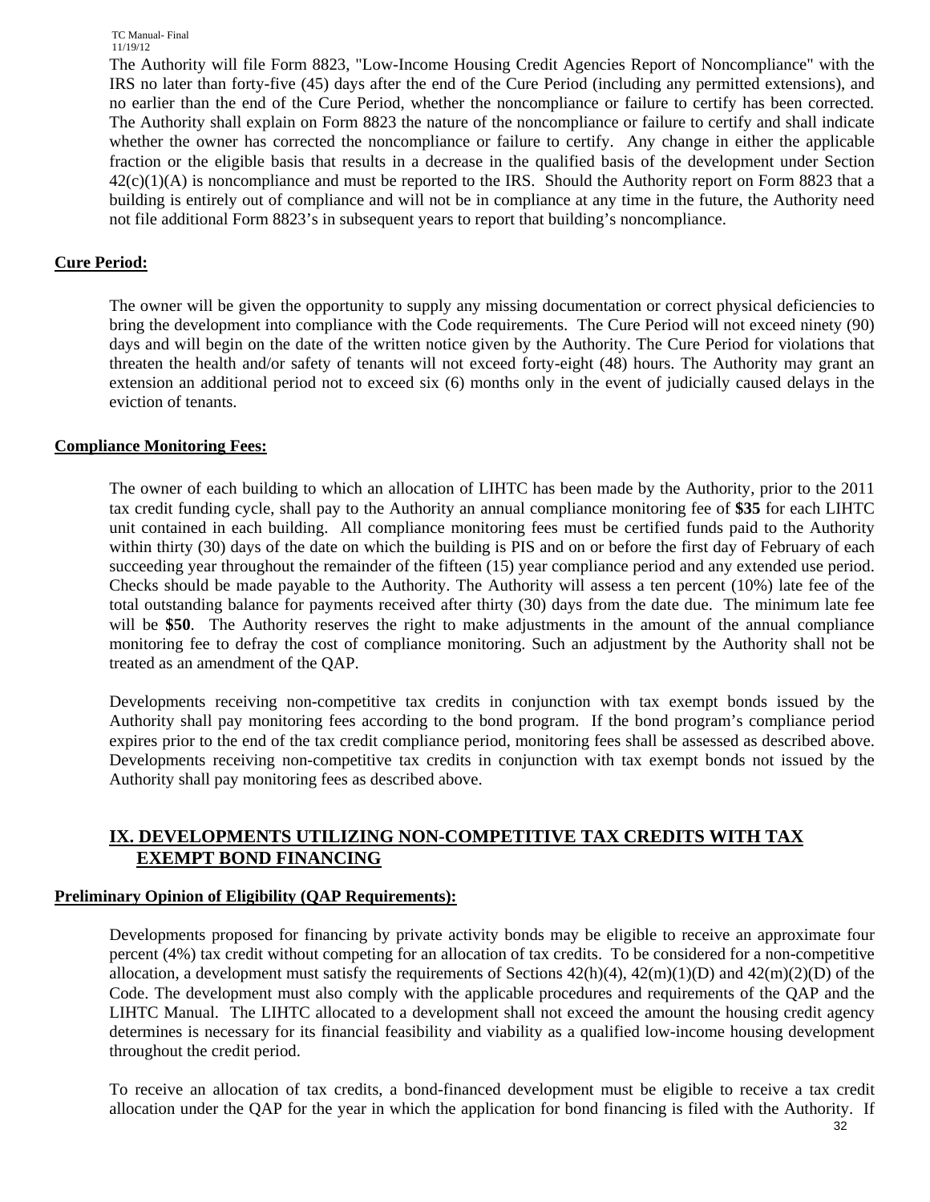The Authority will file Form 8823, "Low-Income Housing Credit Agencies Report of Noncompliance" with the IRS no later than forty-five (45) days after the end of the Cure Period (including any permitted extensions), and no earlier than the end of the Cure Period, whether the noncompliance or failure to certify has been corrected. The Authority shall explain on Form 8823 the nature of the noncompliance or failure to certify and shall indicate whether the owner has corrected the noncompliance or failure to certify. Any change in either the applicable fraction or the eligible basis that results in a decrease in the qualified basis of the development under Section 42(c)(1)(A) is noncompliance and must be reported to the IRS. Should the Authority report on Form 8823 that a building is entirely out of compliance and will not be in compliance at any time in the future, the Authority need not file additional Form 8823's in subsequent years to report that building's noncompliance.

**Cure Period:**

The owner will be given the opportunity to supply any missing documentation or correct physical deficiencies to bring the development into compliance with the Code requirements. The Cure Period will not exceed ninety (90) days and will begin on the date of the written notice given by the Authority. The Cure Period for violations that threaten the health and/or safety of tenants will not exceed forty-eight (48) hours. The Authority may grant an extension an additional period not to exceed six (6) months only in the event of judicially caused delays in the eviction of tenants.

**Compliance Monitoring Fees:**

The owner of each building to which an allocation of LIHTC has been made by the Authority, prior to the 2011 tax credit funding cycle, shall pay to the Authority an annual compliance monitoring fee of **$35** for each LIHTC unit contained in each building. All compliance monitoring fees must be certified funds paid to the Authority within thirty (30) days of the date on which the building is PIS and on or before the first day of February of each succeeding year throughout the remainder of the fifteen (15) year compliance period and any extended use period. Checks should be made payable to the Authority. The Authority will assess a ten percent (10%) late fee of the total outstanding balance for payments received after thirty (30) days from the date due. The minimum late fee will be **$50**. The Authority reserves the right to make adjustments in the amount of the annual compliance monitoring fee to defray the cost of compliance monitoring. Such an adjustment by the Authority shall not be treated as an amendment of the QAP.

Developments receiving non-competitive tax credits in conjunction with tax exempt bonds issued by the Authority shall pay monitoring fees according to the bond program. If the bond program's compliance period expires prior to the end of the tax credit compliance period, monitoring fees shall be assessed as described above. Developments receiving non-competitive tax credits in conjunction with tax exempt bonds not issued by the Authority shall pay monitoring fees as described above.

## IX. DEVELOPMENTS UTILIZING NON-COMPETITIVE TAX CREDITS WITH TAX EXEMPT BOND FINANCING

**Preliminary Opinion of Eligibility (QAP Requirements):**

Developments proposed for financing by private activity bonds may be eligible to receive an approximate four percent (4%) tax credit without competing for an allocation of tax credits. To be considered for a non-competitive allocation, a development must satisfy the requirements of Sections 42(h)(4), 42(m)(1)(D) and 42(m)(2)(D) of the Code. The development must also comply with the applicable procedures and requirements of the QAP and the LIHTC Manual. The LIHTC allocated to a development shall not exceed the amount the housing credit agency determines is necessary for its financial feasibility and viability as a qualified low-income housing development throughout the credit period.

To receive an allocation of tax credits, a bond-financed development must be eligible to receive a tax credit allocation under the QAP for the year in which the application for bond financing is filed with the Authority. If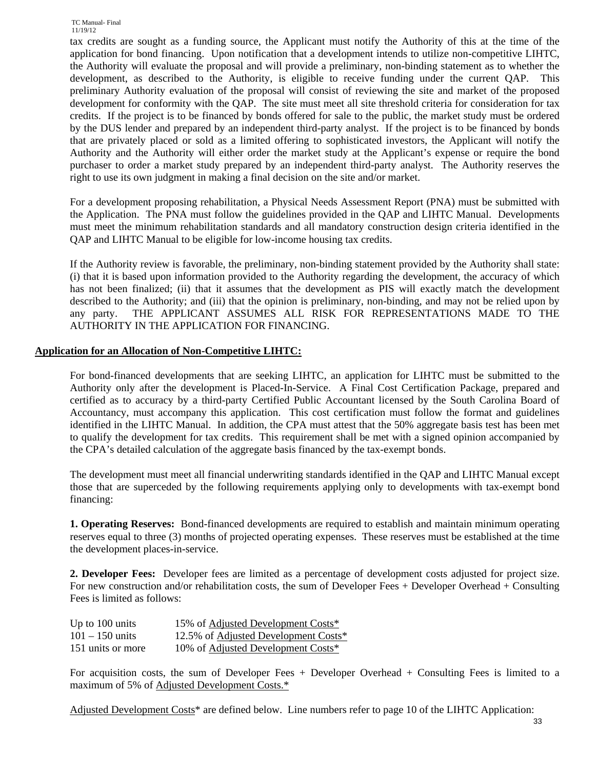tax credits are sought as a funding source, the Applicant must notify the Authority of this at the time of the application for bond financing. Upon notification that a development intends to utilize non-competitive LIHTC, the Authority will evaluate the proposal and will provide a preliminary, non-binding statement as to whether the development, as described to the Authority, is eligible to receive funding under the current QAP. This preliminary Authority evaluation of the proposal will consist of reviewing the site and market of the proposed development for conformity with the QAP. The site must meet all site threshold criteria for consideration for tax credits. If the project is to be financed by bonds offered for sale to the public, the market study must be ordered by the DUS lender and prepared by an independent third-party analyst. If the project is to be financed by bonds that are privately placed or sold as a limited offering to sophisticated investors, the Applicant will notify the Authority and the Authority will either order the market study at the Applicant's expense or require the bond purchaser to order a market study prepared by an independent third-party analyst. The Authority reserves the right to use its own judgment in making a final decision on the site and/or market.

For a development proposing rehabilitation, a Physical Needs Assessment Report (PNA) must be submitted with the Application. The PNA must follow the guidelines provided in the QAP and LIHTC Manual. Developments must meet the minimum rehabilitation standards and all mandatory construction design criteria identified in the QAP and LIHTC Manual to be eligible for low-income housing tax credits.

If the Authority review is favorable, the preliminary, non-binding statement provided by the Authority shall state: (i) that it is based upon information provided to the Authority regarding the development, the accuracy of which has not been finalized; (ii) that it assumes that the development as PIS will exactly match the development described to the Authority; and (iii) that the opinion is preliminary, non-binding, and may not be relied upon by any party. THE APPLICANT ASSUMES ALL RISK FOR REPRESENTATIONS MADE TO THE AUTHORITY IN THE APPLICATION FOR FINANCING.

**Application for an Allocation of Non-Competitive LIHTC:**

For bond-financed developments that are seeking LIHTC, an application for LIHTC must be submitted to the Authority only after the development is Placed-In-Service. A Final Cost Certification Package, prepared and certified as to accuracy by a third-party Certified Public Accountant licensed by the South Carolina Board of Accountancy, must accompany this application. This cost certification must follow the format and guidelines identified in the LIHTC Manual. In addition, the CPA must attest that the 50% aggregate basis test has been met to qualify the development for tax credits. This requirement shall be met with a signed opinion accompanied by the CPA's detailed calculation of the aggregate basis financed by the tax-exempt bonds.

The development must meet all financial underwriting standards identified in the QAP and LIHTC Manual except those that are superceded by the following requirements applying only to developments with tax-exempt bond financing:

**1. Operating Reserves:** Bond-financed developments are required to establish and maintain minimum operating reserves equal to three (3) months of projected operating expenses. These reserves must be established at the time the development places-in-service.

**2. Developer Fees:** Developer fees are limited as a percentage of development costs adjusted for project size. For new construction and/or rehabilitation costs, the sum of Developer Fees + Developer Overhead + Consulting Fees is limited as follows:

| | |
|---|---|
| Up to 100 units | 15% of Adjusted Development Costs* |
| 101 – 150 units | 12.5% of Adjusted Development Costs* |
| 151 units or more | 10% of Adjusted Development Costs* |

For acquisition costs, the sum of Developer Fees + Developer Overhead + Consulting Fees is limited to a maximum of 5% of Adjusted Development Costs.*

Adjusted Development Costs* are defined below. Line numbers refer to page 10 of the LIHTC Application: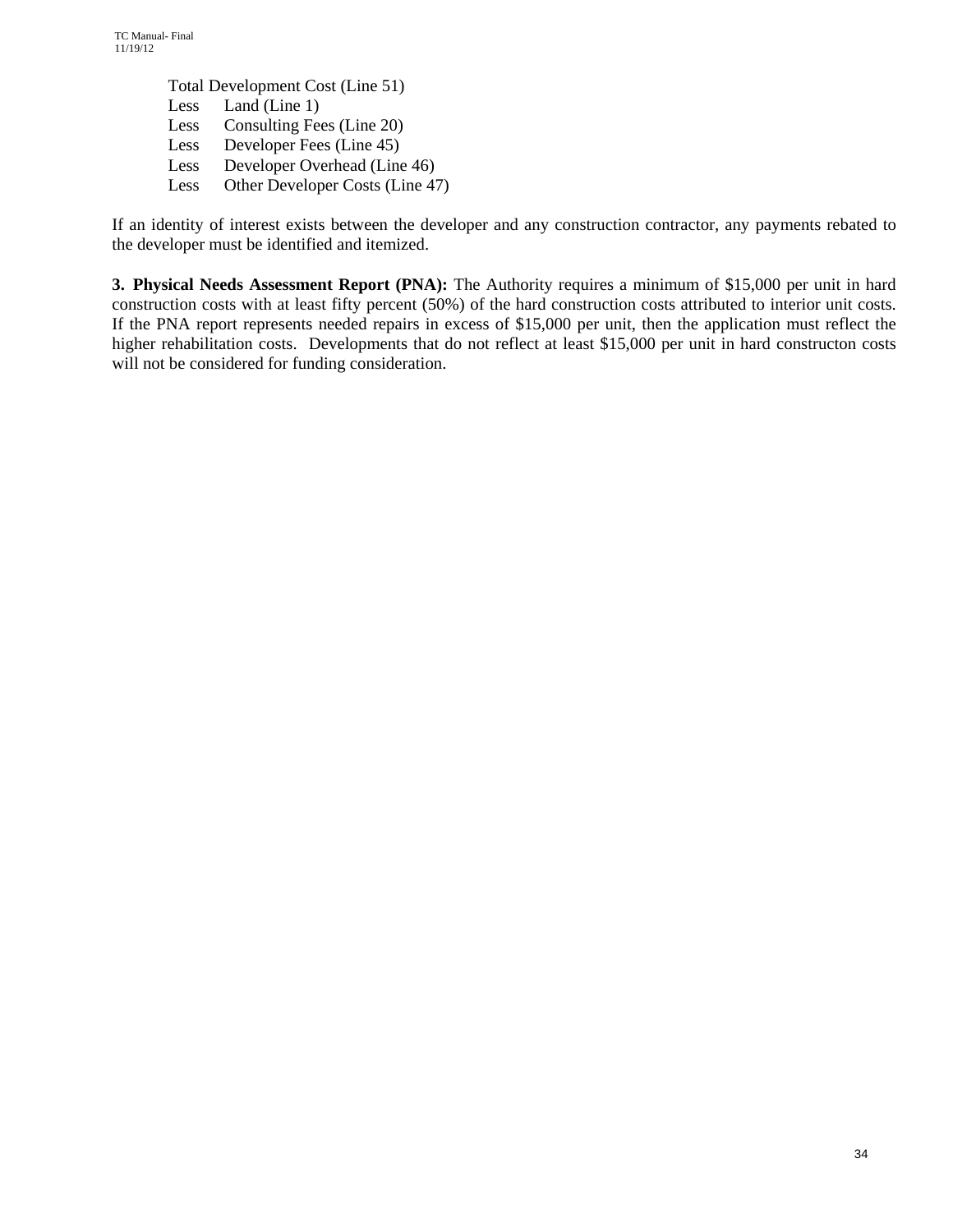Total Development Cost (Line 51)
Less Land (Line 1)
Less Consulting Fees (Line 20)
Less Developer Fees (Line 45)
Less Developer Overhead (Line 46)
Less Other Developer Costs (Line 47)

If an identity of interest exists between the developer and any construction contractor, any payments rebated to the developer must be identified and itemized.

**3. Physical Needs Assessment Report (PNA):** The Authority requires a minimum of $15,000 per unit in hard construction costs with at least fifty percent (50%) of the hard construction costs attributed to interior unit costs. If the PNA report represents needed repairs in excess of $15,000 per unit, then the application must reflect the higher rehabilitation costs. Developments that do not reflect at least $15,000 per unit in hard constructon costs will not be considered for funding consideration.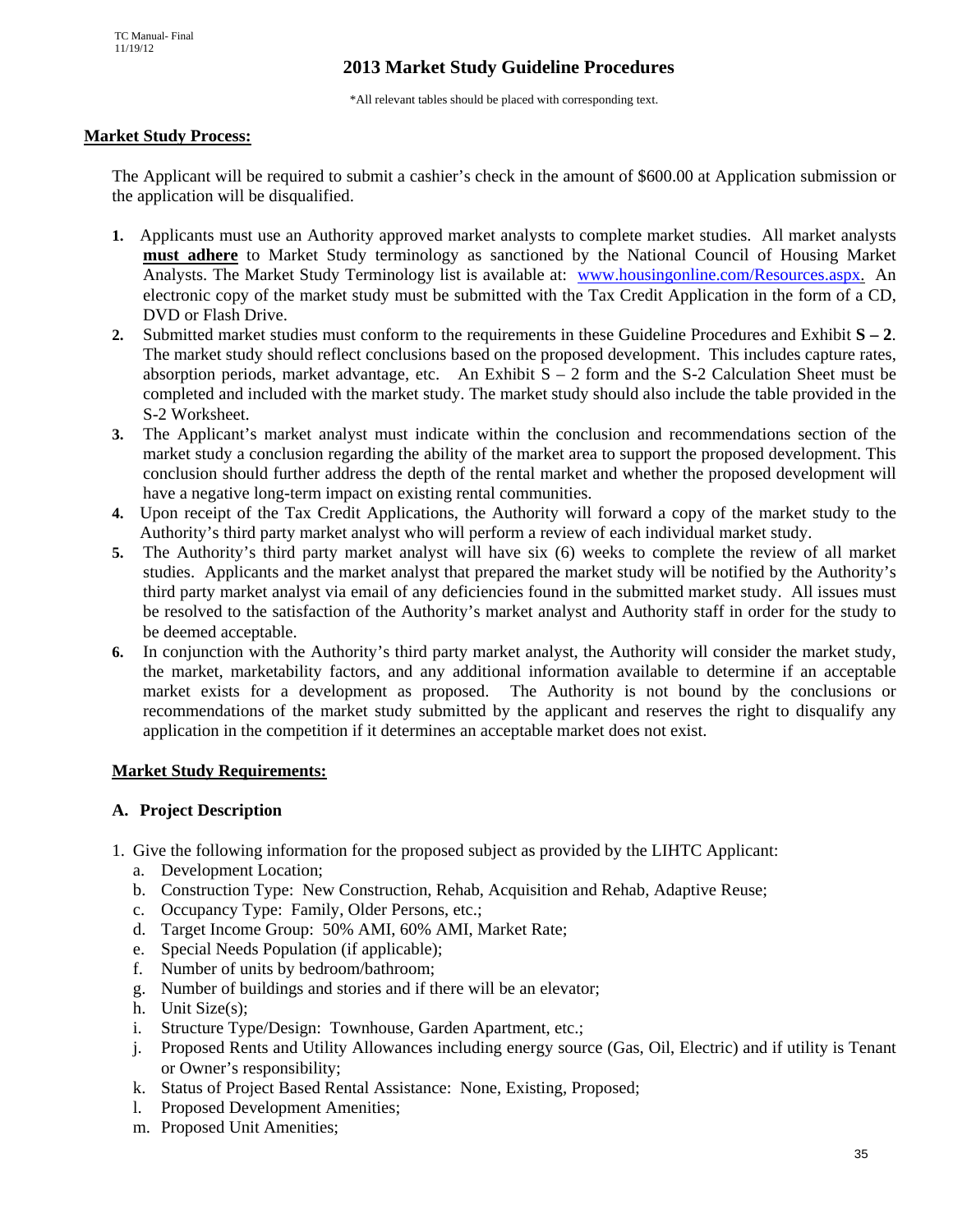# 2013 Market Study Guideline Procedures

*All relevant tables should be placed with corresponding text.

## Market Study Process:

The Applicant will be required to submit a cashier's check in the amount of $600.00 at Application submission or the application will be disqualified.

1. Applicants must use an Authority approved market analysts to complete market studies. All market analysts **must adhere** to Market Study terminology as sanctioned by the National Council of Housing Market Analysts. The Market Study Terminology list is available at: www.housingonline.com/Resources.aspx. An electronic copy of the market study must be submitted with the Tax Credit Application in the form of a CD, DVD or Flash Drive.
2. Submitted market studies must conform to the requirements in these Guideline Procedures and Exhibit **S – 2**. The market study should reflect conclusions based on the proposed development. This includes capture rates, absorption periods, market advantage, etc. An Exhibit S – 2 form and the S-2 Calculation Sheet must be completed and included with the market study. The market study should also include the table provided in the S-2 Worksheet.
3. The Applicant's market analyst must indicate within the conclusion and recommendations section of the market study a conclusion regarding the ability of the market area to support the proposed development. This conclusion should further address the depth of the rental market and whether the proposed development will have a negative long-term impact on existing rental communities.
4. Upon receipt of the Tax Credit Applications, the Authority will forward a copy of the market study to the Authority's third party market analyst who will perform a review of each individual market study.
5. The Authority's third party market analyst will have six (6) weeks to complete the review of all market studies. Applicants and the market analyst that prepared the market study will be notified by the Authority's third party market analyst via email of any deficiencies found in the submitted market study. All issues must be resolved to the satisfaction of the Authority's market analyst and Authority staff in order for the study to be deemed acceptable.
6. In conjunction with the Authority's third party market analyst, the Authority will consider the market study, the market, marketability factors, and any additional information available to determine if an acceptable market exists for a development as proposed. The Authority is not bound by the conclusions or recommendations of the market study submitted by the applicant and reserves the right to disqualify any application in the competition if it determines an acceptable market does not exist.

## Market Study Requirements:

### A. Project Description

1. Give the following information for the proposed subject as provided by the LIHTC Applicant:
   a. Development Location;
   b. Construction Type: New Construction, Rehab, Acquisition and Rehab, Adaptive Reuse;
   c. Occupancy Type: Family, Older Persons, etc.;
   d. Target Income Group: 50% AMI, 60% AMI, Market Rate;
   e. Special Needs Population (if applicable);
   f. Number of units by bedroom/bathroom;
   g. Number of buildings and stories and if there will be an elevator;
   h. Unit Size(s);
   i. Structure Type/Design: Townhouse, Garden Apartment, etc.;
   j. Proposed Rents and Utility Allowances including energy source (Gas, Oil, Electric) and if utility is Tenant or Owner's responsibility;
   k. Status of Project Based Rental Assistance: None, Existing, Proposed;
   l. Proposed Development Amenities;
   m. Proposed Unit Amenities;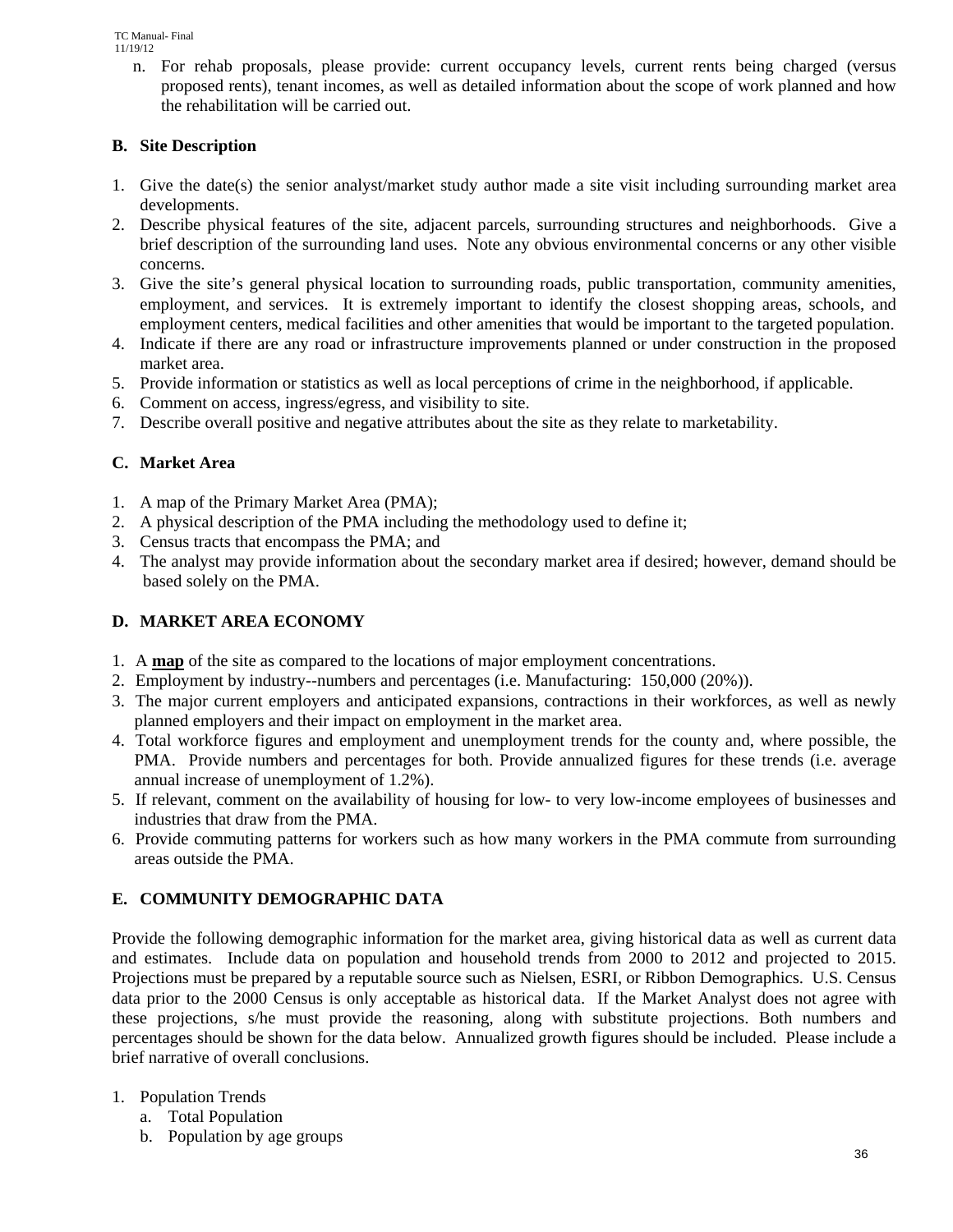n. For rehab proposals, please provide: current occupancy levels, current rents being charged (versus proposed rents), tenant incomes, as well as detailed information about the scope of work planned and how the rehabilitation will be carried out.

### B. Site Description

1. Give the date(s) the senior analyst/market study author made a site visit including surrounding market area developments.
2. Describe physical features of the site, adjacent parcels, surrounding structures and neighborhoods. Give a brief description of the surrounding land uses. Note any obvious environmental concerns or any other visible concerns.
3. Give the site's general physical location to surrounding roads, public transportation, community amenities, employment, and services. It is extremely important to identify the closest shopping areas, schools, and employment centers, medical facilities and other amenities that would be important to the targeted population.
4. Indicate if there are any road or infrastructure improvements planned or under construction in the proposed market area.
5. Provide information or statistics as well as local perceptions of crime in the neighborhood, if applicable.
6. Comment on access, ingress/egress, and visibility to site.
7. Describe overall positive and negative attributes about the site as they relate to marketability.

### C. Market Area

1. A map of the Primary Market Area (PMA);
2. A physical description of the PMA including the methodology used to define it;
3. Census tracts that encompass the PMA; and
4. The analyst may provide information about the secondary market area if desired; however, demand should be based solely on the PMA.

### D. MARKET AREA ECONOMY

1. A **map** of the site as compared to the locations of major employment concentrations.
2. Employment by industry--numbers and percentages (i.e. Manufacturing: 150,000 (20%)).
3. The major current employers and anticipated expansions, contractions in their workforces, as well as newly planned employers and their impact on employment in the market area.
4. Total workforce figures and employment and unemployment trends for the county and, where possible, the PMA. Provide numbers and percentages for both. Provide annualized figures for these trends (i.e. average annual increase of unemployment of 1.2%).
5. If relevant, comment on the availability of housing for low- to very low-income employees of businesses and industries that draw from the PMA.
6. Provide commuting patterns for workers such as how many workers in the PMA commute from surrounding areas outside the PMA.

### E. COMMUNITY DEMOGRAPHIC DATA

Provide the following demographic information for the market area, giving historical data as well as current data and estimates. Include data on population and household trends from 2000 to 2012 and projected to 2015. Projections must be prepared by a reputable source such as Nielsen, ESRI, or Ribbon Demographics. U.S. Census data prior to the 2000 Census is only acceptable as historical data. If the Market Analyst does not agree with these projections, s/he must provide the reasoning, along with substitute projections. Both numbers and percentages should be shown for the data below. Annualized growth figures should be included. Please include a brief narrative of overall conclusions.

1. Population Trends
   a. Total Population
   b. Population by age groups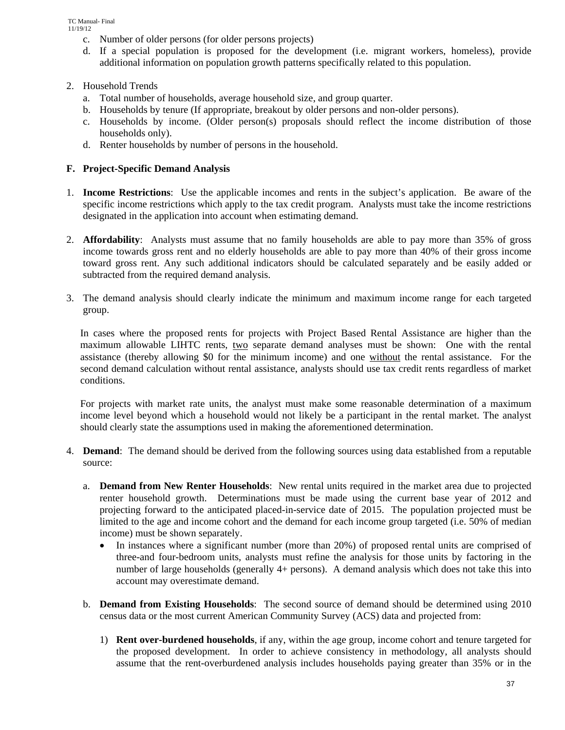c. Number of older persons (for older persons projects)
d. If a special population is proposed for the development (i.e. migrant workers, homeless), provide additional information on population growth patterns specifically related to this population.

2. Household Trends
   a. Total number of households, average household size, and group quarter.
   b. Households by tenure (If appropriate, breakout by older persons and non-older persons).
   c. Households by income. (Older person(s) proposals should reflect the income distribution of those households only).
   d. Renter households by number of persons in the household.

## F. Project-Specific Demand Analysis

1. **Income Restrictions**: Use the applicable incomes and rents in the subject's application. Be aware of the specific income restrictions which apply to the tax credit program. Analysts must take the income restrictions designated in the application into account when estimating demand.

2. **Affordability**: Analysts must assume that no family households are able to pay more than 35% of gross income towards gross rent and no elderly households are able to pay more than 40% of their gross income toward gross rent. Any such additional indicators should be calculated separately and be easily added or subtracted from the required demand analysis.

3. The demand analysis should clearly indicate the minimum and maximum income range for each targeted group.

   In cases where the proposed rents for projects with Project Based Rental Assistance are higher than the maximum allowable LIHTC rents, two separate demand analyses must be shown: One with the rental assistance (thereby allowing $0 for the minimum income) and one without the rental assistance. For the second demand calculation without rental assistance, analysts should use tax credit rents regardless of market conditions.

   For projects with market rate units, the analyst must make some reasonable determination of a maximum income level beyond which a household would not likely be a participant in the rental market. The analyst should clearly state the assumptions used in making the aforementioned determination.

4. **Demand**: The demand should be derived from the following sources using data established from a reputable source:

   a. **Demand from New Renter Households**: New rental units required in the market area due to projected renter household growth. Determinations must be made using the current base year of 2012 and projecting forward to the anticipated placed-in-service date of 2015. The population projected must be limited to the age and income cohort and the demand for each income group targeted (i.e. 50% of median income) must be shown separately.
      - In instances where a significant number (more than 20%) of proposed rental units are comprised of three-and four-bedroom units, analysts must refine the analysis for those units by factoring in the number of large households (generally 4+ persons). A demand analysis which does not take this into account may overestimate demand.

   b. **Demand from Existing Households**: The second source of demand should be determined using 2010 census data or the most current American Community Survey (ACS) data and projected from:

      1) **Rent over-burdened households**, if any, within the age group, income cohort and tenure targeted for the proposed development. In order to achieve consistency in methodology, all analysts should assume that the rent-overburdened analysis includes households paying greater than 35% or in the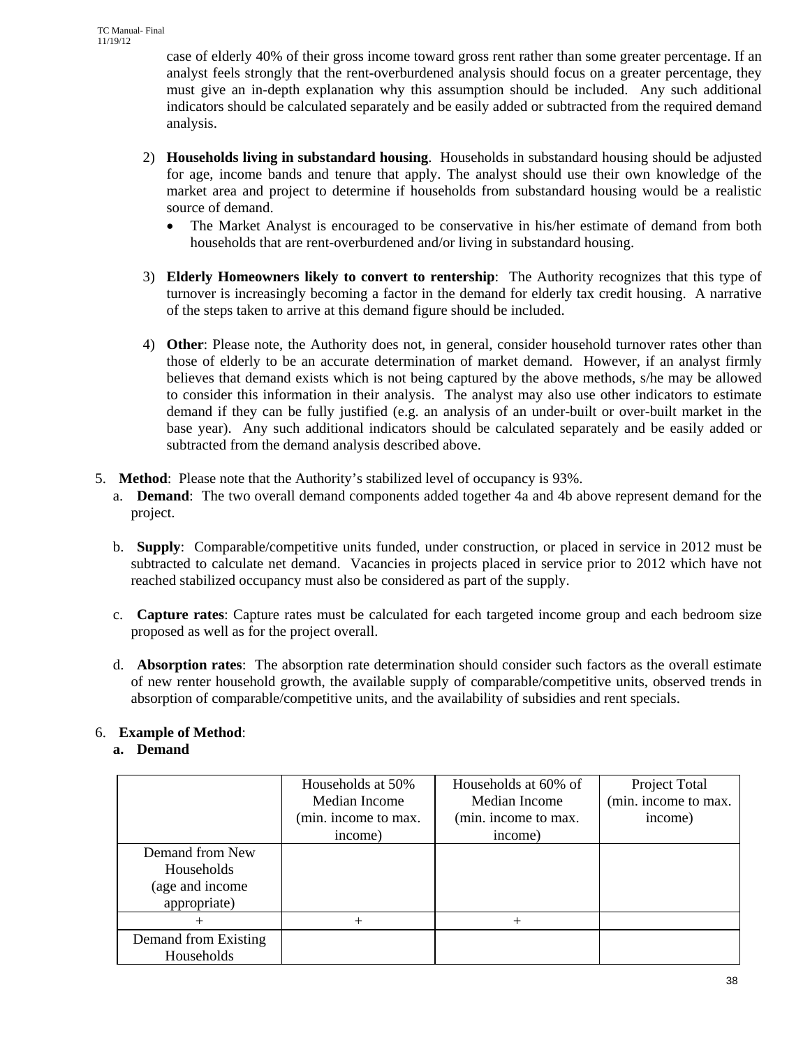case of elderly 40% of their gross income toward gross rent rather than some greater percentage. If an analyst feels strongly that the rent-overburdened analysis should focus on a greater percentage, they must give an in-depth explanation why this assumption should be included. Any such additional indicators should be calculated separately and be easily added or subtracted from the required demand analysis.

2) **Households living in substandard housing**. Households in substandard housing should be adjusted for age, income bands and tenure that apply. The analyst should use their own knowledge of the market area and project to determine if households from substandard housing would be a realistic source of demand.
   - The Market Analyst is encouraged to be conservative in his/her estimate of demand from both households that are rent-overburdened and/or living in substandard housing.

3) **Elderly Homeowners likely to convert to rentership**: The Authority recognizes that this type of turnover is increasingly becoming a factor in the demand for elderly tax credit housing. A narrative of the steps taken to arrive at this demand figure should be included.

4) **Other**: Please note, the Authority does not, in general, consider household turnover rates other than those of elderly to be an accurate determination of market demand. However, if an analyst firmly believes that demand exists which is not being captured by the above methods, s/he may be allowed to consider this information in their analysis. The analyst may also use other indicators to estimate demand if they can be fully justified (e.g. an analysis of an under-built or over-built market in the base year). Any such additional indicators should be calculated separately and be easily added or subtracted from the demand analysis described above.

5. **Method**: Please note that the Authority's stabilized level of occupancy is 93%.
   a. **Demand**: The two overall demand components added together 4a and 4b above represent demand for the project.
   b. **Supply**: Comparable/competitive units funded, under construction, or placed in service in 2012 must be subtracted to calculate net demand. Vacancies in projects placed in service prior to 2012 which have not reached stabilized occupancy must also be considered as part of the supply.
   c. **Capture rates**: Capture rates must be calculated for each targeted income group and each bedroom size proposed as well as for the project overall.
   d. **Absorption rates**: The absorption rate determination should consider such factors as the overall estimate of new renter household growth, the available supply of comparable/competitive units, observed trends in absorption of comparable/competitive units, and the availability of subsidies and rent specials.

6. **Example of Method**:
   **a. Demand**

| | Households at 50% Median Income (min. income to max. income) | Households at 60% of Median Income (min. income to max. income) | Project Total (min. income to max. income) |
|---|---|---|---|
| Demand from New Households (age and income appropriate) | | | |
| + | + | + | |
| Demand from Existing Households | | | |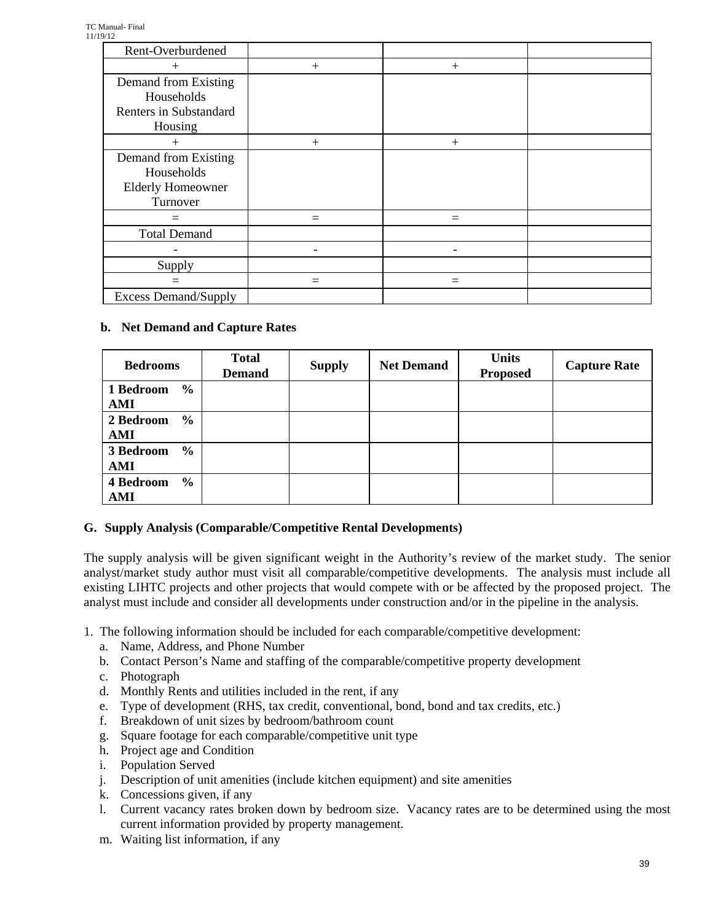| | | | |
|---|---|---|---|
| Rent-Overburdened | | | |
| + | + | + | |
| Demand from Existing Households Renters in Substandard Housing | | | |
| + | + | + | |
| Demand from Existing Households Elderly Homeowner Turnover | | | |
| = | = | = | |
| Total Demand | | | |
| - | - | - | |
| Supply | | | |
| = | = | = | |
| Excess Demand/Supply | | | |

**b. Net Demand and Capture Rates**

| Bedrooms | Total Demand | Supply | Net Demand | Units Proposed | Capture Rate |
|---|---|---|---|---|---|
| **1 Bedroom % AMI** | | | | | |
| **2 Bedroom % AMI** | | | | | |
| **3 Bedroom % AMI** | | | | | |
| **4 Bedroom % AMI** | | | | | |

## G. Supply Analysis (Comparable/Competitive Rental Developments)

The supply analysis will be given significant weight in the Authority's review of the market study. The senior analyst/market study author must visit all comparable/competitive developments. The analysis must include all existing LIHTC projects and other projects that would compete with or be affected by the proposed project. The analyst must include and consider all developments under construction and/or in the pipeline in the analysis.

1. The following information should be included for each comparable/competitive development:
   a. Name, Address, and Phone Number
   b. Contact Person's Name and staffing of the comparable/competitive property development
   c. Photograph
   d. Monthly Rents and utilities included in the rent, if any
   e. Type of development (RHS, tax credit, conventional, bond, bond and tax credits, etc.)
   f. Breakdown of unit sizes by bedroom/bathroom count
   g. Square footage for each comparable/competitive unit type
   h. Project age and Condition
   i. Population Served
   j. Description of unit amenities (include kitchen equipment) and site amenities
   k. Concessions given, if any
   l. Current vacancy rates broken down by bedroom size. Vacancy rates are to be determined using the most current information provided by property management.
   m. Waiting list information, if any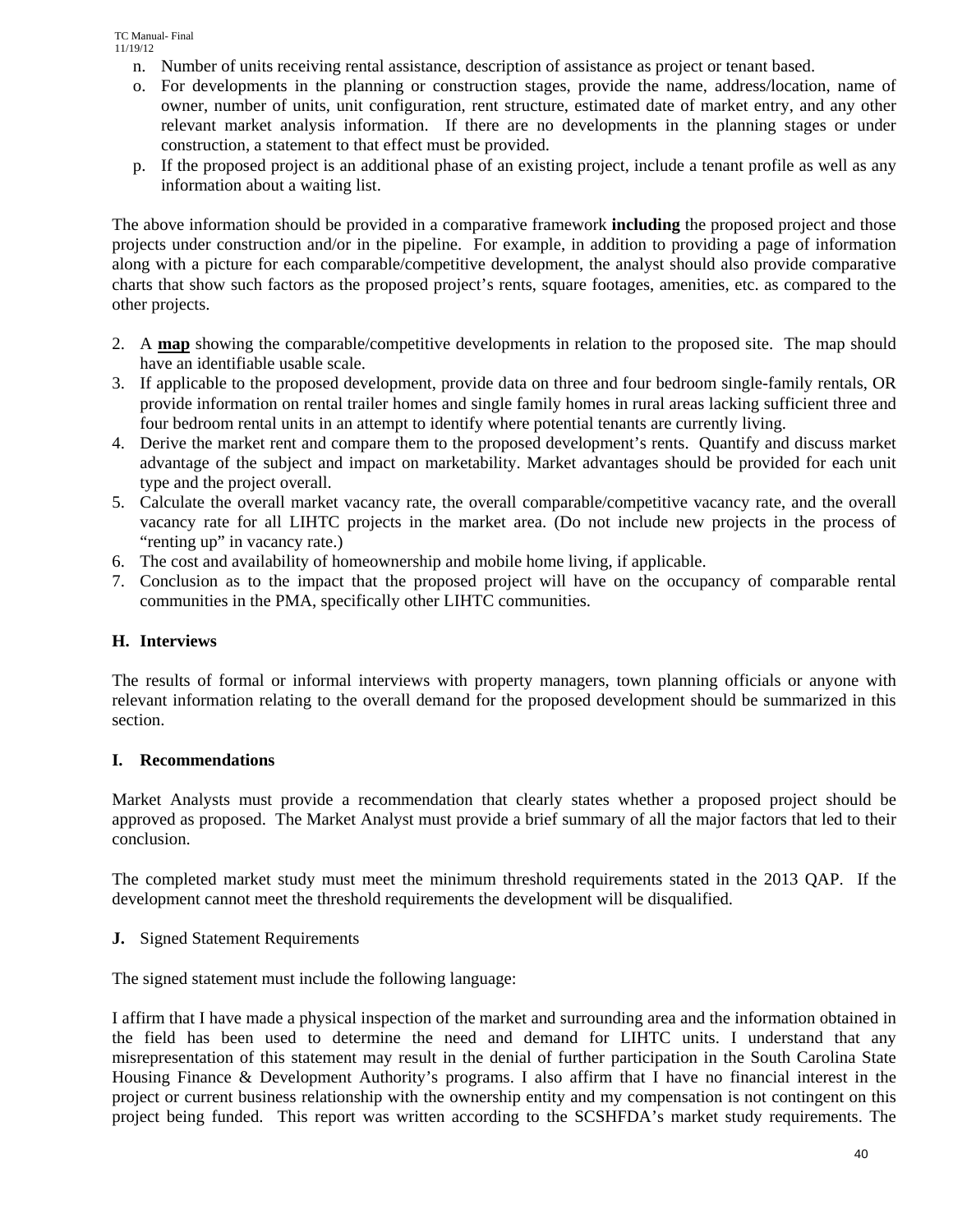n. Number of units receiving rental assistance, description of assistance as project or tenant based.
o. For developments in the planning or construction stages, provide the name, address/location, name of owner, number of units, unit configuration, rent structure, estimated date of market entry, and any other relevant market analysis information. If there are no developments in the planning stages or under construction, a statement to that effect must be provided.
p. If the proposed project is an additional phase of an existing project, include a tenant profile as well as any information about a waiting list.

The above information should be provided in a comparative framework **including** the proposed project and those projects under construction and/or in the pipeline. For example, in addition to providing a page of information along with a picture for each comparable/competitive development, the analyst should also provide comparative charts that show such factors as the proposed project's rents, square footages, amenities, etc. as compared to the other projects.

2. A **map** showing the comparable/competitive developments in relation to the proposed site. The map should have an identifiable usable scale.
3. If applicable to the proposed development, provide data on three and four bedroom single-family rentals, OR provide information on rental trailer homes and single family homes in rural areas lacking sufficient three and four bedroom rental units in an attempt to identify where potential tenants are currently living.
4. Derive the market rent and compare them to the proposed development's rents. Quantify and discuss market advantage of the subject and impact on marketability. Market advantages should be provided for each unit type and the project overall.
5. Calculate the overall market vacancy rate, the overall comparable/competitive vacancy rate, and the overall vacancy rate for all LIHTC projects in the market area. (Do not include new projects in the process of "renting up" in vacancy rate.)
6. The cost and availability of homeownership and mobile home living, if applicable.
7. Conclusion as to the impact that the proposed project will have on the occupancy of comparable rental communities in the PMA, specifically other LIHTC communities.

## H. Interviews

The results of formal or informal interviews with property managers, town planning officials or anyone with relevant information relating to the overall demand for the proposed development should be summarized in this section.

## I. Recommendations

Market Analysts must provide a recommendation that clearly states whether a proposed project should be approved as proposed. The Market Analyst must provide a brief summary of all the major factors that led to their conclusion.

The completed market study must meet the minimum threshold requirements stated in the 2013 QAP. If the development cannot meet the threshold requirements the development will be disqualified.

**J.** Signed Statement Requirements

The signed statement must include the following language:

I affirm that I have made a physical inspection of the market and surrounding area and the information obtained in the field has been used to determine the need and demand for LIHTC units. I understand that any misrepresentation of this statement may result in the denial of further participation in the South Carolina State Housing Finance & Development Authority's programs. I also affirm that I have no financial interest in the project or current business relationship with the ownership entity and my compensation is not contingent on this project being funded. This report was written according to the SCSHFDA's market study requirements. The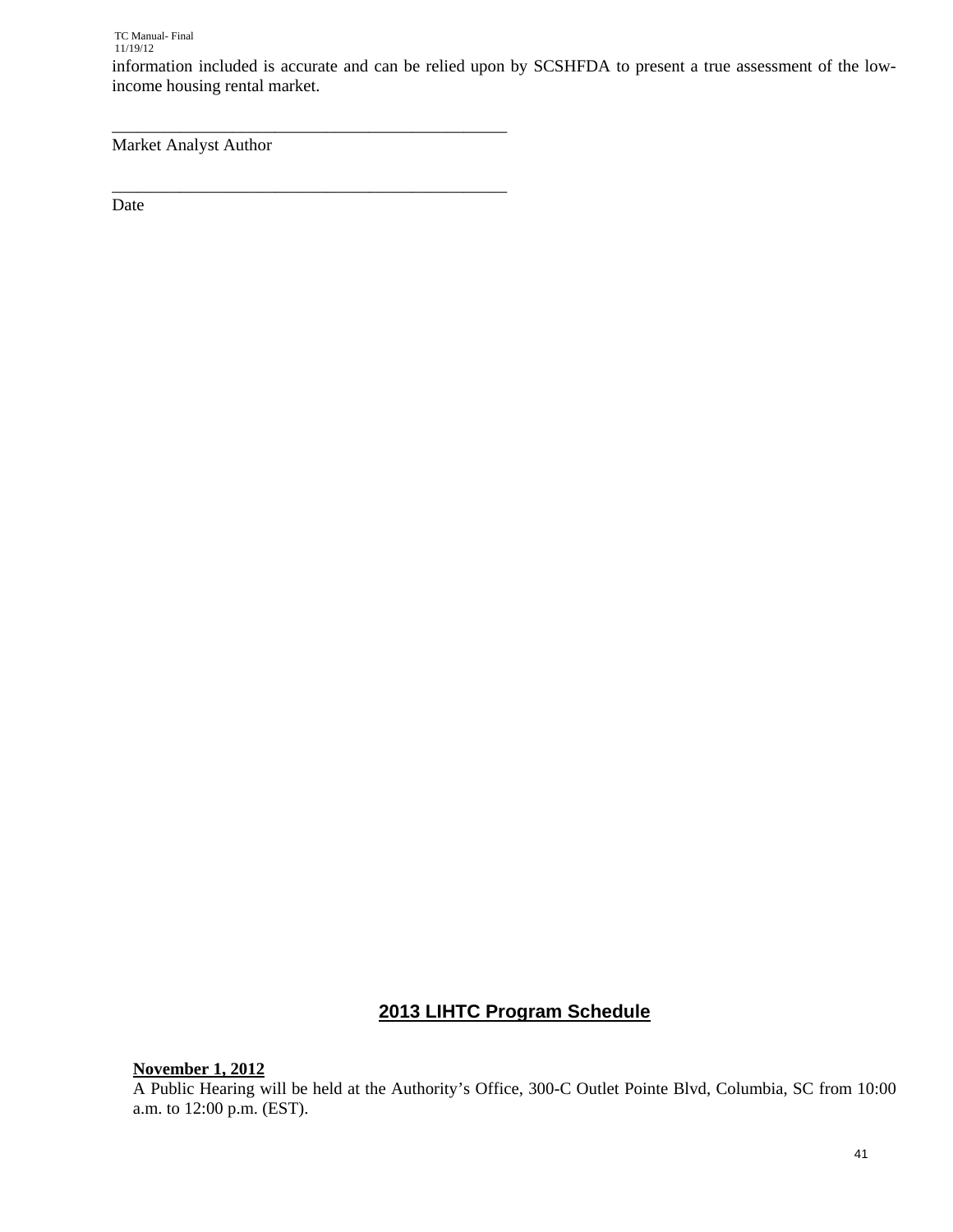information included is accurate and can be relied upon by SCSHFDA to present a true assessment of the low-income housing rental market.

_________________________________________________
Market Analyst Author

_________________________________________________
Date

## 2013 LIHTC Program Schedule

**November 1, 2012**
A Public Hearing will be held at the Authority's Office, 300-C Outlet Pointe Blvd, Columbia, SC from 10:00 a.m. to 12:00 p.m. (EST).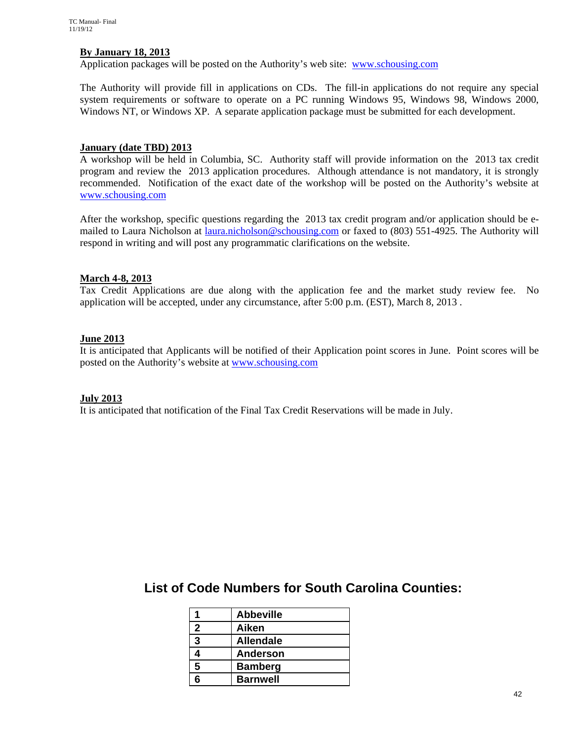**By January 18, 2013**

Application packages will be posted on the Authority's web site: www.schousing.com

The Authority will provide fill in applications on CDs. The fill-in applications do not require any special system requirements or software to operate on a PC running Windows 95, Windows 98, Windows 2000, Windows NT, or Windows XP. A separate application package must be submitted for each development.

**January (date TBD) 2013**

A workshop will be held in Columbia, SC. Authority staff will provide information on the 2013 tax credit program and review the 2013 application procedures. Although attendance is not mandatory, it is strongly recommended. Notification of the exact date of the workshop will be posted on the Authority's website at www.schousing.com

After the workshop, specific questions regarding the 2013 tax credit program and/or application should be e-mailed to Laura Nicholson at laura.nicholson@schousing.com or faxed to (803) 551-4925. The Authority will respond in writing and will post any programmatic clarifications on the website.

**March 4-8, 2013**

Tax Credit Applications are due along with the application fee and the market study review fee. No application will be accepted, under any circumstance, after 5:00 p.m. (EST), March 8, 2013 .

**June 2013**

It is anticipated that Applicants will be notified of their Application point scores in June. Point scores will be posted on the Authority's website at www.schousing.com

**July 2013**

It is anticipated that notification of the Final Tax Credit Reservations will be made in July.

## List of Code Numbers for South Carolina Counties:

| | |
|---|---|
| 1 | Abbeville |
| 2 | Aiken |
| 3 | Allendale |
| 4 | Anderson |
| 5 | Bamberg |
| 6 | Barnwell |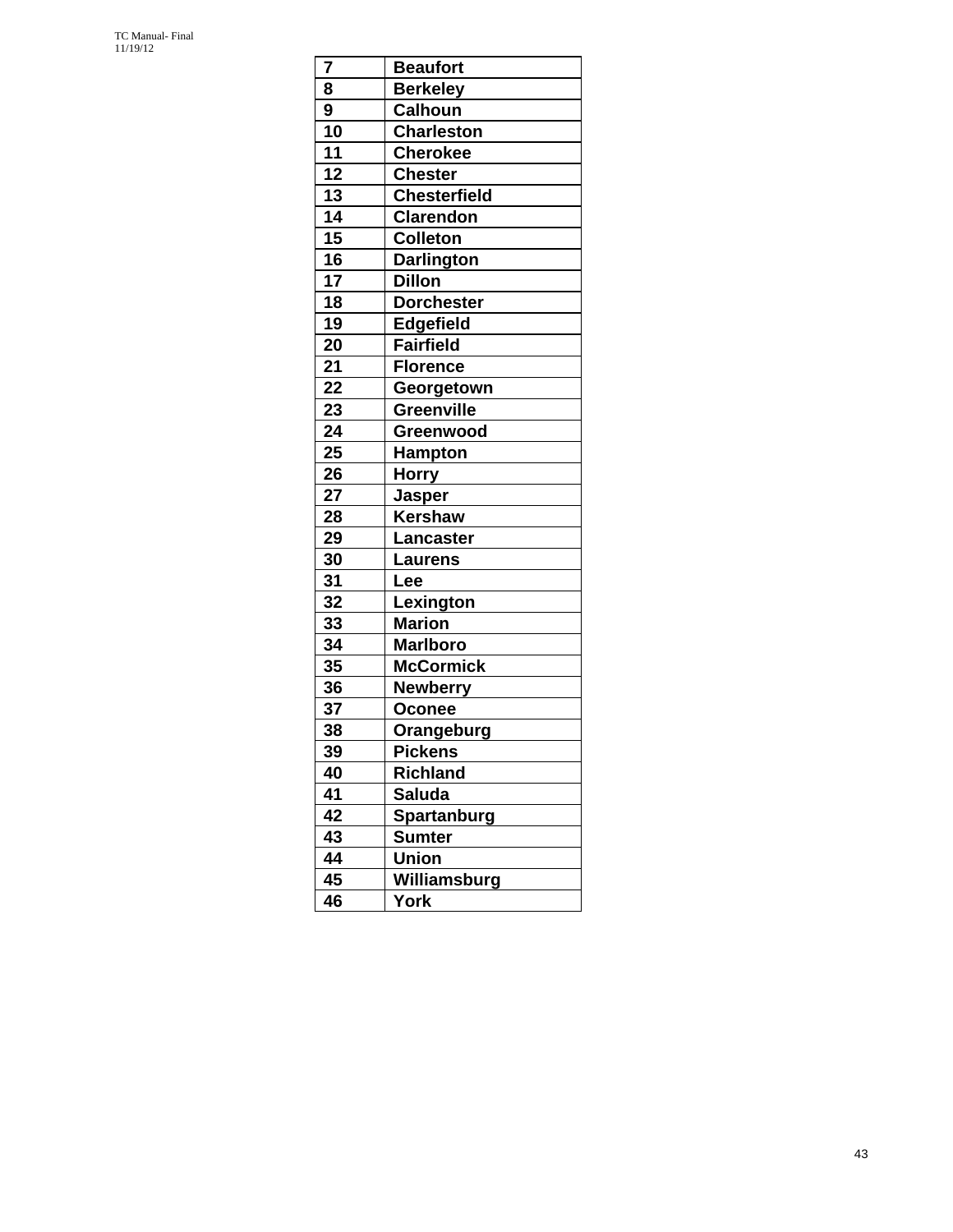| | |
|---|---|
| 7 | Beaufort |
| 8 | Berkeley |
| 9 | Calhoun |
| 10 | Charleston |
| 11 | Cherokee |
| 12 | Chester |
| 13 | Chesterfield |
| 14 | Clarendon |
| 15 | Colleton |
| 16 | Darlington |
| 17 | Dillon |
| 18 | Dorchester |
| 19 | Edgefield |
| 20 | Fairfield |
| 21 | Florence |
| 22 | Georgetown |
| 23 | Greenville |
| 24 | Greenwood |
| 25 | Hampton |
| 26 | Horry |
| 27 | Jasper |
| 28 | Kershaw |
| 29 | Lancaster |
| 30 | Laurens |
| 31 | Lee |
| 32 | Lexington |
| 33 | Marion |
| 34 | Marlboro |
| 35 | McCormick |
| 36 | Newberry |
| 37 | Oconee |
| 38 | Orangeburg |
| 39 | Pickens |
| 40 | Richland |
| 41 | Saluda |
| 42 | Spartanburg |
| 43 | Sumter |
| 44 | Union |
| 45 | Williamsburg |
| 46 | York |